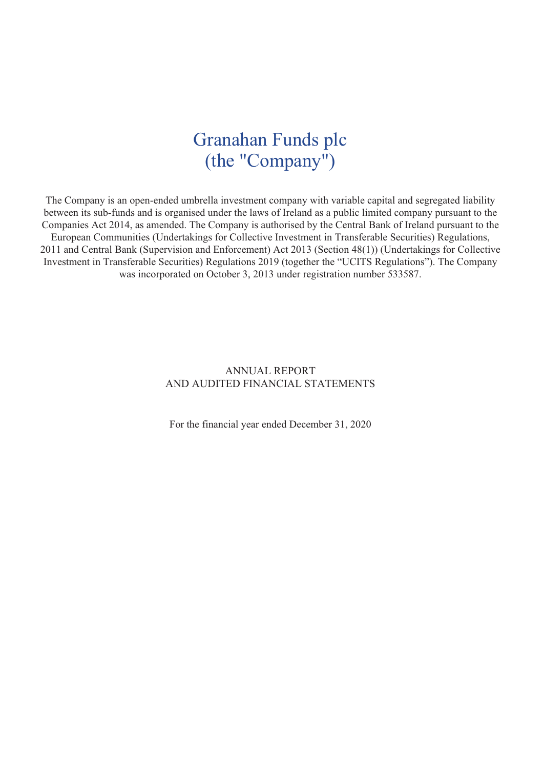# Granahan Funds plc
# (the "Company")

The Company is an open-ended umbrella investment company with variable capital and segregated liability between its sub-funds and is organised under the laws of Ireland as a public limited company pursuant to the Companies Act 2014, as amended. The Company is authorised by the Central Bank of Ireland pursuant to the European Communities (Undertakings for Collective Investment in Transferable Securities) Regulations, 2011 and Central Bank (Supervision and Enforcement) Act 2013 (Section 48(1)) (Undertakings for Collective Investment in Transferable Securities) Regulations 2019 (together the "UCITS Regulations"). The Company was incorporated on October 3, 2013 under registration number 533587.

ANNUAL REPORT
AND AUDITED FINANCIAL STATEMENTS

For the financial year ended December 31, 2020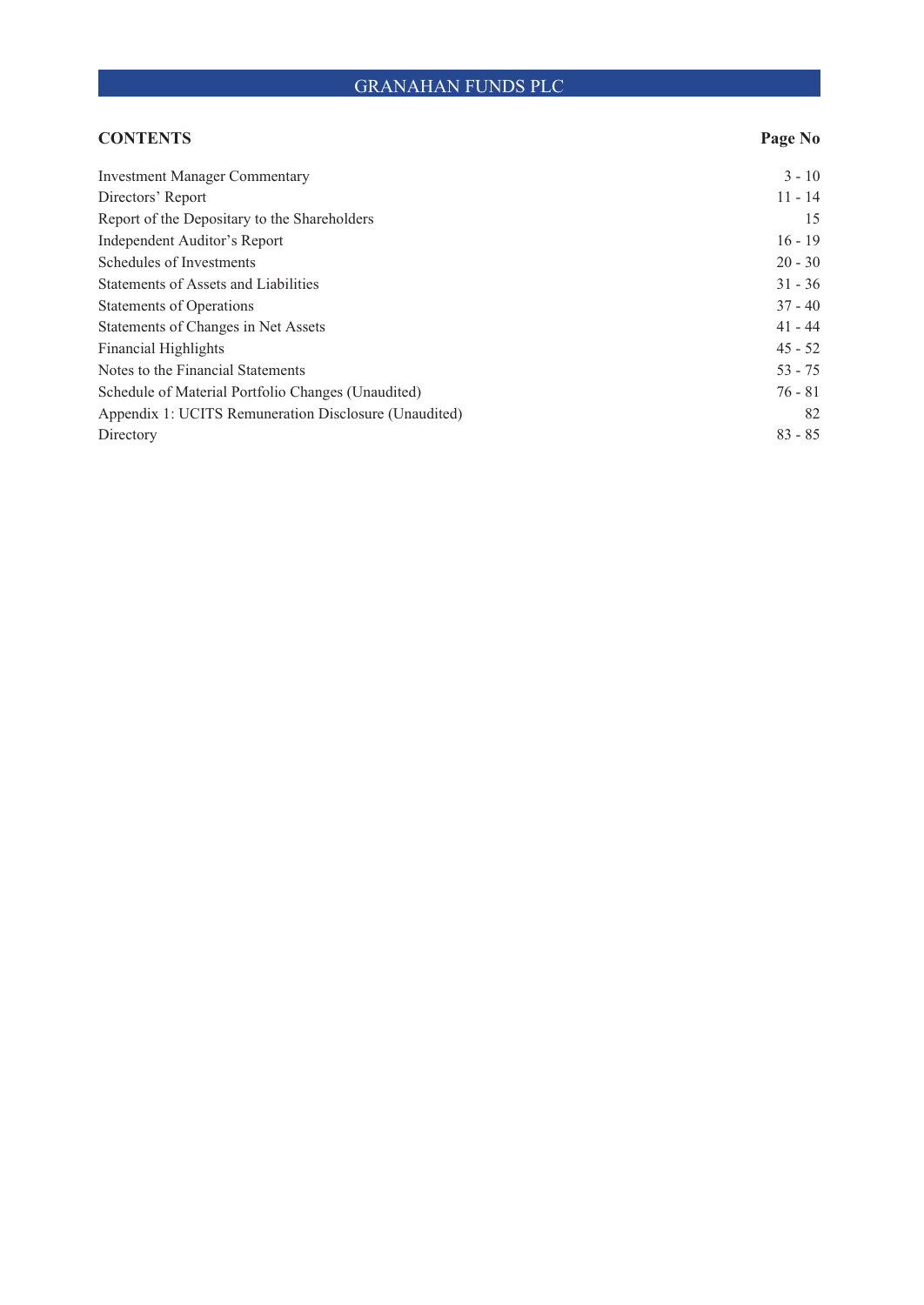# GRANAHAN FUNDS PLC

| CONTENTS | Page No |
|---|---|
| Investment Manager Commentary | 3 - 10 |
| Directors' Report | 11 - 14 |
| Report of the Depositary to the Shareholders | 15 |
| Independent Auditor's Report | 16 - 19 |
| Schedules of Investments | 20 - 30 |
| Statements of Assets and Liabilities | 31 - 36 |
| Statements of Operations | 37 - 40 |
| Statements of Changes in Net Assets | 41 - 44 |
| Financial Highlights | 45 - 52 |
| Notes to the Financial Statements | 53 - 75 |
| Schedule of Material Portfolio Changes (Unaudited) | 76 - 81 |
| Appendix 1: UCITS Remuneration Disclosure (Unaudited) | 82 |
| Directory | 83 - 85 |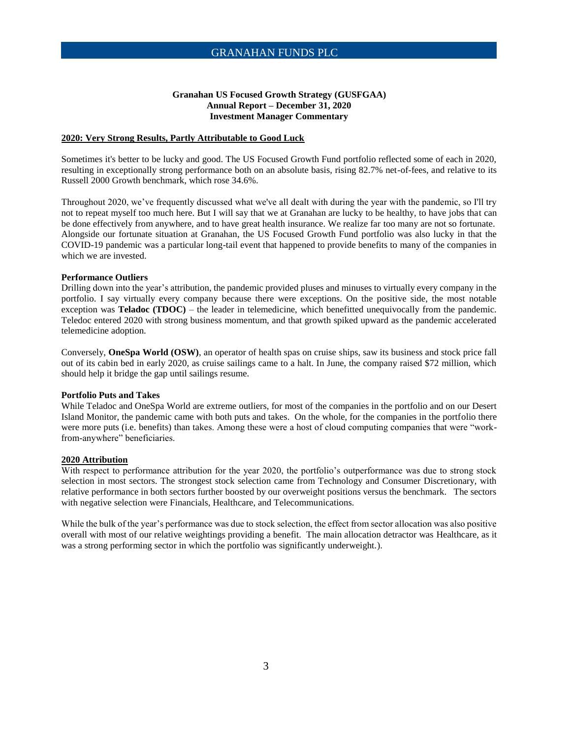**Granahan US Focused Growth Strategy (GUSFGAA)**
**Annual Report – December 31, 2020**
**Investment Manager Commentary**

## 2020: Very Strong Results, Partly Attributable to Good Luck

Sometimes it's better to be lucky and good. The US Focused Growth Fund portfolio reflected some of each in 2020, resulting in exceptionally strong performance both on an absolute basis, rising 82.7% net-of-fees, and relative to its Russell 2000 Growth benchmark, which rose 34.6%.

Throughout 2020, we've frequently discussed what we've all dealt with during the year with the pandemic, so I'll try not to repeat myself too much here. But I will say that we at Granahan are lucky to be healthy, to have jobs that can be done effectively from anywhere, and to have great health insurance. We realize far too many are not so fortunate. Alongside our fortunate situation at Granahan, the US Focused Growth Fund portfolio was also lucky in that the COVID-19 pandemic was a particular long-tail event that happened to provide benefits to many of the companies in which we are invested.

### Performance Outliers

Drilling down into the year's attribution, the pandemic provided pluses and minuses to virtually every company in the portfolio. I say virtually every company because there were exceptions. On the positive side, the most notable exception was **Teladoc (TDOC)** – the leader in telemedicine, which benefitted unequivocally from the pandemic. Teledoc entered 2020 with strong business momentum, and that growth spiked upward as the pandemic accelerated telemedicine adoption.

Conversely, **OneSpa World (OSW)**, an operator of health spas on cruise ships, saw its business and stock price fall out of its cabin bed in early 2020, as cruise sailings came to a halt. In June, the company raised $72 million, which should help it bridge the gap until sailings resume.

### Portfolio Puts and Takes

While Teladoc and OneSpa World are extreme outliers, for most of the companies in the portfolio and on our Desert Island Monitor, the pandemic came with both puts and takes. On the whole, for the companies in the portfolio there were more puts (i.e. benefits) than takes. Among these were a host of cloud computing companies that were "work-from-anywhere" beneficiaries.

## 2020 Attribution

With respect to performance attribution for the year 2020, the portfolio's outperformance was due to strong stock selection in most sectors. The strongest stock selection came from Technology and Consumer Discretionary, with relative performance in both sectors further boosted by our overweight positions versus the benchmark. The sectors with negative selection were Financials, Healthcare, and Telecommunications.

While the bulk of the year's performance was due to stock selection, the effect from sector allocation was also positive overall with most of our relative weightings providing a benefit. The main allocation detractor was Healthcare, as it was a strong performing sector in which the portfolio was significantly underweight.).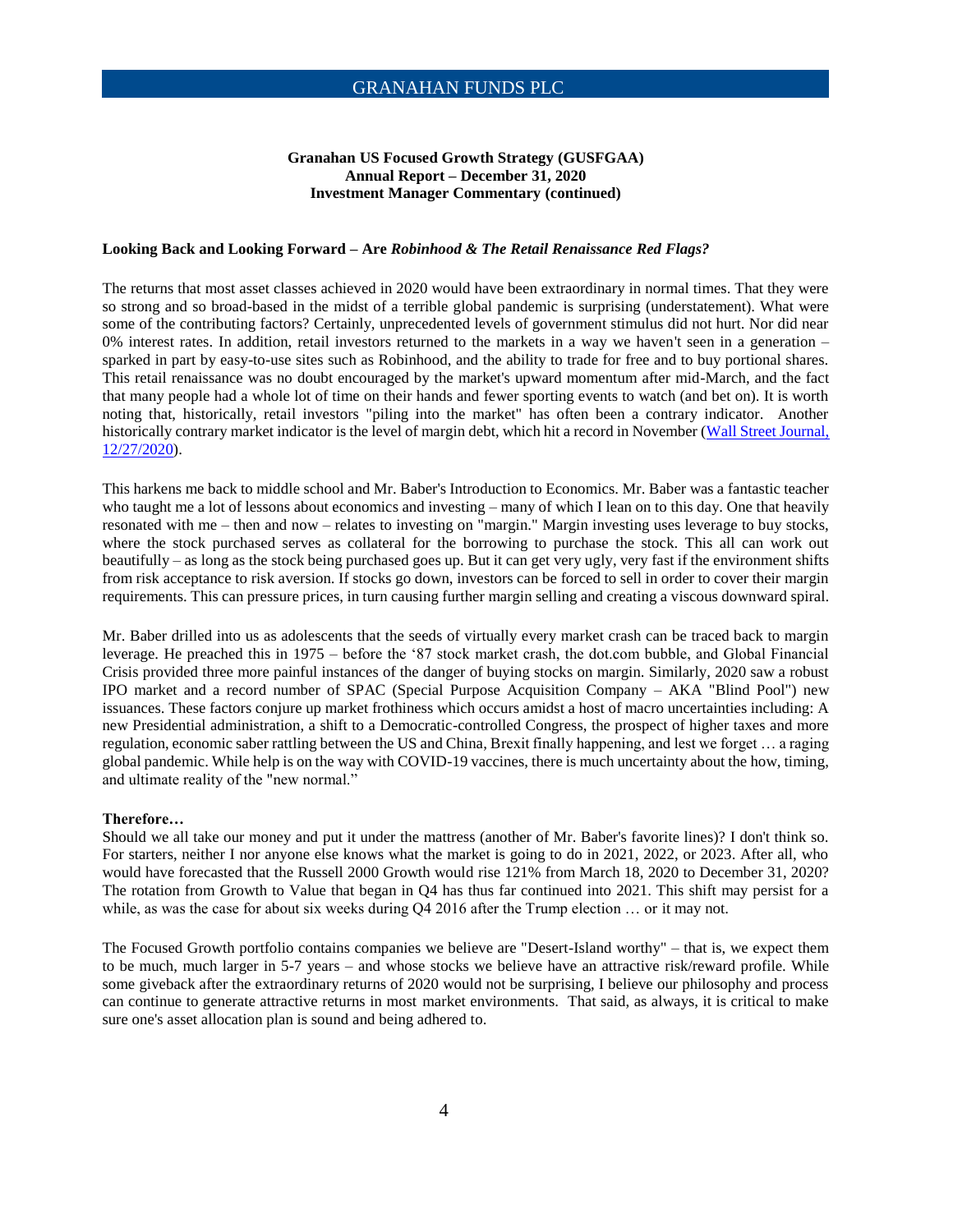**Granahan US Focused Growth Strategy (GUSFGAA)**
**Annual Report – December 31, 2020**
**Investment Manager Commentary (continued)**

**Looking Back and Looking Forward – Are *Robinhood & The Retail Renaissance Red Flags?***

The returns that most asset classes achieved in 2020 would have been extraordinary in normal times. That they were so strong and so broad-based in the midst of a terrible global pandemic is surprising (understatement). What were some of the contributing factors? Certainly, unprecedented levels of government stimulus did not hurt. Nor did near 0% interest rates. In addition, retail investors returned to the markets in a way we haven't seen in a generation – sparked in part by easy-to-use sites such as Robinhood, and the ability to trade for free and to buy portional shares. This retail renaissance was no doubt encouraged by the market's upward momentum after mid-March, and the fact that many people had a whole lot of time on their hands and fewer sporting events to watch (and bet on). It is worth noting that, historically, retail investors "piling into the market" has often been a contrary indicator. Another historically contrary market indicator is the level of margin debt, which hit a record in November (Wall Street Journal, 12/27/2020).

This harkens me back to middle school and Mr. Baber's Introduction to Economics. Mr. Baber was a fantastic teacher who taught me a lot of lessons about economics and investing – many of which I lean on to this day. One that heavily resonated with me – then and now – relates to investing on "margin." Margin investing uses leverage to buy stocks, where the stock purchased serves as collateral for the borrowing to purchase the stock. This all can work out beautifully – as long as the stock being purchased goes up. But it can get very ugly, very fast if the environment shifts from risk acceptance to risk aversion. If stocks go down, investors can be forced to sell in order to cover their margin requirements. This can pressure prices, in turn causing further margin selling and creating a viscous downward spiral.

Mr. Baber drilled into us as adolescents that the seeds of virtually every market crash can be traced back to margin leverage. He preached this in 1975 – before the '87 stock market crash, the dot.com bubble, and Global Financial Crisis provided three more painful instances of the danger of buying stocks on margin. Similarly, 2020 saw a robust IPO market and a record number of SPAC (Special Purpose Acquisition Company – AKA "Blind Pool") new issuances. These factors conjure up market frothiness which occurs amidst a host of macro uncertainties including: A new Presidential administration, a shift to a Democratic-controlled Congress, the prospect of higher taxes and more regulation, economic saber rattling between the US and China, Brexit finally happening, and lest we forget … a raging global pandemic. While help is on the way with COVID-19 vaccines, there is much uncertainty about the how, timing, and ultimate reality of the "new normal."

**Therefore…**

Should we all take our money and put it under the mattress (another of Mr. Baber's favorite lines)? I don't think so. For starters, neither I nor anyone else knows what the market is going to do in 2021, 2022, or 2023. After all, who would have forecasted that the Russell 2000 Growth would rise 121% from March 18, 2020 to December 31, 2020? The rotation from Growth to Value that began in Q4 has thus far continued into 2021. This shift may persist for a while, as was the case for about six weeks during Q4 2016 after the Trump election … or it may not.

The Focused Growth portfolio contains companies we believe are "Desert-Island worthy" – that is, we expect them to be much, much larger in 5-7 years – and whose stocks we believe have an attractive risk/reward profile. While some giveback after the extraordinary returns of 2020 would not be surprising, I believe our philosophy and process can continue to generate attractive returns in most market environments. That said, as always, it is critical to make sure one's asset allocation plan is sound and being adhered to.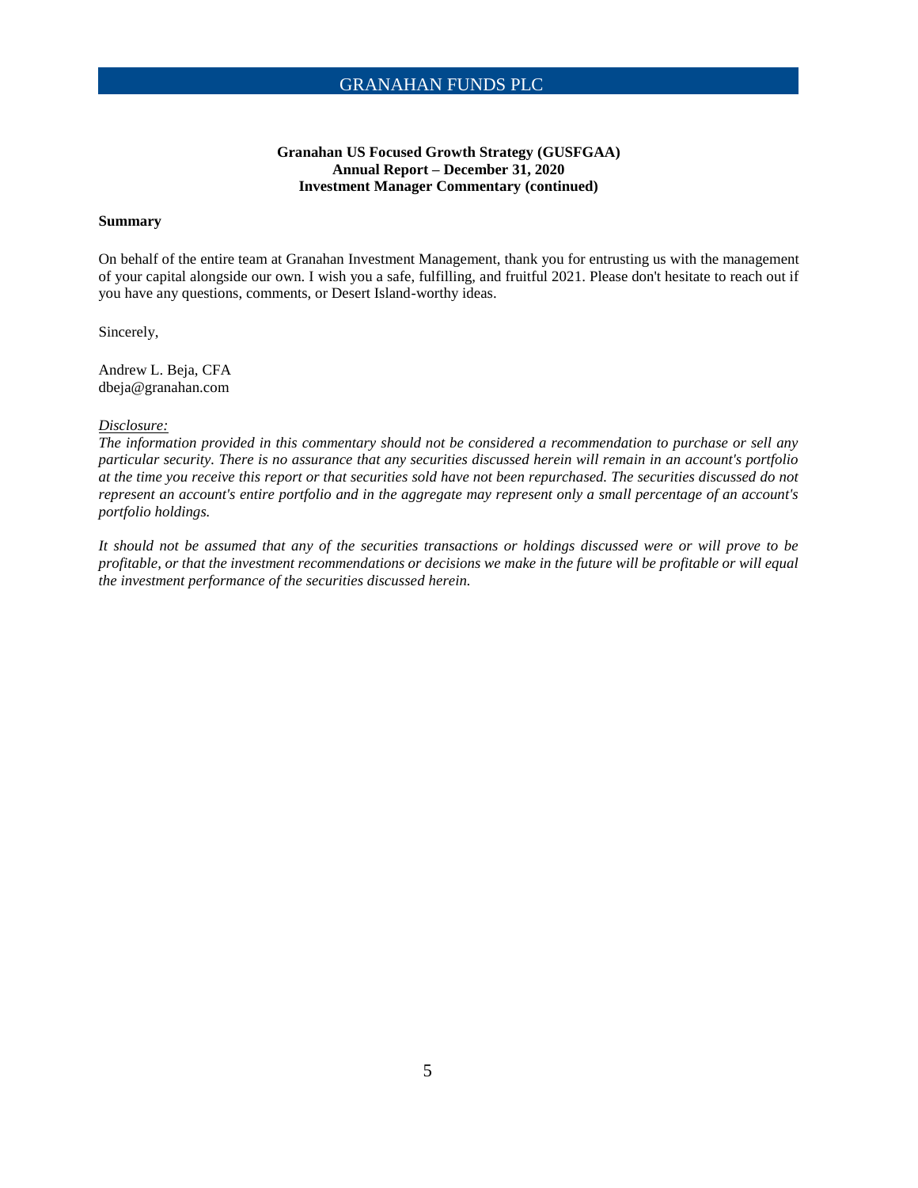**Granahan US Focused Growth Strategy (GUSFGAA)**
**Annual Report – December 31, 2020**
**Investment Manager Commentary (continued)**

**Summary**

On behalf of the entire team at Granahan Investment Management, thank you for entrusting us with the management of your capital alongside our own. I wish you a safe, fulfilling, and fruitful 2021. Please don't hesitate to reach out if you have any questions, comments, or Desert Island-worthy ideas.

Sincerely,

Andrew L. Beja, CFA
dbeja@granahan.com

*Disclosure:*
*The information provided in this commentary should not be considered a recommendation to purchase or sell any particular security. There is no assurance that any securities discussed herein will remain in an account's portfolio at the time you receive this report or that securities sold have not been repurchased. The securities discussed do not represent an account's entire portfolio and in the aggregate may represent only a small percentage of an account's portfolio holdings.*

*It should not be assumed that any of the securities transactions or holdings discussed were or will prove to be profitable, or that the investment recommendations or decisions we make in the future will be profitable or will equal the investment performance of the securities discussed herein.*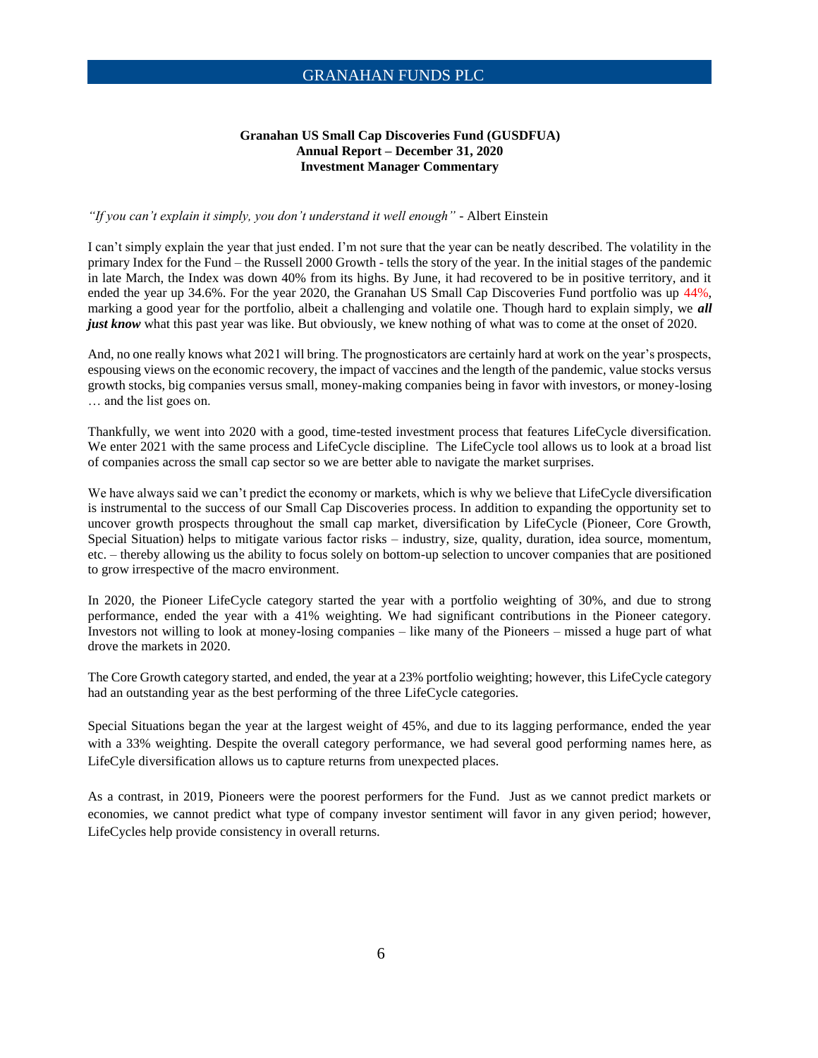**Granahan US Small Cap Discoveries Fund (GUSDFUA)**
**Annual Report – December 31, 2020**
**Investment Manager Commentary**

*"If you can't explain it simply, you don't understand it well enough"* - Albert Einstein

I can't simply explain the year that just ended. I'm not sure that the year can be neatly described. The volatility in the primary Index for the Fund – the Russell 2000 Growth - tells the story of the year. In the initial stages of the pandemic in late March, the Index was down 40% from its highs. By June, it had recovered to be in positive territory, and it ended the year up 34.6%. For the year 2020, the Granahan US Small Cap Discoveries Fund portfolio was up 44%, marking a good year for the portfolio, albeit a challenging and volatile one. Though hard to explain simply, we ***all just know*** what this past year was like. But obviously, we knew nothing of what was to come at the onset of 2020.

And, no one really knows what 2021 will bring. The prognosticators are certainly hard at work on the year's prospects, espousing views on the economic recovery, the impact of vaccines and the length of the pandemic, value stocks versus growth stocks, big companies versus small, money-making companies being in favor with investors, or money-losing … and the list goes on.

Thankfully, we went into 2020 with a good, time-tested investment process that features LifeCycle diversification. We enter 2021 with the same process and LifeCycle discipline. The LifeCycle tool allows us to look at a broad list of companies across the small cap sector so we are better able to navigate the market surprises.

We have always said we can't predict the economy or markets, which is why we believe that LifeCycle diversification is instrumental to the success of our Small Cap Discoveries process. In addition to expanding the opportunity set to uncover growth prospects throughout the small cap market, diversification by LifeCycle (Pioneer, Core Growth, Special Situation) helps to mitigate various factor risks – industry, size, quality, duration, idea source, momentum, etc. – thereby allowing us the ability to focus solely on bottom-up selection to uncover companies that are positioned to grow irrespective of the macro environment.

In 2020, the Pioneer LifeCycle category started the year with a portfolio weighting of 30%, and due to strong performance, ended the year with a 41% weighting. We had significant contributions in the Pioneer category. Investors not willing to look at money-losing companies – like many of the Pioneers – missed a huge part of what drove the markets in 2020.

The Core Growth category started, and ended, the year at a 23% portfolio weighting; however, this LifeCycle category had an outstanding year as the best performing of the three LifeCycle categories.

Special Situations began the year at the largest weight of 45%, and due to its lagging performance, ended the year with a 33% weighting. Despite the overall category performance, we had several good performing names here, as LifeCyle diversification allows us to capture returns from unexpected places.

As a contrast, in 2019, Pioneers were the poorest performers for the Fund. Just as we cannot predict markets or economies, we cannot predict what type of company investor sentiment will favor in any given period; however, LifeCycles help provide consistency in overall returns.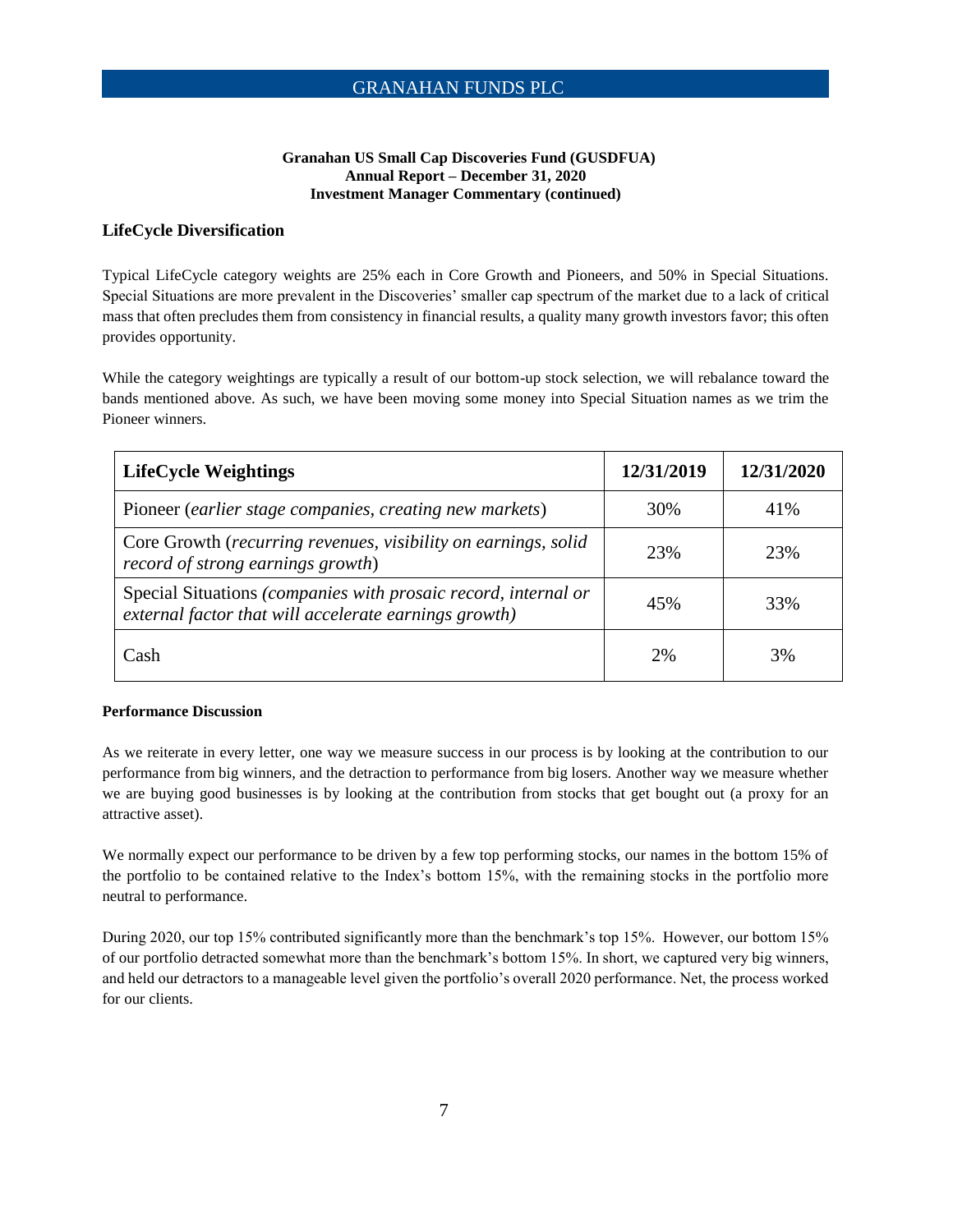**Granahan US Small Cap Discoveries Fund (GUSDFUA)**
**Annual Report – December 31, 2020**
**Investment Manager Commentary (continued)**

## LifeCycle Diversification

Typical LifeCycle category weights are 25% each in Core Growth and Pioneers, and 50% in Special Situations. Special Situations are more prevalent in the Discoveries' smaller cap spectrum of the market due to a lack of critical mass that often precludes them from consistency in financial results, a quality many growth investors favor; this often provides opportunity.

While the category weightings are typically a result of our bottom-up stock selection, we will rebalance toward the bands mentioned above. As such, we have been moving some money into Special Situation names as we trim the Pioneer winners.

| LifeCycle Weightings | 12/31/2019 | 12/31/2020 |
|---|---|---|
| Pioneer (*earlier stage companies, creating new markets*) | 30% | 41% |
| Core Growth (*recurring revenues, visibility on earnings, solid record of strong earnings growth*) | 23% | 23% |
| Special Situations *(companies with prosaic record, internal or external factor that will accelerate earnings growth)* | 45% | 33% |
| Cash | 2% | 3% |

**Performance Discussion**

As we reiterate in every letter, one way we measure success in our process is by looking at the contribution to our performance from big winners, and the detraction to performance from big losers. Another way we measure whether we are buying good businesses is by looking at the contribution from stocks that get bought out (a proxy for an attractive asset).

We normally expect our performance to be driven by a few top performing stocks, our names in the bottom 15% of the portfolio to be contained relative to the Index's bottom 15%, with the remaining stocks in the portfolio more neutral to performance.

During 2020, our top 15% contributed significantly more than the benchmark's top 15%. However, our bottom 15% of our portfolio detracted somewhat more than the benchmark's bottom 15%. In short, we captured very big winners, and held our detractors to a manageable level given the portfolio's overall 2020 performance. Net, the process worked for our clients.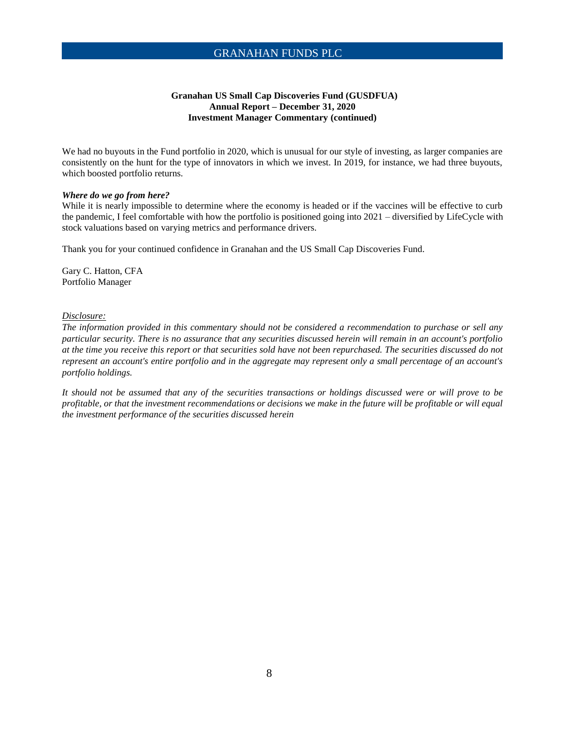**Granahan US Small Cap Discoveries Fund (GUSDFUA)**
**Annual Report – December 31, 2020**
**Investment Manager Commentary (continued)**

We had no buyouts in the Fund portfolio in 2020, which is unusual for our style of investing, as larger companies are consistently on the hunt for the type of innovators in which we invest. In 2019, for instance, we had three buyouts, which boosted portfolio returns.

***Where do we go from here?***

While it is nearly impossible to determine where the economy is headed or if the vaccines will be effective to curb the pandemic, I feel comfortable with how the portfolio is positioned going into 2021 – diversified by LifeCycle with stock valuations based on varying metrics and performance drivers.

Thank you for your continued confidence in Granahan and the US Small Cap Discoveries Fund.

Gary C. Hatton, CFA
Portfolio Manager

*Disclosure:*

*The information provided in this commentary should not be considered a recommendation to purchase or sell any particular security. There is no assurance that any securities discussed herein will remain in an account's portfolio at the time you receive this report or that securities sold have not been repurchased. The securities discussed do not represent an account's entire portfolio and in the aggregate may represent only a small percentage of an account's portfolio holdings.*

*It should not be assumed that any of the securities transactions or holdings discussed were or will prove to be profitable, or that the investment recommendations or decisions we make in the future will be profitable or will equal the investment performance of the securities discussed herein*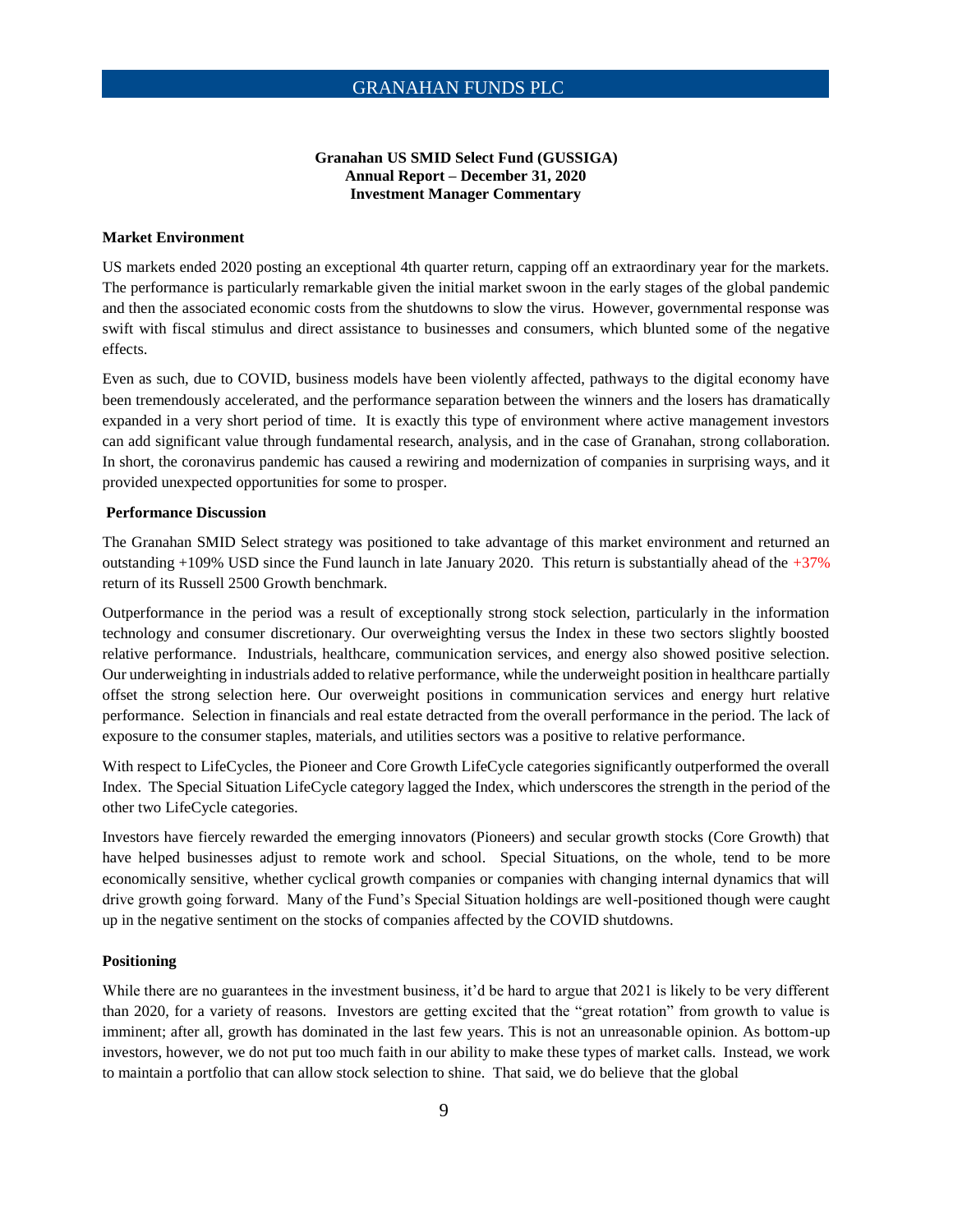**Granahan US SMID Select Fund (GUSSIGA)**
**Annual Report – December 31, 2020**
**Investment Manager Commentary**

**Market Environment**

US markets ended 2020 posting an exceptional 4th quarter return, capping off an extraordinary year for the markets. The performance is particularly remarkable given the initial market swoon in the early stages of the global pandemic and then the associated economic costs from the shutdowns to slow the virus. However, governmental response was swift with fiscal stimulus and direct assistance to businesses and consumers, which blunted some of the negative effects.

Even as such, due to COVID, business models have been violently affected, pathways to the digital economy have been tremendously accelerated, and the performance separation between the winners and the losers has dramatically expanded in a very short period of time. It is exactly this type of environment where active management investors can add significant value through fundamental research, analysis, and in the case of Granahan, strong collaboration. In short, the coronavirus pandemic has caused a rewiring and modernization of companies in surprising ways, and it provided unexpected opportunities for some to prosper.

**Performance Discussion**

The Granahan SMID Select strategy was positioned to take advantage of this market environment and returned an outstanding +109% USD since the Fund launch in late January 2020. This return is substantially ahead of the +37% return of its Russell 2500 Growth benchmark.

Outperformance in the period was a result of exceptionally strong stock selection, particularly in the information technology and consumer discretionary. Our overweighting versus the Index in these two sectors slightly boosted relative performance. Industrials, healthcare, communication services, and energy also showed positive selection. Our underweighting in industrials added to relative performance, while the underweight position in healthcare partially offset the strong selection here. Our overweight positions in communication services and energy hurt relative performance. Selection in financials and real estate detracted from the overall performance in the period. The lack of exposure to the consumer staples, materials, and utilities sectors was a positive to relative performance.

With respect to LifeCycles, the Pioneer and Core Growth LifeCycle categories significantly outperformed the overall Index. The Special Situation LifeCycle category lagged the Index, which underscores the strength in the period of the other two LifeCycle categories.

Investors have fiercely rewarded the emerging innovators (Pioneers) and secular growth stocks (Core Growth) that have helped businesses adjust to remote work and school. Special Situations, on the whole, tend to be more economically sensitive, whether cyclical growth companies or companies with changing internal dynamics that will drive growth going forward. Many of the Fund's Special Situation holdings are well-positioned though were caught up in the negative sentiment on the stocks of companies affected by the COVID shutdowns.

**Positioning**

While there are no guarantees in the investment business, it'd be hard to argue that 2021 is likely to be very different than 2020, for a variety of reasons. Investors are getting excited that the "great rotation" from growth to value is imminent; after all, growth has dominated in the last few years. This is not an unreasonable opinion. As bottom-up investors, however, we do not put too much faith in our ability to make these types of market calls. Instead, we work to maintain a portfolio that can allow stock selection to shine. That said, we do believe that the global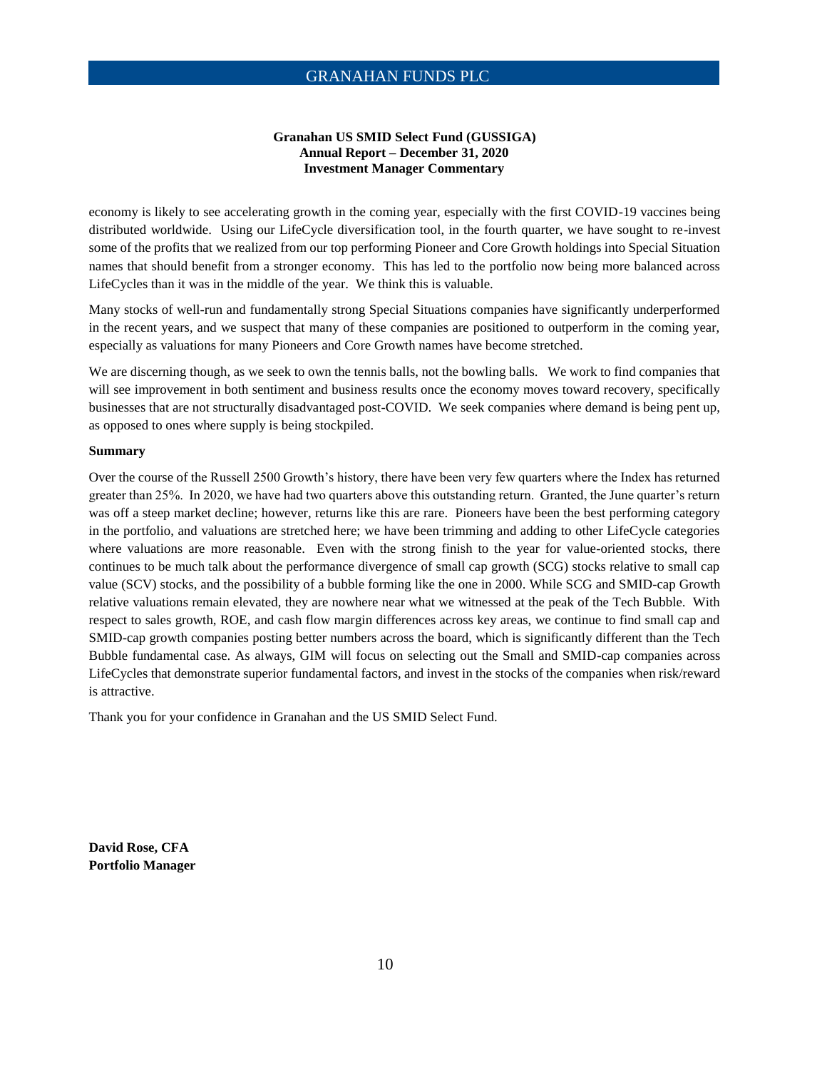economy is likely to see accelerating growth in the coming year, especially with the first COVID-19 vaccines being distributed worldwide. Using our LifeCycle diversification tool, in the fourth quarter, we have sought to re-invest some of the profits that we realized from our top performing Pioneer and Core Growth holdings into Special Situation names that should benefit from a stronger economy. This has led to the portfolio now being more balanced across LifeCycles than it was in the middle of the year. We think this is valuable.

Many stocks of well-run and fundamentally strong Special Situations companies have significantly underperformed in the recent years, and we suspect that many of these companies are positioned to outperform in the coming year, especially as valuations for many Pioneers and Core Growth names have become stretched.

We are discerning though, as we seek to own the tennis balls, not the bowling balls. We work to find companies that will see improvement in both sentiment and business results once the economy moves toward recovery, specifically businesses that are not structurally disadvantaged post-COVID. We seek companies where demand is being pent up, as opposed to ones where supply is being stockpiled.

**Summary**

Over the course of the Russell 2500 Growth's history, there have been very few quarters where the Index has returned greater than 25%. In 2020, we have had two quarters above this outstanding return. Granted, the June quarter's return was off a steep market decline; however, returns like this are rare. Pioneers have been the best performing category in the portfolio, and valuations are stretched here; we have been trimming and adding to other LifeCycle categories where valuations are more reasonable. Even with the strong finish to the year for value-oriented stocks, there continues to be much talk about the performance divergence of small cap growth (SCG) stocks relative to small cap value (SCV) stocks, and the possibility of a bubble forming like the one in 2000. While SCG and SMID-cap Growth relative valuations remain elevated, they are nowhere near what we witnessed at the peak of the Tech Bubble. With respect to sales growth, ROE, and cash flow margin differences across key areas, we continue to find small cap and SMID-cap growth companies posting better numbers across the board, which is significantly different than the Tech Bubble fundamental case. As always, GIM will focus on selecting out the Small and SMID-cap companies across LifeCycles that demonstrate superior fundamental factors, and invest in the stocks of the companies when risk/reward is attractive.

Thank you for your confidence in Granahan and the US SMID Select Fund.

**David Rose, CFA**
**Portfolio Manager**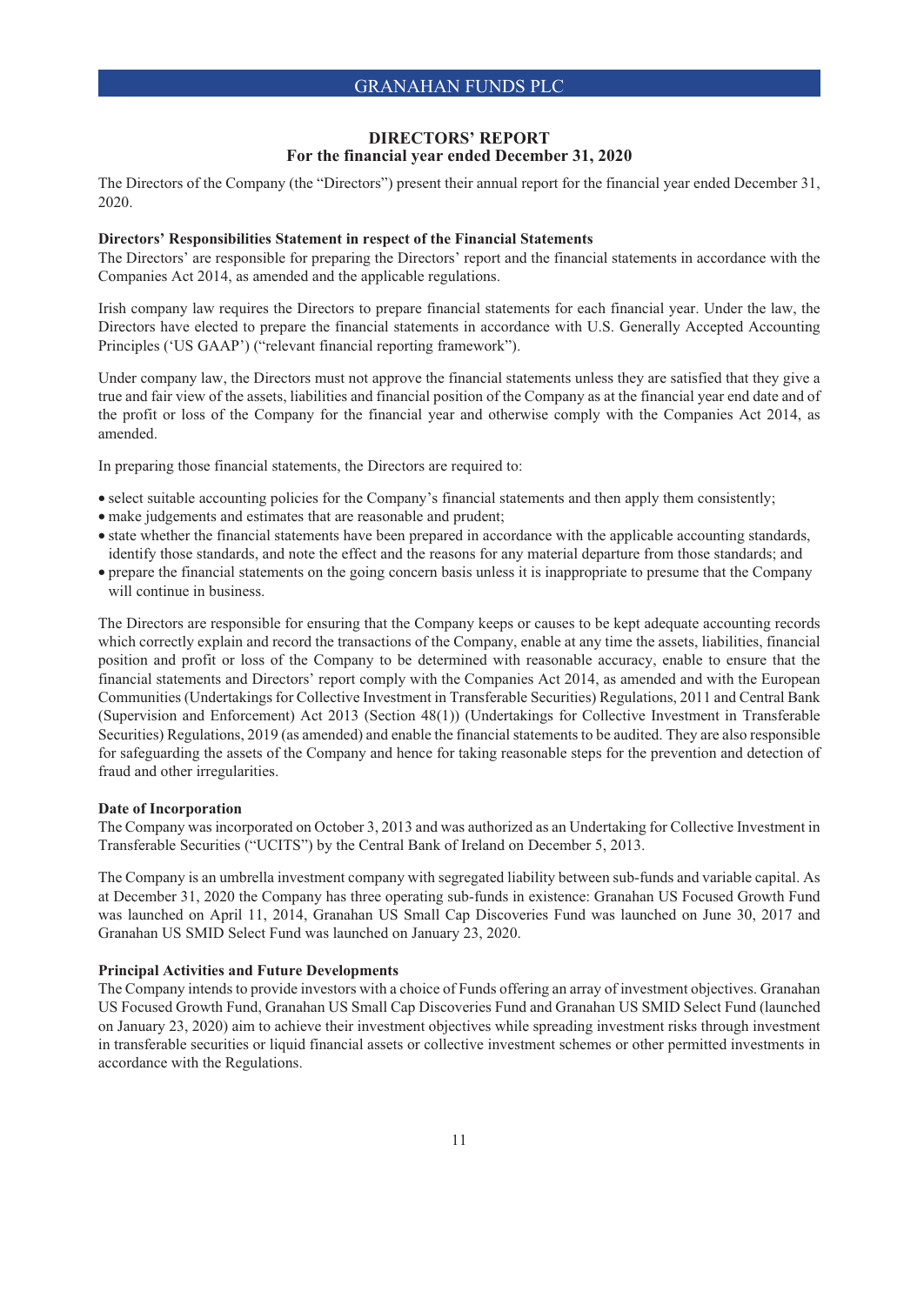## DIRECTORS' REPORT
### For the financial year ended December 31, 2020

The Directors of the Company (the "Directors") present their annual report for the financial year ended December 31, 2020.

**Directors' Responsibilities Statement in respect of the Financial Statements**

The Directors' are responsible for preparing the Directors' report and the financial statements in accordance with the Companies Act 2014, as amended and the applicable regulations.

Irish company law requires the Directors to prepare financial statements for each financial year. Under the law, the Directors have elected to prepare the financial statements in accordance with U.S. Generally Accepted Accounting Principles ('US GAAP') ("relevant financial reporting framework").

Under company law, the Directors must not approve the financial statements unless they are satisfied that they give a true and fair view of the assets, liabilities and financial position of the Company as at the financial year end date and of the profit or loss of the Company for the financial year and otherwise comply with the Companies Act 2014, as amended.

In preparing those financial statements, the Directors are required to:

- select suitable accounting policies for the Company's financial statements and then apply them consistently;
- make judgements and estimates that are reasonable and prudent;
- state whether the financial statements have been prepared in accordance with the applicable accounting standards, identify those standards, and note the effect and the reasons for any material departure from those standards; and
- prepare the financial statements on the going concern basis unless it is inappropriate to presume that the Company will continue in business.

The Directors are responsible for ensuring that the Company keeps or causes to be kept adequate accounting records which correctly explain and record the transactions of the Company, enable at any time the assets, liabilities, financial position and profit or loss of the Company to be determined with reasonable accuracy, enable to ensure that the financial statements and Directors' report comply with the Companies Act 2014, as amended and with the European Communities (Undertakings for Collective Investment in Transferable Securities) Regulations, 2011 and Central Bank (Supervision and Enforcement) Act 2013 (Section 48(1)) (Undertakings for Collective Investment in Transferable Securities) Regulations, 2019 (as amended) and enable the financial statements to be audited. They are also responsible for safeguarding the assets of the Company and hence for taking reasonable steps for the prevention and detection of fraud and other irregularities.

**Date of Incorporation**

The Company was incorporated on October 3, 2013 and was authorized as an Undertaking for Collective Investment in Transferable Securities ("UCITS") by the Central Bank of Ireland on December 5, 2013.

The Company is an umbrella investment company with segregated liability between sub-funds and variable capital. As at December 31, 2020 the Company has three operating sub-funds in existence: Granahan US Focused Growth Fund was launched on April 11, 2014, Granahan US Small Cap Discoveries Fund was launched on June 30, 2017 and Granahan US SMID Select Fund was launched on January 23, 2020.

**Principal Activities and Future Developments**

The Company intends to provide investors with a choice of Funds offering an array of investment objectives. Granahan US Focused Growth Fund, Granahan US Small Cap Discoveries Fund and Granahan US SMID Select Fund (launched on January 23, 2020) aim to achieve their investment objectives while spreading investment risks through investment in transferable securities or liquid financial assets or collective investment schemes or other permitted investments in accordance with the Regulations.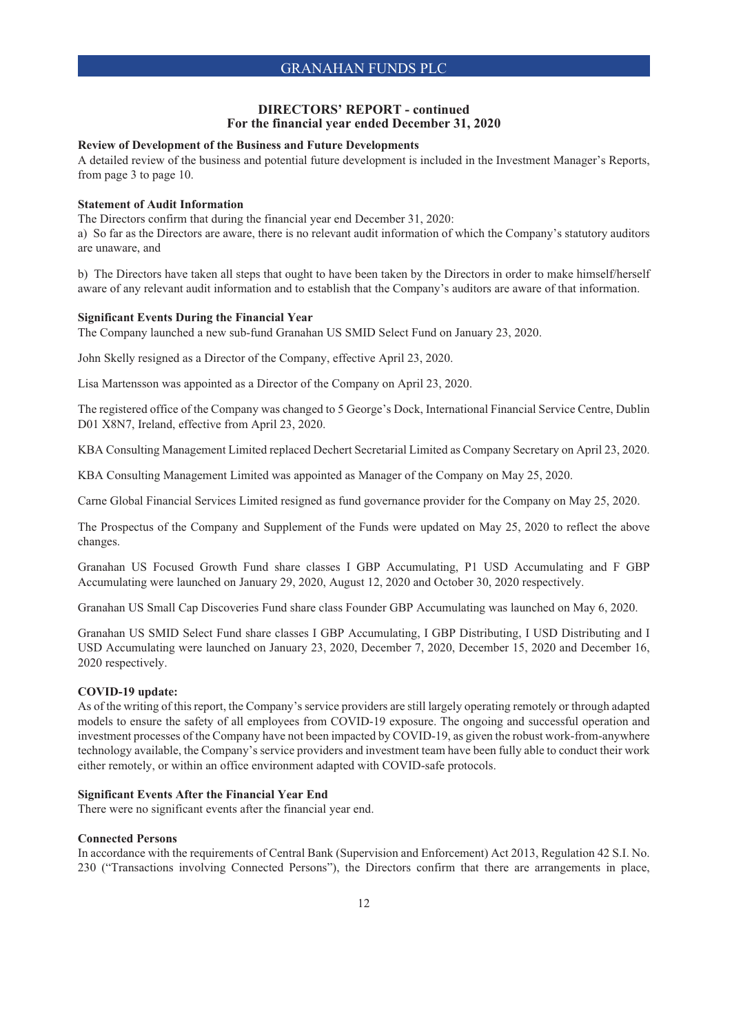## DIRECTORS' REPORT - continued
## For the financial year ended December 31, 2020

**Review of Development of the Business and Future Developments**

A detailed review of the business and potential future development is included in the Investment Manager's Reports, from page 3 to page 10.

**Statement of Audit Information**

The Directors confirm that during the financial year end December 31, 2020:

a) So far as the Directors are aware, there is no relevant audit information of which the Company's statutory auditors are unaware, and

b) The Directors have taken all steps that ought to have been taken by the Directors in order to make himself/herself aware of any relevant audit information and to establish that the Company's auditors are aware of that information.

**Significant Events During the Financial Year**

The Company launched a new sub-fund Granahan US SMID Select Fund on January 23, 2020.

John Skelly resigned as a Director of the Company, effective April 23, 2020.

Lisa Martensson was appointed as a Director of the Company on April 23, 2020.

The registered office of the Company was changed to 5 George's Dock, International Financial Service Centre, Dublin D01 X8N7, Ireland, effective from April 23, 2020.

KBA Consulting Management Limited replaced Dechert Secretarial Limited as Company Secretary on April 23, 2020.

KBA Consulting Management Limited was appointed as Manager of the Company on May 25, 2020.

Carne Global Financial Services Limited resigned as fund governance provider for the Company on May 25, 2020.

The Prospectus of the Company and Supplement of the Funds were updated on May 25, 2020 to reflect the above changes.

Granahan US Focused Growth Fund share classes I GBP Accumulating, P1 USD Accumulating and F GBP Accumulating were launched on January 29, 2020, August 12, 2020 and October 30, 2020 respectively.

Granahan US Small Cap Discoveries Fund share class Founder GBP Accumulating was launched on May 6, 2020.

Granahan US SMID Select Fund share classes I GBP Accumulating, I GBP Distributing, I USD Distributing and I USD Accumulating were launched on January 23, 2020, December 7, 2020, December 15, 2020 and December 16, 2020 respectively.

**COVID-19 update:**

As of the writing of this report, the Company's service providers are still largely operating remotely or through adapted models to ensure the safety of all employees from COVID-19 exposure. The ongoing and successful operation and investment processes of the Company have not been impacted by COVID-19, as given the robust work-from-anywhere technology available, the Company's service providers and investment team have been fully able to conduct their work either remotely, or within an office environment adapted with COVID-safe protocols.

**Significant Events After the Financial Year End**

There were no significant events after the financial year end.

**Connected Persons**

In accordance with the requirements of Central Bank (Supervision and Enforcement) Act 2013, Regulation 42 S.I. No. 230 ("Transactions involving Connected Persons"), the Directors confirm that there are arrangements in place,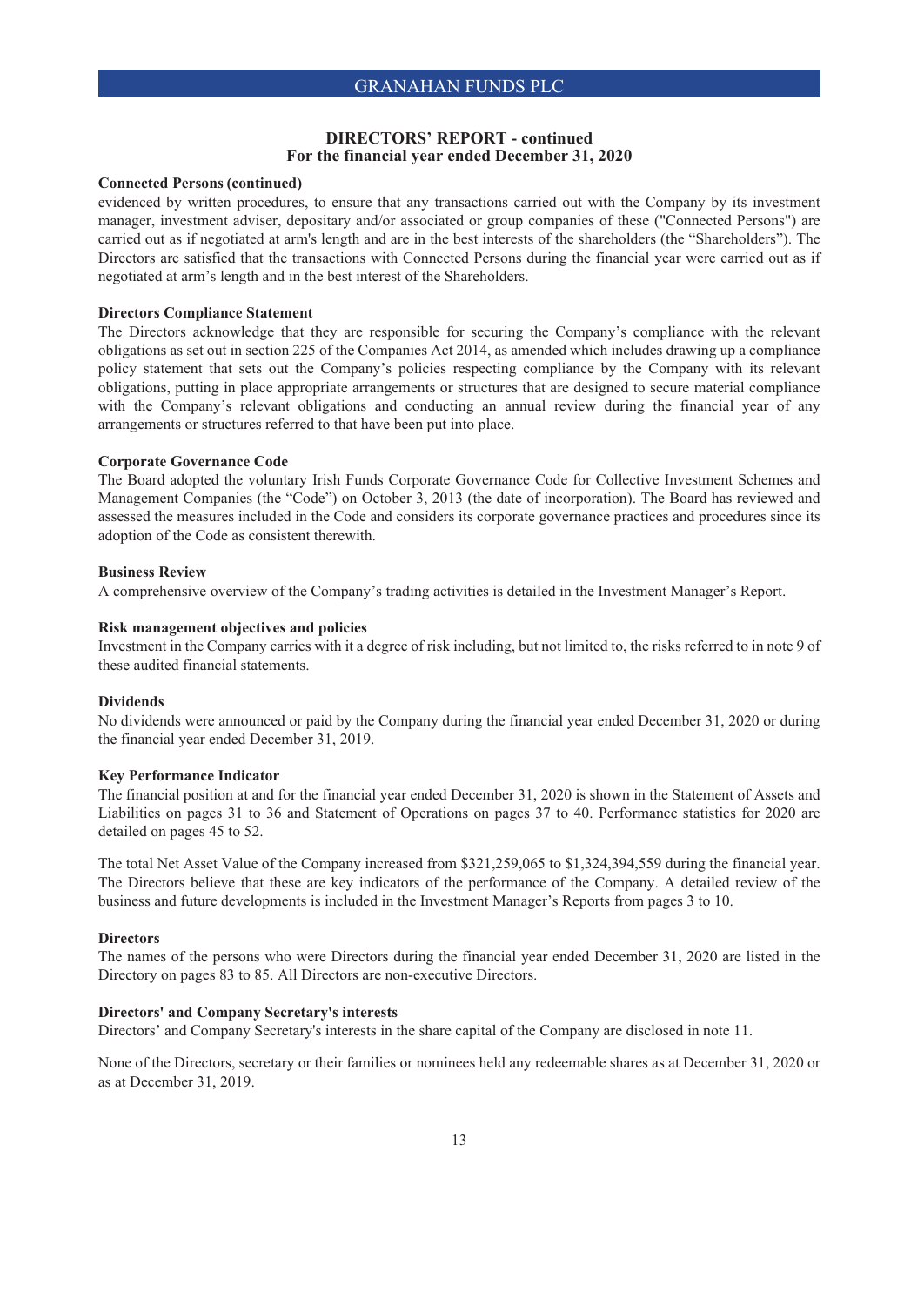## DIRECTORS' REPORT - continued
## For the financial year ended December 31, 2020

**Connected Persons (continued)**

evidenced by written procedures, to ensure that any transactions carried out with the Company by its investment manager, investment adviser, depositary and/or associated or group companies of these ("Connected Persons") are carried out as if negotiated at arm's length and are in the best interests of the shareholders (the "Shareholders"). The Directors are satisfied that the transactions with Connected Persons during the financial year were carried out as if negotiated at arm's length and in the best interest of the Shareholders.

**Directors Compliance Statement**

The Directors acknowledge that they are responsible for securing the Company's compliance with the relevant obligations as set out in section 225 of the Companies Act 2014, as amended which includes drawing up a compliance policy statement that sets out the Company's policies respecting compliance by the Company with its relevant obligations, putting in place appropriate arrangements or structures that are designed to secure material compliance with the Company's relevant obligations and conducting an annual review during the financial year of any arrangements or structures referred to that have been put into place.

**Corporate Governance Code**

The Board adopted the voluntary Irish Funds Corporate Governance Code for Collective Investment Schemes and Management Companies (the "Code") on October 3, 2013 (the date of incorporation). The Board has reviewed and assessed the measures included in the Code and considers its corporate governance practices and procedures since its adoption of the Code as consistent therewith.

**Business Review**

A comprehensive overview of the Company's trading activities is detailed in the Investment Manager's Report.

**Risk management objectives and policies**

Investment in the Company carries with it a degree of risk including, but not limited to, the risks referred to in note 9 of these audited financial statements.

**Dividends**

No dividends were announced or paid by the Company during the financial year ended December 31, 2020 or during the financial year ended December 31, 2019.

**Key Performance Indicator**

The financial position at and for the financial year ended December 31, 2020 is shown in the Statement of Assets and Liabilities on pages 31 to 36 and Statement of Operations on pages 37 to 40. Performance statistics for 2020 are detailed on pages 45 to 52.

The total Net Asset Value of the Company increased from $321,259,065 to $1,324,394,559 during the financial year. The Directors believe that these are key indicators of the performance of the Company. A detailed review of the business and future developments is included in the Investment Manager's Reports from pages 3 to 10.

**Directors**

The names of the persons who were Directors during the financial year ended December 31, 2020 are listed in the Directory on pages 83 to 85. All Directors are non-executive Directors.

**Directors' and Company Secretary's interests**

Directors' and Company Secretary's interests in the share capital of the Company are disclosed in note 11.

None of the Directors, secretary or their families or nominees held any redeemable shares as at December 31, 2020 or as at December 31, 2019.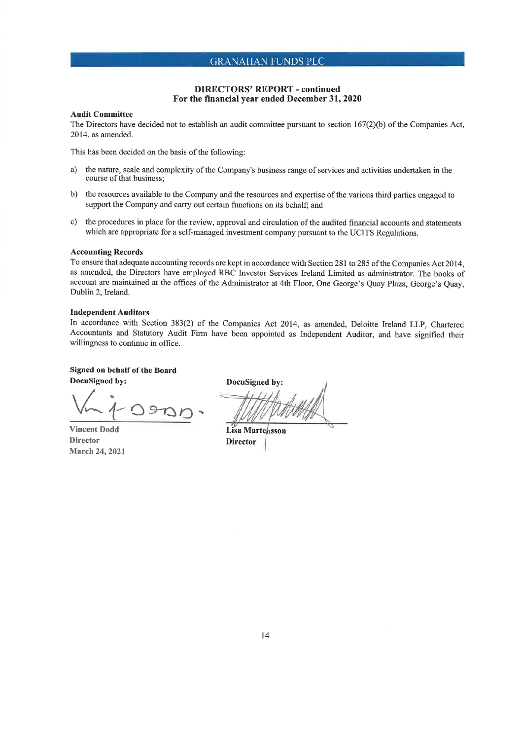# DIRECTORS' REPORT - continued
## For the financial year ended December 31, 2020

### Audit Committee

The Directors have decided not to establish an audit committee pursuant to section 167(2)(b) of the Companies Act, 2014, as amended.

This has been decided on the basis of the following:

a) the nature, scale and complexity of the Company's business range of services and activities undertaken in the course of that business;

b) the resources available to the Company and the resources and expertise of the various third parties engaged to support the Company and carry out certain functions on its behalf; and

c) the procedures in place for the review, approval and circulation of the audited financial accounts and statements which are appropriate for a self-managed investment company pursuant to the UCITS Regulations.

### Accounting Records

To ensure that adequate accounting records are kept in accordance with Section 281 to 285 of the Companies Act 2014, as amended, the Directors have employed RBC Investor Services Ireland Limited as administrator. The books of account are maintained at the offices of the Administrator at 4th Floor, One George's Quay Plaza, George's Quay, Dublin 2, Ireland.

### Independent Auditors

In accordance with Section 383(2) of the Companies Act 2014, as amended, Deloitte Ireland LLP, Chartered Accountants and Statutory Audit Firm have been appointed as Independent Auditor, and have signified their willingness to continue in office.

**Signed on behalf of the Board**

**DocuSigned by:**

**Vincent Dodd**
**Director**
**March 24, 2021**

**DocuSigned by:**

**Lisa Martensson**
**Director**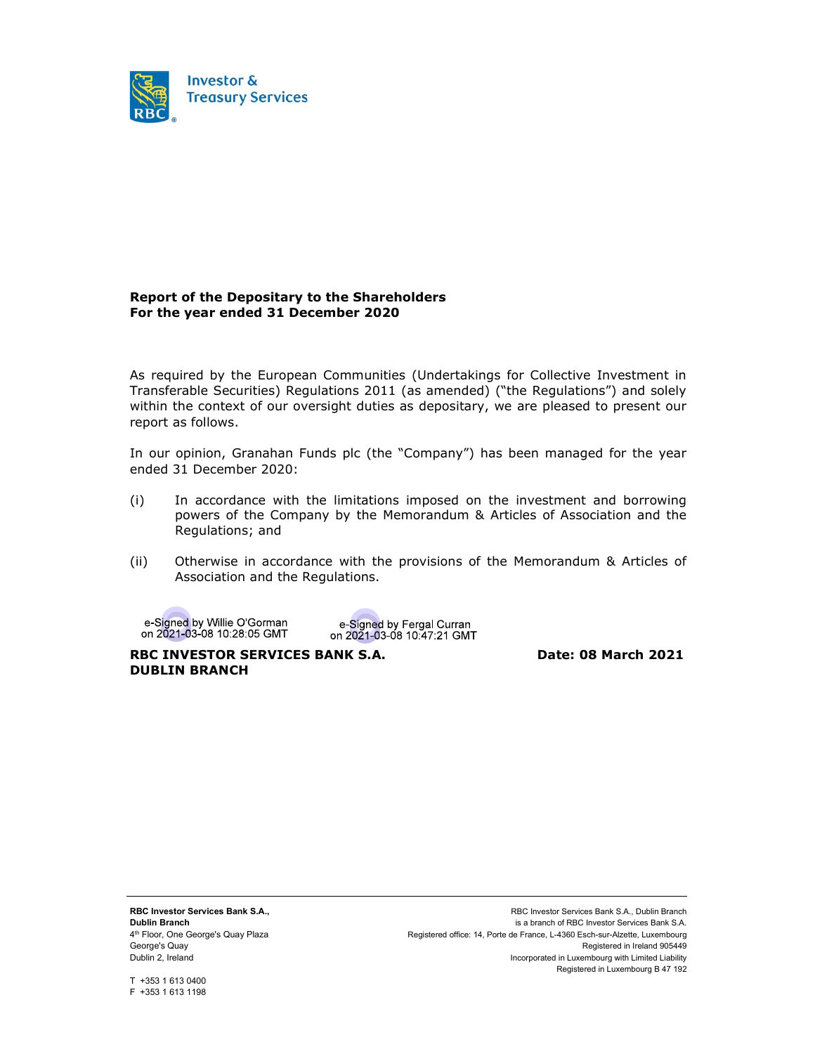**Investor & Treasury Services**

**Report of the Depositary to the Shareholders**
**For the year ended 31 December 2020**

As required by the European Communities (Undertakings for Collective Investment in Transferable Securities) Regulations 2011 (as amended) ("the Regulations") and solely within the context of our oversight duties as depositary, we are pleased to present our report as follows.

In our opinion, Granahan Funds plc (the "Company") has been managed for the year ended 31 December 2020:

(i) In accordance with the limitations imposed on the investment and borrowing powers of the Company by the Memorandum & Articles of Association and the Regulations; and

(ii) Otherwise in accordance with the provisions of the Memorandum & Articles of Association and the Regulations.

e-Signed by Willie O'Gorman
on 2021-03-08 10:28:05 GMT

e-Signed by Fergal Curran
on 2021-03-08 10:47:21 GMT

**RBC INVESTOR SERVICES BANK S.A.**
**DUBLIN BRANCH**

**Date: 08 March 2021**

**RBC Investor Services Bank S.A.,**
**Dublin Branch**
4th Floor, One George's Quay Plaza
George's Quay
Dublin 2, Ireland

T +353 1 613 0400
F +353 1 613 1198

RBC Investor Services Bank S.A., Dublin Branch
is a branch of RBC Investor Services Bank S.A.
Registered office: 14, Porte de France, L-4360 Esch-sur-Alzette, Luxembourg
Registered in Ireland 905449
Incorporated in Luxembourg with Limited Liability
Registered in Luxembourg B 47 192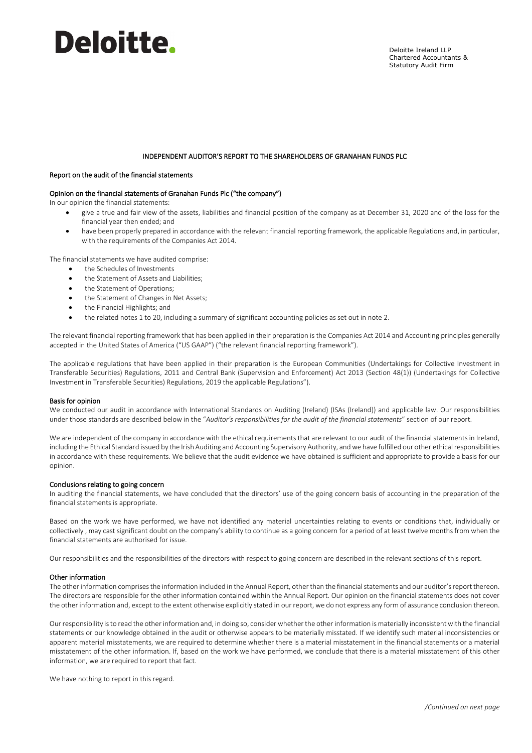# Deloitte.

Deloitte Ireland LLP
Chartered Accountants &
Statutory Audit Firm

## INDEPENDENT AUDITOR'S REPORT TO THE SHAREHOLDERS OF GRANAHAN FUNDS PLC

### Report on the audit of the financial statements

#### Opinion on the financial statements of Granahan Funds Plc ("the company")

In our opinion the financial statements:

- give a true and fair view of the assets, liabilities and financial position of the company as at December 31, 2020 and of the loss for the financial year then ended; and
- have been properly prepared in accordance with the relevant financial reporting framework, the applicable Regulations and, in particular, with the requirements of the Companies Act 2014.

The financial statements we have audited comprise:

- the Schedules of Investments
- the Statement of Assets and Liabilities;
- the Statement of Operations;
- the Statement of Changes in Net Assets;
- the Financial Highlights; and
- the related notes 1 to 20, including a summary of significant accounting policies as set out in note 2.

The relevant financial reporting framework that has been applied in their preparation is the Companies Act 2014 and Accounting principles generally accepted in the United States of America ("US GAAP") ("the relevant financial reporting framework").

The applicable regulations that have been applied in their preparation is the European Communities (Undertakings for Collective Investment in Transferable Securities) Regulations, 2011 and Central Bank (Supervision and Enforcement) Act 2013 (Section 48(1)) (Undertakings for Collective Investment in Transferable Securities) Regulations, 2019 the applicable Regulations").

#### Basis for opinion

We conducted our audit in accordance with International Standards on Auditing (Ireland) (ISAs (Ireland)) and applicable law. Our responsibilities under those standards are described below in the "*Auditor's responsibilities for the audit of the financial statements*" section of our report.

We are independent of the company in accordance with the ethical requirements that are relevant to our audit of the financial statements in Ireland, including the Ethical Standard issued by the Irish Auditing and Accounting Supervisory Authority, and we have fulfilled our other ethical responsibilities in accordance with these requirements. We believe that the audit evidence we have obtained is sufficient and appropriate to provide a basis for our opinion.

#### Conclusions relating to going concern

In auditing the financial statements, we have concluded that the directors' use of the going concern basis of accounting in the preparation of the financial statements is appropriate.

Based on the work we have performed, we have not identified any material uncertainties relating to events or conditions that, individually or collectively , may cast significant doubt on the company's ability to continue as a going concern for a period of at least twelve months from when the financial statements are authorised for issue.

Our responsibilities and the responsibilities of the directors with respect to going concern are described in the relevant sections of this report.

#### Other information

The other information comprises the information included in the Annual Report, other than the financial statements and our auditor's report thereon. The directors are responsible for the other information contained within the Annual Report. Our opinion on the financial statements does not cover the other information and, except to the extent otherwise explicitly stated in our report, we do not express any form of assurance conclusion thereon.

Our responsibility is to read the other information and, in doing so, consider whether the other information is materially inconsistent with the financial statements or our knowledge obtained in the audit or otherwise appears to be materially misstated. If we identify such material inconsistencies or apparent material misstatements, we are required to determine whether there is a material misstatement in the financial statements or a material misstatement of the other information. If, based on the work we have performed, we conclude that there is a material misstatement of this other information, we are required to report that fact.

We have nothing to report in this regard.

*/Continued on next page*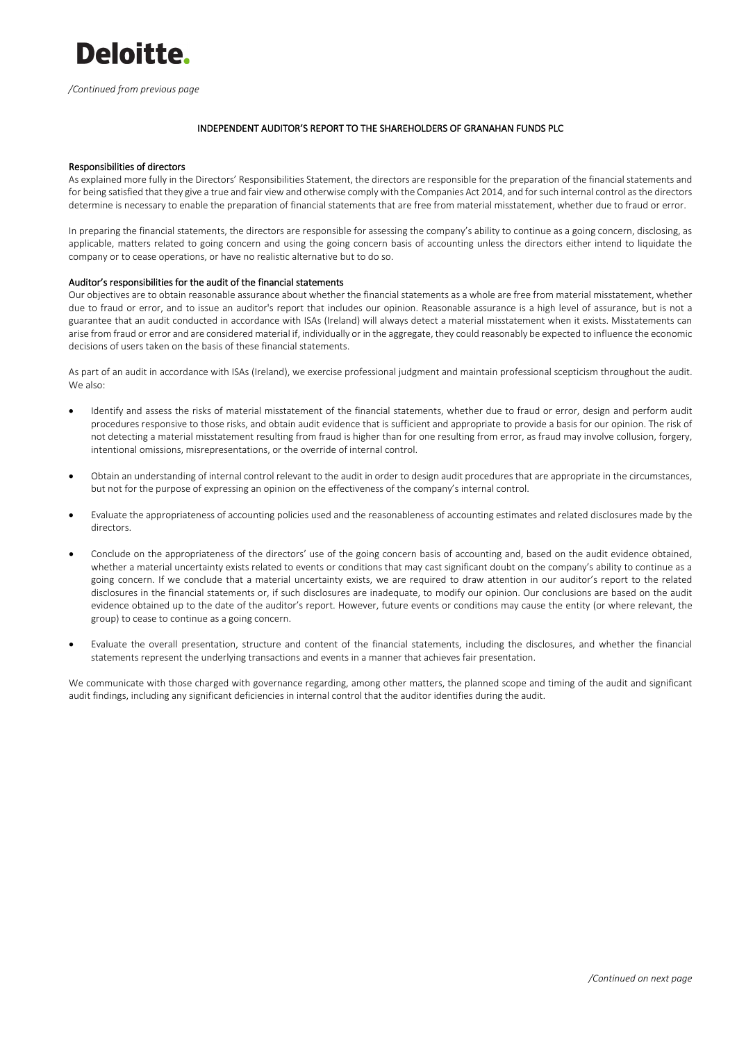/Continued from previous page

## INDEPENDENT AUDITOR'S REPORT TO THE SHAREHOLDERS OF GRANAHAN FUNDS PLC

### Responsibilities of directors

As explained more fully in the Directors' Responsibilities Statement, the directors are responsible for the preparation of the financial statements and for being satisfied that they give a true and fair view and otherwise comply with the Companies Act 2014, and for such internal control as the directors determine is necessary to enable the preparation of financial statements that are free from material misstatement, whether due to fraud or error.

In preparing the financial statements, the directors are responsible for assessing the company's ability to continue as a going concern, disclosing, as applicable, matters related to going concern and using the going concern basis of accounting unless the directors either intend to liquidate the company or to cease operations, or have no realistic alternative but to do so.

### Auditor's responsibilities for the audit of the financial statements

Our objectives are to obtain reasonable assurance about whether the financial statements as a whole are free from material misstatement, whether due to fraud or error, and to issue an auditor's report that includes our opinion. Reasonable assurance is a high level of assurance, but is not a guarantee that an audit conducted in accordance with ISAs (Ireland) will always detect a material misstatement when it exists. Misstatements can arise from fraud or error and are considered material if, individually or in the aggregate, they could reasonably be expected to influence the economic decisions of users taken on the basis of these financial statements.

As part of an audit in accordance with ISAs (Ireland), we exercise professional judgment and maintain professional scepticism throughout the audit. We also:

- Identify and assess the risks of material misstatement of the financial statements, whether due to fraud or error, design and perform audit procedures responsive to those risks, and obtain audit evidence that is sufficient and appropriate to provide a basis for our opinion. The risk of not detecting a material misstatement resulting from fraud is higher than for one resulting from error, as fraud may involve collusion, forgery, intentional omissions, misrepresentations, or the override of internal control.

- Obtain an understanding of internal control relevant to the audit in order to design audit procedures that are appropriate in the circumstances, but not for the purpose of expressing an opinion on the effectiveness of the company's internal control.

- Evaluate the appropriateness of accounting policies used and the reasonableness of accounting estimates and related disclosures made by the directors.

- Conclude on the appropriateness of the directors' use of the going concern basis of accounting and, based on the audit evidence obtained, whether a material uncertainty exists related to events or conditions that may cast significant doubt on the company's ability to continue as a going concern. If we conclude that a material uncertainty exists, we are required to draw attention in our auditor's report to the related disclosures in the financial statements or, if such disclosures are inadequate, to modify our opinion. Our conclusions are based on the audit evidence obtained up to the date of the auditor's report. However, future events or conditions may cause the entity (or where relevant, the group) to cease to continue as a going concern.

- Evaluate the overall presentation, structure and content of the financial statements, including the disclosures, and whether the financial statements represent the underlying transactions and events in a manner that achieves fair presentation.

We communicate with those charged with governance regarding, among other matters, the planned scope and timing of the audit and significant audit findings, including any significant deficiencies in internal control that the auditor identifies during the audit.

/Continued on next page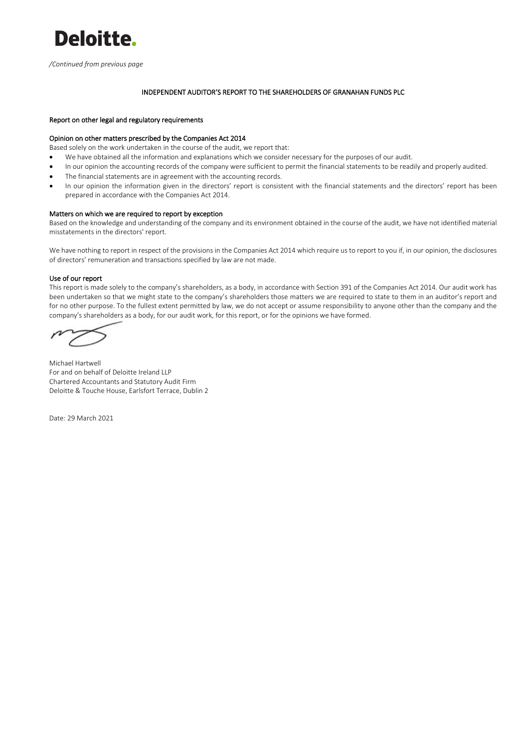**Deloitte.**

*/Continued from previous page*

## INDEPENDENT AUDITOR'S REPORT TO THE SHAREHOLDERS OF GRANAHAN FUNDS PLC

### Report on other legal and regulatory requirements

#### Opinion on other matters prescribed by the Companies Act 2014

Based solely on the work undertaken in the course of the audit, we report that:

- We have obtained all the information and explanations which we consider necessary for the purposes of our audit.
- In our opinion the accounting records of the company were sufficient to permit the financial statements to be readily and properly audited.
- The financial statements are in agreement with the accounting records.
- In our opinion the information given in the directors' report is consistent with the financial statements and the directors' report has been prepared in accordance with the Companies Act 2014.

#### Matters on which we are required to report by exception

Based on the knowledge and understanding of the company and its environment obtained in the course of the audit, we have not identified material misstatements in the directors' report.

We have nothing to report in respect of the provisions in the Companies Act 2014 which require us to report to you if, in our opinion, the disclosures of directors' remuneration and transactions specified by law are not made.

#### Use of our report

This report is made solely to the company's shareholders, as a body, in accordance with Section 391 of the Companies Act 2014. Our audit work has been undertaken so that we might state to the company's shareholders those matters we are required to state to them in an auditor's report and for no other purpose. To the fullest extent permitted by law, we do not accept or assume responsibility to anyone other than the company and the company's shareholders as a body, for our audit work, for this report, or for the opinions we have formed.

Michael Hartwell
For and on behalf of Deloitte Ireland LLP
Chartered Accountants and Statutory Audit Firm
Deloitte & Touche House, Earlsfort Terrace, Dublin 2

Date: 29 March 2021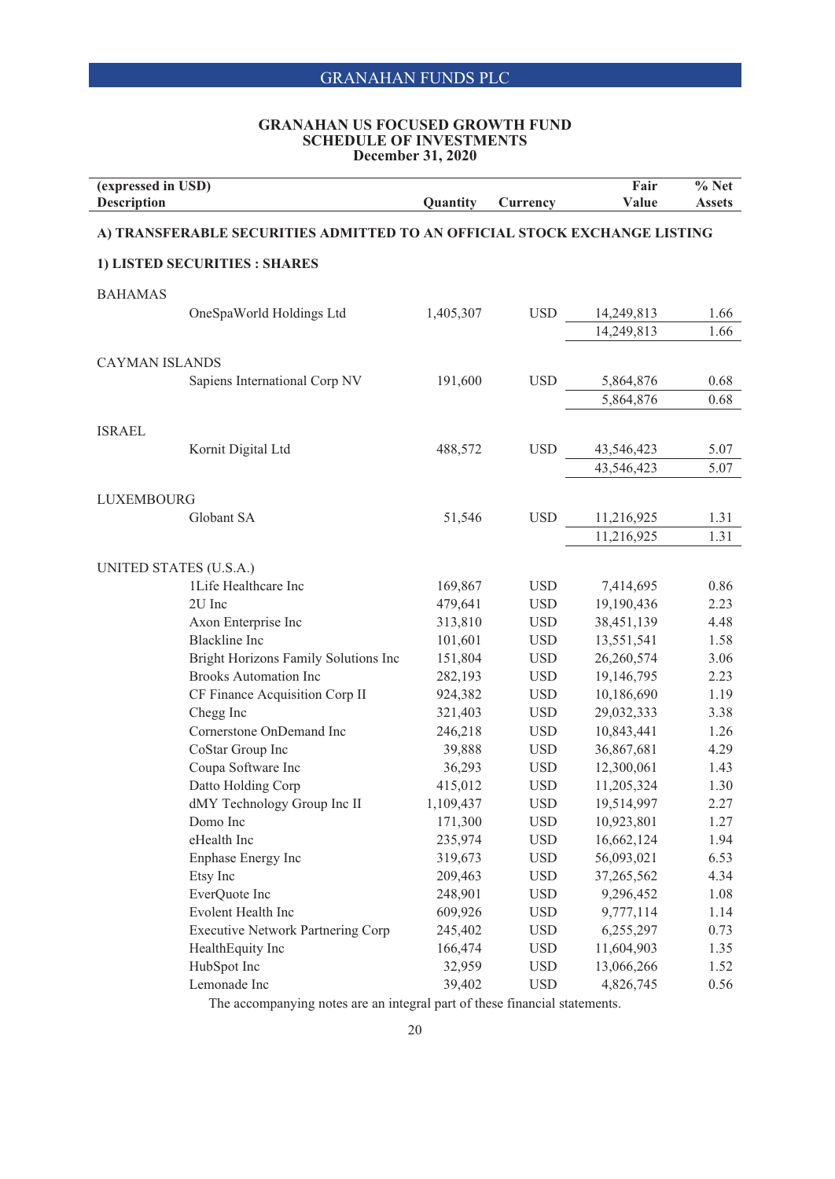# GRANAHAN FUNDS PLC

## GRANAHAN US FOCUSED GROWTH FUND
## SCHEDULE OF INVESTMENTS
## December 31, 2020

| (expressed in USD) Description | Quantity | Currency | Fair Value | % Net Assets |
|---|---|---|---|---|
| **A) TRANSFERABLE SECURITIES ADMITTED TO AN OFFICIAL STOCK EXCHANGE LISTING** | | | | |
| **1) LISTED SECURITIES : SHARES** | | | | |
| BAHAMAS | | | | |
| OneSpaWorld Holdings Ltd | 1,405,307 | USD | 14,249,813 | 1.66 |
| | | | 14,249,813 | 1.66 |
| CAYMAN ISLANDS | | | | |
| Sapiens International Corp NV | 191,600 | USD | 5,864,876 | 0.68 |
| | | | 5,864,876 | 0.68 |
| ISRAEL | | | | |
| Kornit Digital Ltd | 488,572 | USD | 43,546,423 | 5.07 |
| | | | 43,546,423 | 5.07 |
| LUXEMBOURG | | | | |
| Globant SA | 51,546 | USD | 11,216,925 | 1.31 |
| | | | 11,216,925 | 1.31 |
| UNITED STATES (U.S.A.) | | | | |
| 1Life Healthcare Inc | 169,867 | USD | 7,414,695 | 0.86 |
| 2U Inc | 479,641 | USD | 19,190,436 | 2.23 |
| Axon Enterprise Inc | 313,810 | USD | 38,451,139 | 4.48 |
| Blackline Inc | 101,601 | USD | 13,551,541 | 1.58 |
| Bright Horizons Family Solutions Inc | 151,804 | USD | 26,260,574 | 3.06 |
| Brooks Automation Inc | 282,193 | USD | 19,146,795 | 2.23 |
| CF Finance Acquisition Corp II | 924,382 | USD | 10,186,690 | 1.19 |
| Chegg Inc | 321,403 | USD | 29,032,333 | 3.38 |
| Cornerstone OnDemand Inc | 246,218 | USD | 10,843,441 | 1.26 |
| CoStar Group Inc | 39,888 | USD | 36,867,681 | 4.29 |
| Coupa Software Inc | 36,293 | USD | 12,300,061 | 1.43 |
| Datto Holding Corp | 415,012 | USD | 11,205,324 | 1.30 |
| dMY Technology Group Inc II | 1,109,437 | USD | 19,514,997 | 2.27 |
| Domo Inc | 171,300 | USD | 10,923,801 | 1.27 |
| eHealth Inc | 235,974 | USD | 16,662,124 | 1.94 |
| Enphase Energy Inc | 319,673 | USD | 56,093,021 | 6.53 |
| Etsy Inc | 209,463 | USD | 37,265,562 | 4.34 |
| EverQuote Inc | 248,901 | USD | 9,296,452 | 1.08 |
| Evolent Health Inc | 609,926 | USD | 9,777,114 | 1.14 |
| Executive Network Partnering Corp | 245,402 | USD | 6,255,297 | 0.73 |
| HealthEquity Inc | 166,474 | USD | 11,604,903 | 1.35 |
| HubSpot Inc | 32,959 | USD | 13,066,266 | 1.52 |
| Lemonade Inc | 39,402 | USD | 4,826,745 | 0.56 |

The accompanying notes are an integral part of these financial statements.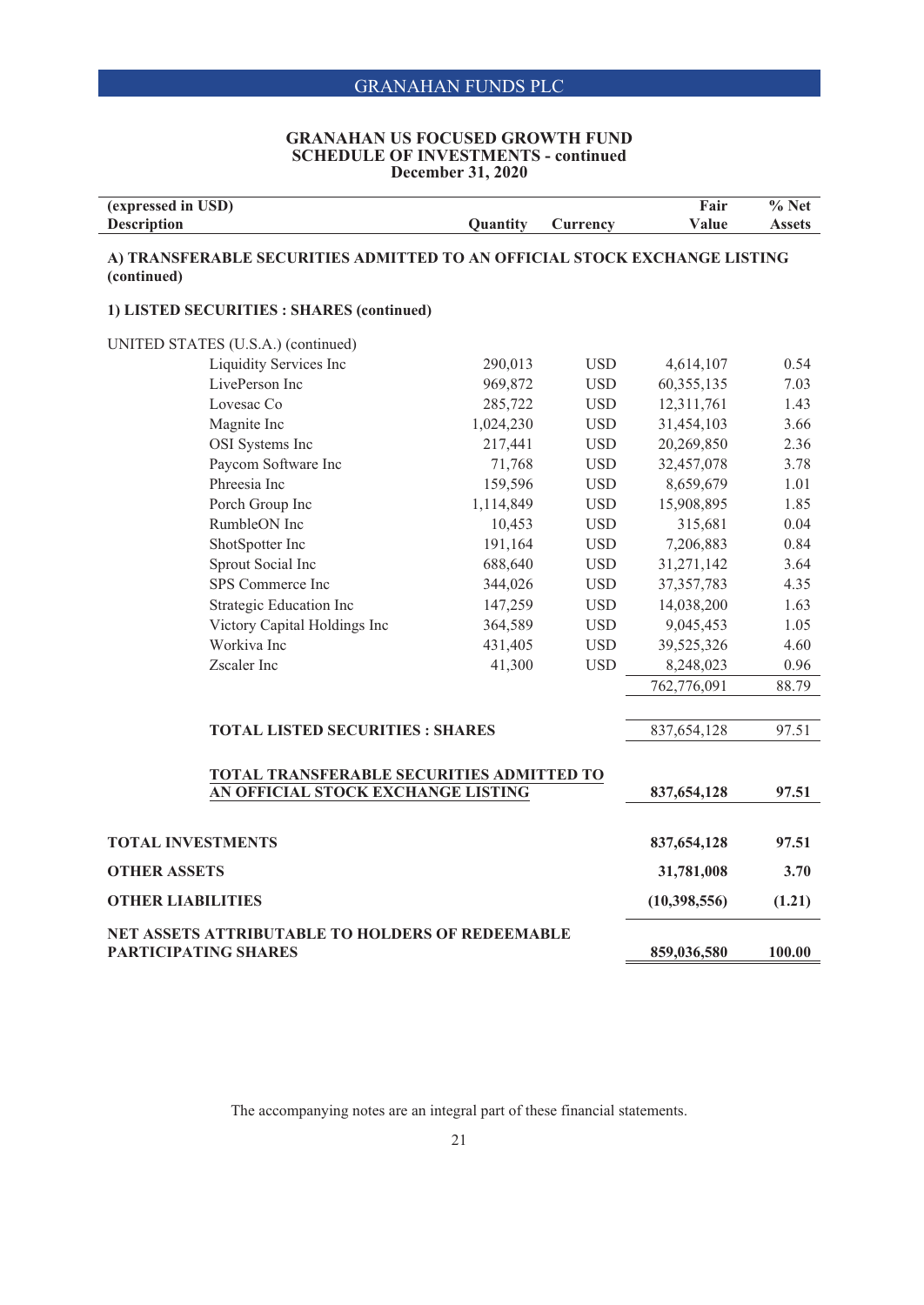## GRANAHAN US FOCUSED GROWTH FUND
## SCHEDULE OF INVESTMENTS - continued
## December 31, 2020

| (expressed in USD) Description | Quantity | Currency | Fair Value | % Net Assets |
|---|---|---|---|---|
| **A) TRANSFERABLE SECURITIES ADMITTED TO AN OFFICIAL STOCK EXCHANGE LISTING (continued)** | | | | |
| **1) LISTED SECURITIES : SHARES (continued)** | | | | |
| UNITED STATES (U.S.A.) (continued) | | | | |
| Liquidity Services Inc | 290,013 | USD | 4,614,107 | 0.54 |
| LivePerson Inc | 969,872 | USD | 60,355,135 | 7.03 |
| Lovesac Co | 285,722 | USD | 12,311,761 | 1.43 |
| Magnite Inc | 1,024,230 | USD | 31,454,103 | 3.66 |
| OSI Systems Inc | 217,441 | USD | 20,269,850 | 2.36 |
| Paycom Software Inc | 71,768 | USD | 32,457,078 | 3.78 |
| Phreesia Inc | 159,596 | USD | 8,659,679 | 1.01 |
| Porch Group Inc | 1,114,849 | USD | 15,908,895 | 1.85 |
| RumbleON Inc | 10,453 | USD | 315,681 | 0.04 |
| ShotSpotter Inc | 191,164 | USD | 7,206,883 | 0.84 |
| Sprout Social Inc | 688,640 | USD | 31,271,142 | 3.64 |
| SPS Commerce Inc | 344,026 | USD | 37,357,783 | 4.35 |
| Strategic Education Inc | 147,259 | USD | 14,038,200 | 1.63 |
| Victory Capital Holdings Inc | 364,589 | USD | 9,045,453 | 1.05 |
| Workiva Inc | 431,405 | USD | 39,525,326 | 4.60 |
| Zscaler Inc | 41,300 | USD | 8,248,023 | 0.96 |
| | | | 762,776,091 | 88.79 |
| **TOTAL LISTED SECURITIES : SHARES** | | | 837,654,128 | 97.51 |
| **TOTAL TRANSFERABLE SECURITIES ADMITTED TO AN OFFICIAL STOCK EXCHANGE LISTING** | | | **837,654,128** | **97.51** |
| **TOTAL INVESTMENTS** | | | **837,654,128** | **97.51** |
| **OTHER ASSETS** | | | **31,781,008** | **3.70** |
| **OTHER LIABILITIES** | | | **(10,398,556)** | **(1.21)** |
| **NET ASSETS ATTRIBUTABLE TO HOLDERS OF REDEEMABLE PARTICIPATING SHARES** | | | **859,036,580** | **100.00** |

The accompanying notes are an integral part of these financial statements.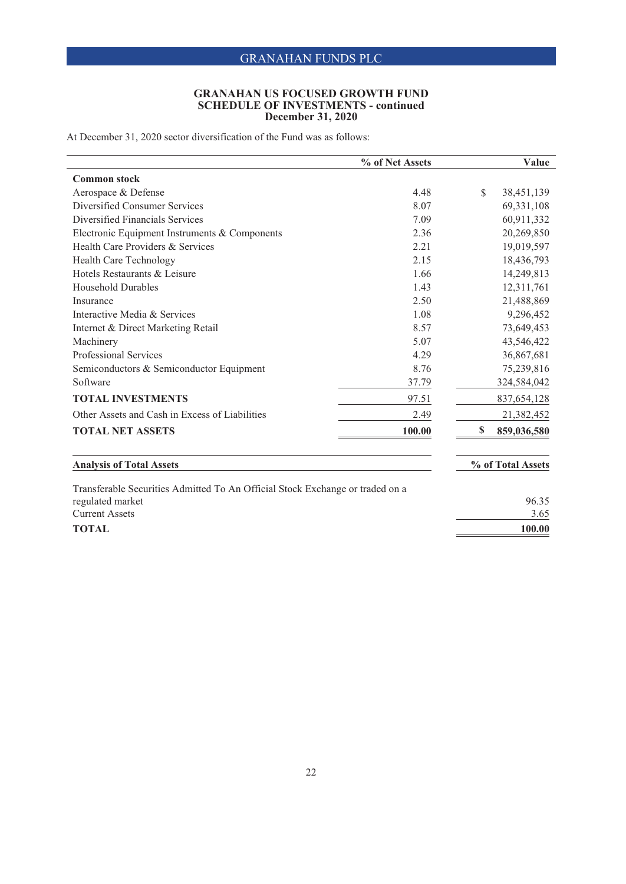**GRANAHAN US FOCUSED GROWTH FUND**
**SCHEDULE OF INVESTMENTS - continued**
**December 31, 2020**

At December 31, 2020 sector diversification of the Fund was as follows:

| | % of Net Assets | Value |
|---|---|---|
| **Common stock** | | |
| Aerospace & Defense | 4.48 | $ 38,451,139 |
| Diversified Consumer Services | 8.07 | 69,331,108 |
| Diversified Financials Services | 7.09 | 60,911,332 |
| Electronic Equipment Instruments & Components | 2.36 | 20,269,850 |
| Health Care Providers & Services | 2.21 | 19,019,597 |
| Health Care Technology | 2.15 | 18,436,793 |
| Hotels Restaurants & Leisure | 1.66 | 14,249,813 |
| Household Durables | 1.43 | 12,311,761 |
| Insurance | 2.50 | 21,488,869 |
| Interactive Media & Services | 1.08 | 9,296,452 |
| Internet & Direct Marketing Retail | 8.57 | 73,649,453 |
| Machinery | 5.07 | 43,546,422 |
| Professional Services | 4.29 | 36,867,681 |
| Semiconductors & Semiconductor Equipment | 8.76 | 75,239,816 |
| Software | 37.79 | 324,584,042 |
| **TOTAL INVESTMENTS** | 97.51 | 837,654,128 |
| Other Assets and Cash in Excess of Liabilities | 2.49 | 21,382,452 |
| **TOTAL NET ASSETS** | **100.00** | **$ 859,036,580** |

| **Analysis of Total Assets** | **% of Total Assets** |
|---|---|
| Transferable Securities Admitted To An Official Stock Exchange or traded on a regulated market | 96.35 |
| Current Assets | 3.65 |
| **TOTAL** | **100.00** |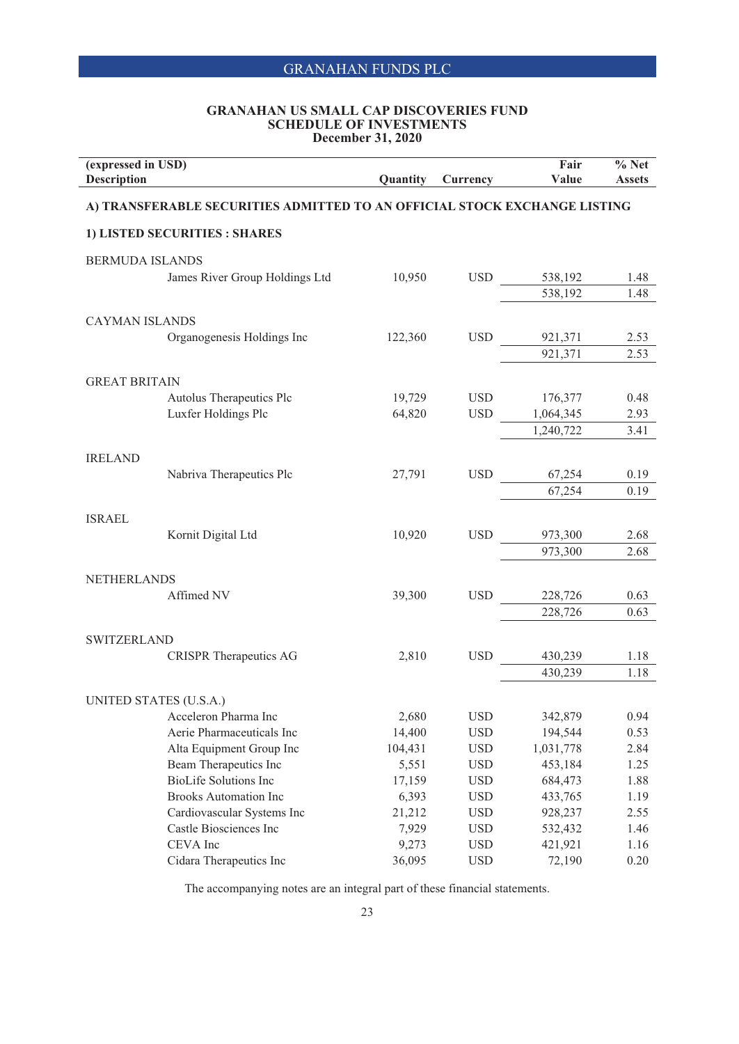GRANAHAN FUNDS PLC

## GRANAHAN US SMALL CAP DISCOVERIES FUND
## SCHEDULE OF INVESTMENTS
### December 31, 2020

| (expressed in USD) Description | Quantity | Currency | Fair Value | % Net Assets |
|---|---|---|---|---|
| **A) TRANSFERABLE SECURITIES ADMITTED TO AN OFFICIAL STOCK EXCHANGE LISTING** | | | | |
| **1) LISTED SECURITIES : SHARES** | | | | |
| BERMUDA ISLANDS | | | | |
| James River Group Holdings Ltd | 10,950 | USD | 538,192 | 1.48 |
| | | | 538,192 | 1.48 |
| CAYMAN ISLANDS | | | | |
| Organogenesis Holdings Inc | 122,360 | USD | 921,371 | 2.53 |
| | | | 921,371 | 2.53 |
| GREAT BRITAIN | | | | |
| Autolus Therapeutics Plc | 19,729 | USD | 176,377 | 0.48 |
| Luxfer Holdings Plc | 64,820 | USD | 1,064,345 | 2.93 |
| | | | 1,240,722 | 3.41 |
| IRELAND | | | | |
| Nabriva Therapeutics Plc | 27,791 | USD | 67,254 | 0.19 |
| | | | 67,254 | 0.19 |
| ISRAEL | | | | |
| Kornit Digital Ltd | 10,920 | USD | 973,300 | 2.68 |
| | | | 973,300 | 2.68 |
| NETHERLANDS | | | | |
| Affimed NV | 39,300 | USD | 228,726 | 0.63 |
| | | | 228,726 | 0.63 |
| SWITZERLAND | | | | |
| CRISPR Therapeutics AG | 2,810 | USD | 430,239 | 1.18 |
| | | | 430,239 | 1.18 |
| UNITED STATES (U.S.A.) | | | | |
| Acceleron Pharma Inc | 2,680 | USD | 342,879 | 0.94 |
| Aerie Pharmaceuticals Inc | 14,400 | USD | 194,544 | 0.53 |
| Alta Equipment Group Inc | 104,431 | USD | 1,031,778 | 2.84 |
| Beam Therapeutics Inc | 5,551 | USD | 453,184 | 1.25 |
| BioLife Solutions Inc | 17,159 | USD | 684,473 | 1.88 |
| Brooks Automation Inc | 6,393 | USD | 433,765 | 1.19 |
| Cardiovascular Systems Inc | 21,212 | USD | 928,237 | 2.55 |
| Castle Biosciences Inc | 7,929 | USD | 532,432 | 1.46 |
| CEVA Inc | 9,273 | USD | 421,921 | 1.16 |
| Cidara Therapeutics Inc | 36,095 | USD | 72,190 | 0.20 |

The accompanying notes are an integral part of these financial statements.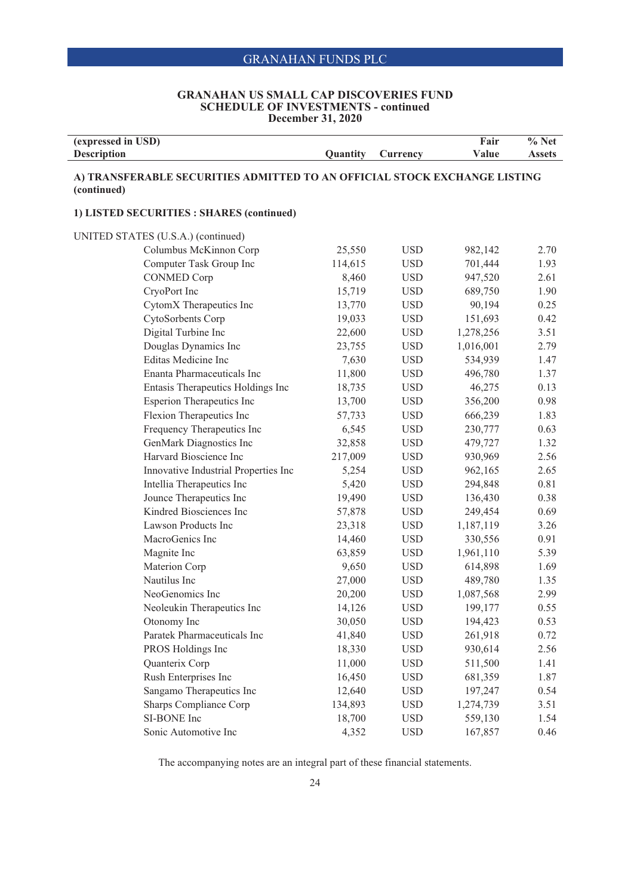# GRANAHAN FUNDS PLC

## GRANAHAN US SMALL CAP DISCOVERIES FUND
## SCHEDULE OF INVESTMENTS - continued
## December 31, 2020

| (expressed in USD) Description | Quantity | Currency | Fair Value | % Net Assets |
|---|---|---|---|---|

**A) TRANSFERABLE SECURITIES ADMITTED TO AN OFFICIAL STOCK EXCHANGE LISTING (continued)**

**1) LISTED SECURITIES : SHARES (continued)**

| Description | Quantity | Currency | Fair Value | % Net Assets |
|---|---|---|---|---|
| UNITED STATES (U.S.A.) (continued) | | | | |
| Columbus McKinnon Corp | 25,550 | USD | 982,142 | 2.70 |
| Computer Task Group Inc | 114,615 | USD | 701,444 | 1.93 |
| CONMED Corp | 8,460 | USD | 947,520 | 2.61 |
| CryoPort Inc | 15,719 | USD | 689,750 | 1.90 |
| CytomX Therapeutics Inc | 13,770 | USD | 90,194 | 0.25 |
| CytoSorbents Corp | 19,033 | USD | 151,693 | 0.42 |
| Digital Turbine Inc | 22,600 | USD | 1,278,256 | 3.51 |
| Douglas Dynamics Inc | 23,755 | USD | 1,016,001 | 2.79 |
| Editas Medicine Inc | 7,630 | USD | 534,939 | 1.47 |
| Enanta Pharmaceuticals Inc | 11,800 | USD | 496,780 | 1.37 |
| Entasis Therapeutics Holdings Inc | 18,735 | USD | 46,275 | 0.13 |
| Esperion Therapeutics Inc | 13,700 | USD | 356,200 | 0.98 |
| Flexion Therapeutics Inc | 57,733 | USD | 666,239 | 1.83 |
| Frequency Therapeutics Inc | 6,545 | USD | 230,777 | 0.63 |
| GenMark Diagnostics Inc | 32,858 | USD | 479,727 | 1.32 |
| Harvard Bioscience Inc | 217,009 | USD | 930,969 | 2.56 |
| Innovative Industrial Properties Inc | 5,254 | USD | 962,165 | 2.65 |
| Intellia Therapeutics Inc | 5,420 | USD | 294,848 | 0.81 |
| Jounce Therapeutics Inc | 19,490 | USD | 136,430 | 0.38 |
| Kindred Biosciences Inc | 57,878 | USD | 249,454 | 0.69 |
| Lawson Products Inc | 23,318 | USD | 1,187,119 | 3.26 |
| MacroGenics Inc | 14,460 | USD | 330,556 | 0.91 |
| Magnite Inc | 63,859 | USD | 1,961,110 | 5.39 |
| Materion Corp | 9,650 | USD | 614,898 | 1.69 |
| Nautilus Inc | 27,000 | USD | 489,780 | 1.35 |
| NeoGenomics Inc | 20,200 | USD | 1,087,568 | 2.99 |
| Neoleukin Therapeutics Inc | 14,126 | USD | 199,177 | 0.55 |
| Otonomy Inc | 30,050 | USD | 194,423 | 0.53 |
| Paratek Pharmaceuticals Inc | 41,840 | USD | 261,918 | 0.72 |
| PROS Holdings Inc | 18,330 | USD | 930,614 | 2.56 |
| Quanterix Corp | 11,000 | USD | 511,500 | 1.41 |
| Rush Enterprises Inc | 16,450 | USD | 681,359 | 1.87 |
| Sangamo Therapeutics Inc | 12,640 | USD | 197,247 | 0.54 |
| Sharps Compliance Corp | 134,893 | USD | 1,274,739 | 3.51 |
| SI-BONE Inc | 18,700 | USD | 559,130 | 1.54 |
| Sonic Automotive Inc | 4,352 | USD | 167,857 | 0.46 |

The accompanying notes are an integral part of these financial statements.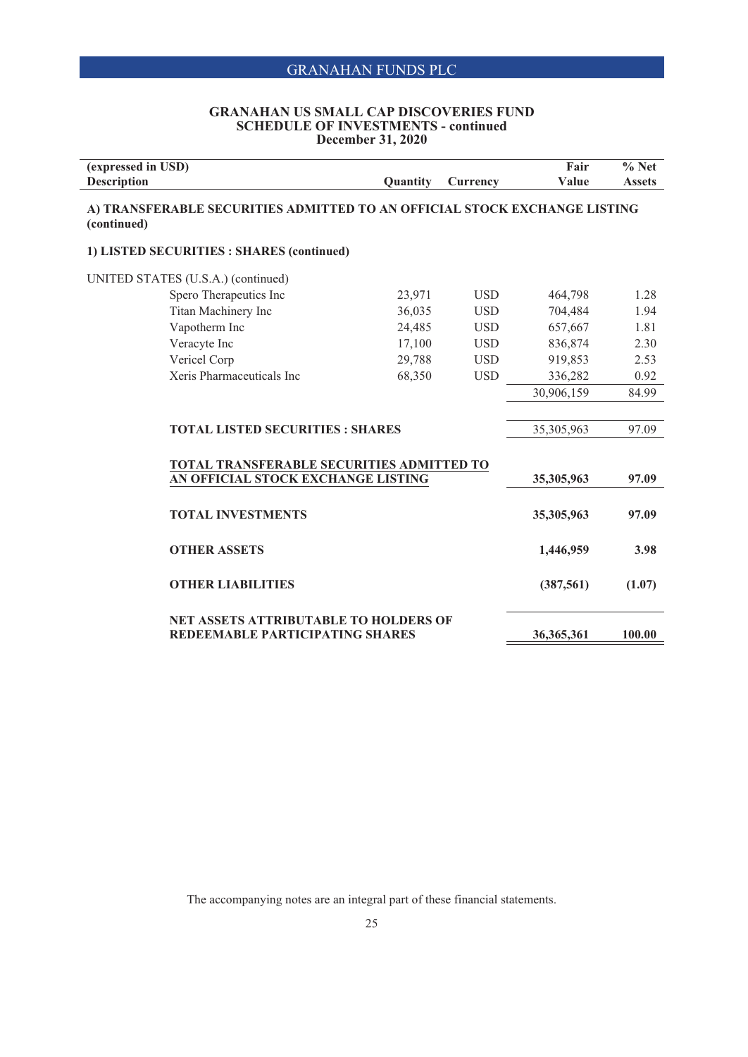# GRANAHAN FUNDS PLC

## GRANAHAN US SMALL CAP DISCOVERIES FUND
## SCHEDULE OF INVESTMENTS - continued
## December 31, 2020

| (expressed in USD) Description | Quantity | Currency | Fair Value | % Net Assets |
|---|---|---|---|---|
| **A) TRANSFERABLE SECURITIES ADMITTED TO AN OFFICIAL STOCK EXCHANGE LISTING (continued)** | | | | |
| **1) LISTED SECURITIES : SHARES (continued)** | | | | |
| UNITED STATES (U.S.A.) (continued) | | | | |
| Spero Therapeutics Inc | 23,971 | USD | 464,798 | 1.28 |
| Titan Machinery Inc | 36,035 | USD | 704,484 | 1.94 |
| Vapotherm Inc | 24,485 | USD | 657,667 | 1.81 |
| Veracyte Inc | 17,100 | USD | 836,874 | 2.30 |
| Vericel Corp | 29,788 | USD | 919,853 | 2.53 |
| Xeris Pharmaceuticals Inc | 68,350 | USD | 336,282 | 0.92 |
| | | | 30,906,159 | 84.99 |
| **TOTAL LISTED SECURITIES : SHARES** | | | 35,305,963 | 97.09 |
| **TOTAL TRANSFERABLE SECURITIES ADMITTED TO AN OFFICIAL STOCK EXCHANGE LISTING** | | | **35,305,963** | **97.09** |
| **TOTAL INVESTMENTS** | | | **35,305,963** | **97.09** |
| **OTHER ASSETS** | | | **1,446,959** | **3.98** |
| **OTHER LIABILITIES** | | | **(387,561)** | **(1.07)** |
| **NET ASSETS ATTRIBUTABLE TO HOLDERS OF REDEEMABLE PARTICIPATING SHARES** | | | **36,365,361** | **100.00** |

The accompanying notes are an integral part of these financial statements.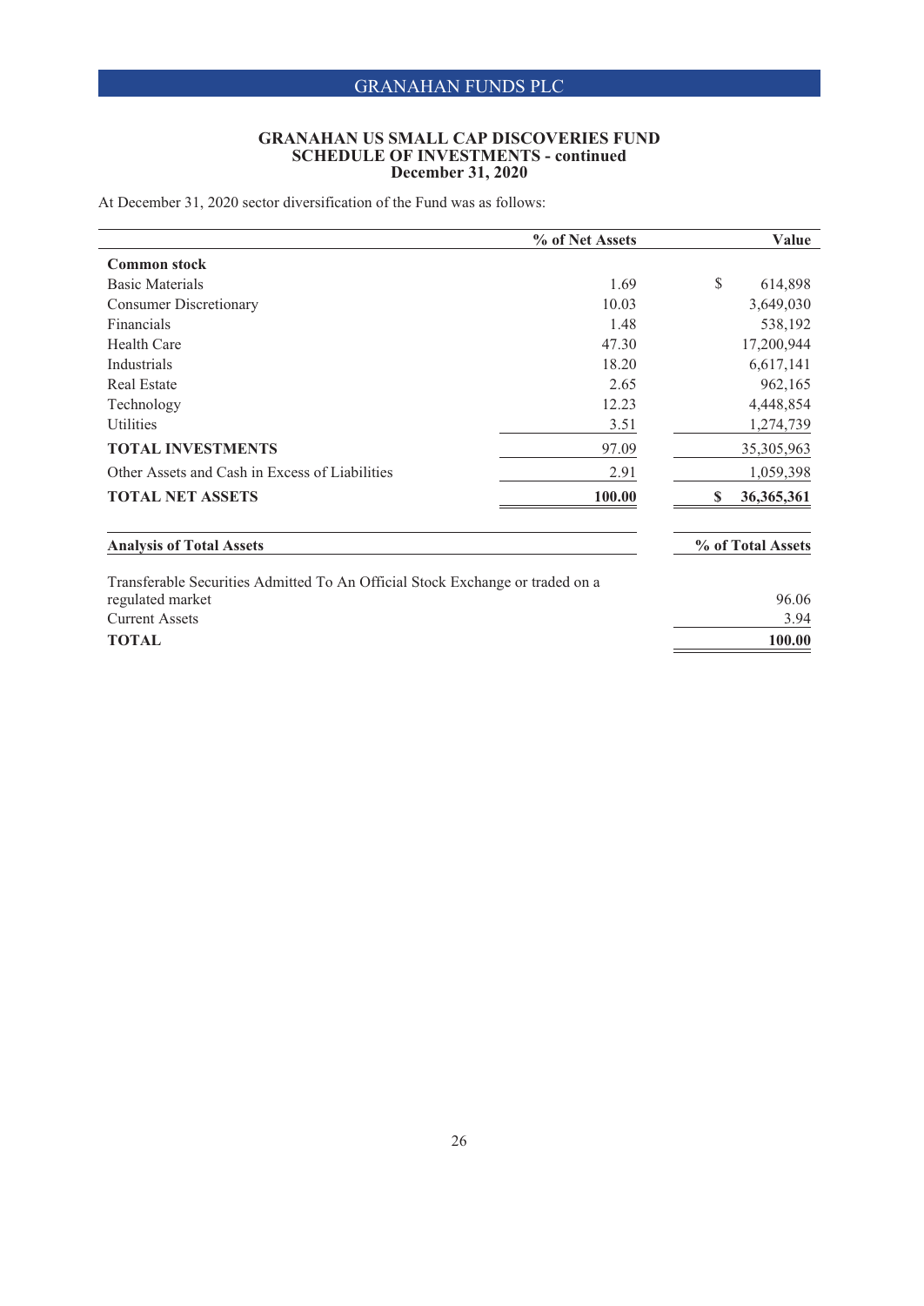# GRANAHAN US SMALL CAP DISCOVERIES FUND
## SCHEDULE OF INVESTMENTS - continued
### December 31, 2020

At December 31, 2020 sector diversification of the Fund was as follows:

| | % of Net Assets | Value |
|---|---|---|
| **Common stock** | | |
| Basic Materials | 1.69 | $ 614,898 |
| Consumer Discretionary | 10.03 | 3,649,030 |
| Financials | 1.48 | 538,192 |
| Health Care | 47.30 | 17,200,944 |
| Industrials | 18.20 | 6,617,141 |
| Real Estate | 2.65 | 962,165 |
| Technology | 12.23 | 4,448,854 |
| Utilities | 3.51 | 1,274,739 |
| **TOTAL INVESTMENTS** | 97.09 | 35,305,963 |
| Other Assets and Cash in Excess of Liabilities | 2.91 | 1,059,398 |
| **TOTAL NET ASSETS** | **100.00** | **$ 36,365,361** |

| **Analysis of Total Assets** | **% of Total Assets** |
|---|---|
| Transferable Securities Admitted To An Official Stock Exchange or traded on a regulated market | 96.06 |
| Current Assets | 3.94 |
| **TOTAL** | **100.00** |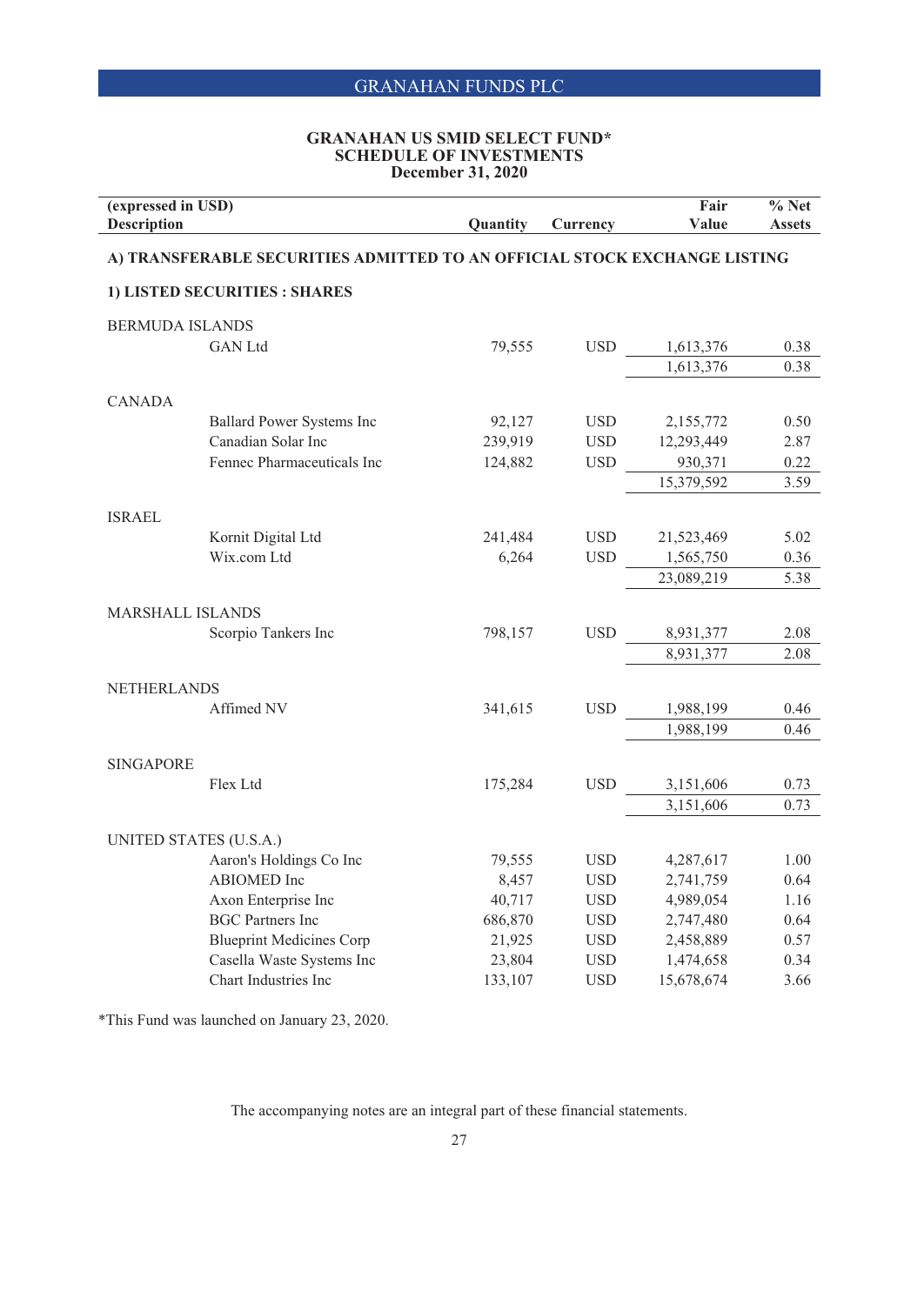# GRANAHAN FUNDS PLC

## GRANAHAN US SMID SELECT FUND*
## SCHEDULE OF INVESTMENTS
## December 31, 2020

| (expressed in USD) Description | | Quantity | Currency | Fair Value | % Net Assets |
|---|---|---|---|---|---|
| **A) TRANSFERABLE SECURITIES ADMITTED TO AN OFFICIAL STOCK EXCHANGE LISTING** | | | | | |
| **1) LISTED SECURITIES : SHARES** | | | | | |
| BERMUDA ISLANDS | | | | | |
| | GAN Ltd | 79,555 | USD | 1,613,376 | 0.38 |
| | | | | 1,613,376 | 0.38 |
| CANADA | | | | | |
| | Ballard Power Systems Inc | 92,127 | USD | 2,155,772 | 0.50 |
| | Canadian Solar Inc | 239,919 | USD | 12,293,449 | 2.87 |
| | Fennec Pharmaceuticals Inc | 124,882 | USD | 930,371 | 0.22 |
| | | | | 15,379,592 | 3.59 |
| ISRAEL | | | | | |
| | Kornit Digital Ltd | 241,484 | USD | 21,523,469 | 5.02 |
| | Wix.com Ltd | 6,264 | USD | 1,565,750 | 0.36 |
| | | | | 23,089,219 | 5.38 |
| MARSHALL ISLANDS | | | | | |
| | Scorpio Tankers Inc | 798,157 | USD | 8,931,377 | 2.08 |
| | | | | 8,931,377 | 2.08 |
| NETHERLANDS | | | | | |
| | Affimed NV | 341,615 | USD | 1,988,199 | 0.46 |
| | | | | 1,988,199 | 0.46 |
| SINGAPORE | | | | | |
| | Flex Ltd | 175,284 | USD | 3,151,606 | 0.73 |
| | | | | 3,151,606 | 0.73 |
| UNITED STATES (U.S.A.) | | | | | |
| | Aaron's Holdings Co Inc | 79,555 | USD | 4,287,617 | 1.00 |
| | ABIOMED Inc | 8,457 | USD | 2,741,759 | 0.64 |
| | Axon Enterprise Inc | 40,717 | USD | 4,989,054 | 1.16 |
| | BGC Partners Inc | 686,870 | USD | 2,747,480 | 0.64 |
| | Blueprint Medicines Corp | 21,925 | USD | 2,458,889 | 0.57 |
| | Casella Waste Systems Inc | 23,804 | USD | 1,474,658 | 0.34 |
| | Chart Industries Inc | 133,107 | USD | 15,678,674 | 3.66 |

*This Fund was launched on January 23, 2020.

The accompanying notes are an integral part of these financial statements.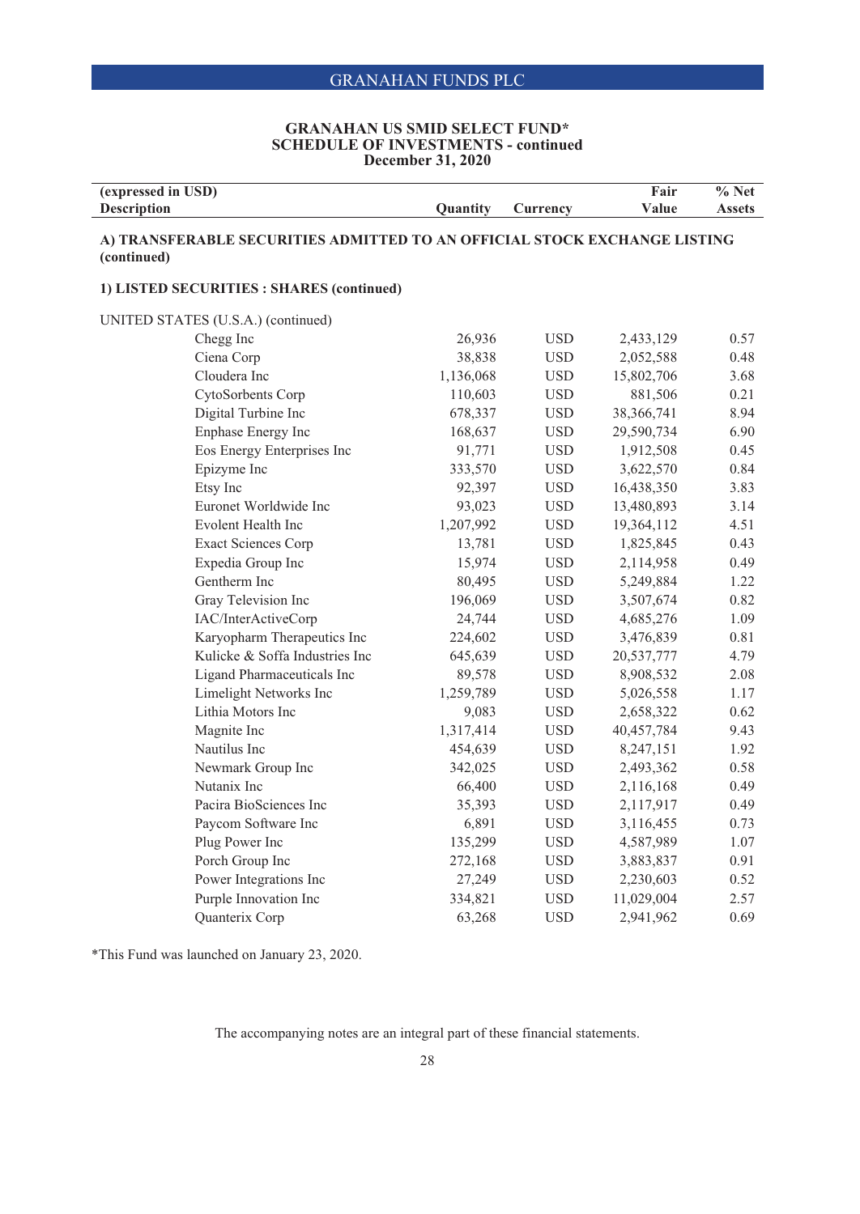## GRANAHAN US SMID SELECT FUND*
## SCHEDULE OF INVESTMENTS - continued
### December 31, 2020

| (expressed in USD) Description | Quantity | Currency | Fair Value | % Net Assets |
|---|---|---|---|---|
| **A) TRANSFERABLE SECURITIES ADMITTED TO AN OFFICIAL STOCK EXCHANGE LISTING (continued)** | | | | |
| **1) LISTED SECURITIES : SHARES (continued)** | | | | |
| UNITED STATES (U.S.A.) (continued) | | | | |
| Chegg Inc | 26,936 | USD | 2,433,129 | 0.57 |
| Ciena Corp | 38,838 | USD | 2,052,588 | 0.48 |
| Cloudera Inc | 1,136,068 | USD | 15,802,706 | 3.68 |
| CytoSorbents Corp | 110,603 | USD | 881,506 | 0.21 |
| Digital Turbine Inc | 678,337 | USD | 38,366,741 | 8.94 |
| Enphase Energy Inc | 168,637 | USD | 29,590,734 | 6.90 |
| Eos Energy Enterprises Inc | 91,771 | USD | 1,912,508 | 0.45 |
| Epizyme Inc | 333,570 | USD | 3,622,570 | 0.84 |
| Etsy Inc | 92,397 | USD | 16,438,350 | 3.83 |
| Euronet Worldwide Inc | 93,023 | USD | 13,480,893 | 3.14 |
| Evolent Health Inc | 1,207,992 | USD | 19,364,112 | 4.51 |
| Exact Sciences Corp | 13,781 | USD | 1,825,845 | 0.43 |
| Expedia Group Inc | 15,974 | USD | 2,114,958 | 0.49 |
| Gentherm Inc | 80,495 | USD | 5,249,884 | 1.22 |
| Gray Television Inc | 196,069 | USD | 3,507,674 | 0.82 |
| IAC/InterActiveCorp | 24,744 | USD | 4,685,276 | 1.09 |
| Karyopharm Therapeutics Inc | 224,602 | USD | 3,476,839 | 0.81 |
| Kulicke & Soffa Industries Inc | 645,639 | USD | 20,537,777 | 4.79 |
| Ligand Pharmaceuticals Inc | 89,578 | USD | 8,908,532 | 2.08 |
| Limelight Networks Inc | 1,259,789 | USD | 5,026,558 | 1.17 |
| Lithia Motors Inc | 9,083 | USD | 2,658,322 | 0.62 |
| Magnite Inc | 1,317,414 | USD | 40,457,784 | 9.43 |
| Nautilus Inc | 454,639 | USD | 8,247,151 | 1.92 |
| Newmark Group Inc | 342,025 | USD | 2,493,362 | 0.58 |
| Nutanix Inc | 66,400 | USD | 2,116,168 | 0.49 |
| Pacira BioSciences Inc | 35,393 | USD | 2,117,917 | 0.49 |
| Paycom Software Inc | 6,891 | USD | 3,116,455 | 0.73 |
| Plug Power Inc | 135,299 | USD | 4,587,989 | 1.07 |
| Porch Group Inc | 272,168 | USD | 3,883,837 | 0.91 |
| Power Integrations Inc | 27,249 | USD | 2,230,603 | 0.52 |
| Purple Innovation Inc | 334,821 | USD | 11,029,004 | 2.57 |
| Quanterix Corp | 63,268 | USD | 2,941,962 | 0.69 |

*This Fund was launched on January 23, 2020.

The accompanying notes are an integral part of these financial statements.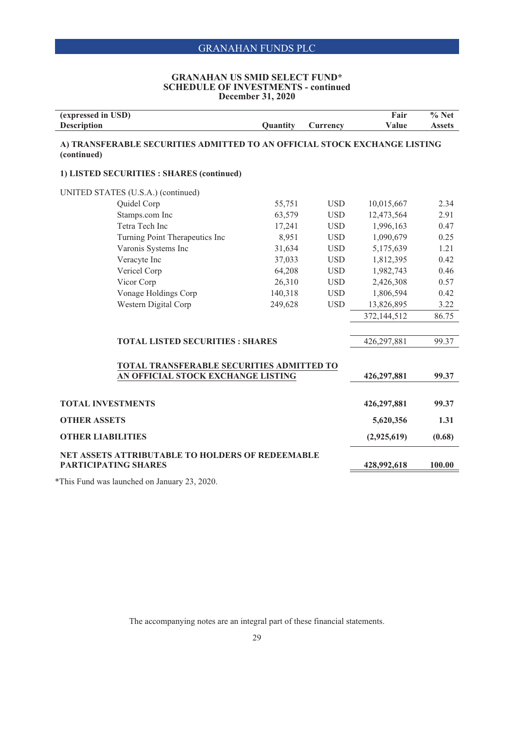# GRANAHAN US SMID SELECT FUND*
## SCHEDULE OF INVESTMENTS - continued
### December 31, 2020

| (expressed in USD) Description | Quantity | Currency | Fair Value | % Net Assets |
|---|---|---|---|---|
| **A) TRANSFERABLE SECURITIES ADMITTED TO AN OFFICIAL STOCK EXCHANGE LISTING (continued)** | | | | |
| **1) LISTED SECURITIES : SHARES (continued)** | | | | |
| UNITED STATES (U.S.A.) (continued) | | | | |
| Quidel Corp | 55,751 | USD | 10,015,667 | 2.34 |
| Stamps.com Inc | 63,579 | USD | 12,473,564 | 2.91 |
| Tetra Tech Inc | 17,241 | USD | 1,996,163 | 0.47 |
| Turning Point Therapeutics Inc | 8,951 | USD | 1,090,679 | 0.25 |
| Varonis Systems Inc | 31,634 | USD | 5,175,639 | 1.21 |
| Veracyte Inc | 37,033 | USD | 1,812,395 | 0.42 |
| Vericel Corp | 64,208 | USD | 1,982,743 | 0.46 |
| Vicor Corp | 26,310 | USD | 2,426,308 | 0.57 |
| Vonage Holdings Corp | 140,318 | USD | 1,806,594 | 0.42 |
| Western Digital Corp | 249,628 | USD | 13,826,895 | 3.22 |
| | | | 372,144,512 | 86.75 |
| **TOTAL LISTED SECURITIES : SHARES** | | | 426,297,881 | 99.37 |
| **TOTAL TRANSFERABLE SECURITIES ADMITTED TO AN OFFICIAL STOCK EXCHANGE LISTING** | | | **426,297,881** | **99.37** |
| **TOTAL INVESTMENTS** | | | **426,297,881** | **99.37** |
| **OTHER ASSETS** | | | **5,620,356** | **1.31** |
| **OTHER LIABILITIES** | | | **(2,925,619)** | **(0.68)** |
| **NET ASSETS ATTRIBUTABLE TO HOLDERS OF REDEEMABLE PARTICIPATING SHARES** | | | **428,992,618** | **100.00** |

*This Fund was launched on January 23, 2020.

The accompanying notes are an integral part of these financial statements.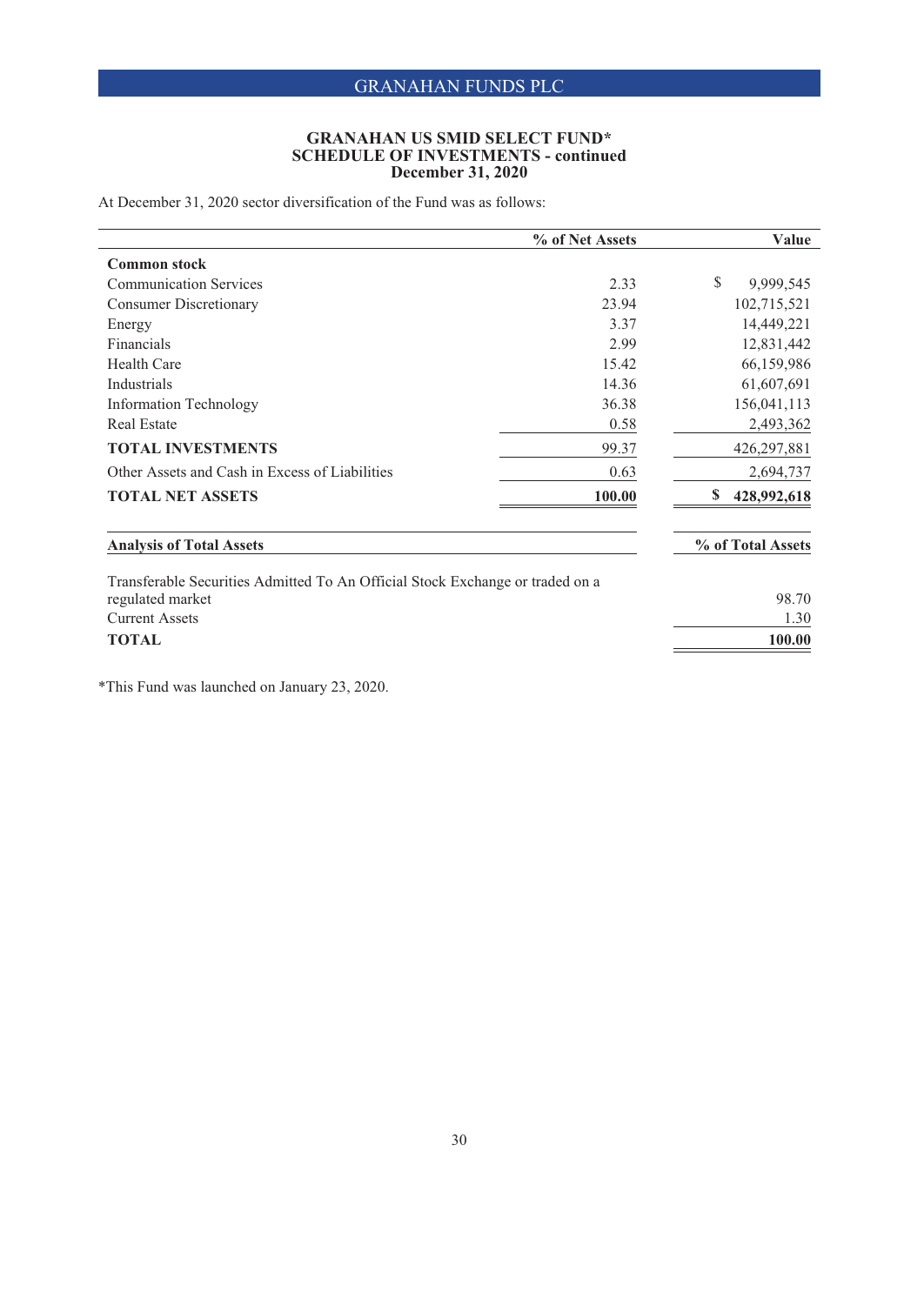## GRANAHAN US SMID SELECT FUND*
## SCHEDULE OF INVESTMENTS - continued
## December 31, 2020

At December 31, 2020 sector diversification of the Fund was as follows:

| | % of Net Assets | Value |
|---|---|---|
| **Common stock** | | |
| Communication Services | 2.33 | $ 9,999,545 |
| Consumer Discretionary | 23.94 | 102,715,521 |
| Energy | 3.37 | 14,449,221 |
| Financials | 2.99 | 12,831,442 |
| Health Care | 15.42 | 66,159,986 |
| Industrials | 14.36 | 61,607,691 |
| Information Technology | 36.38 | 156,041,113 |
| Real Estate | 0.58 | 2,493,362 |
| **TOTAL INVESTMENTS** | 99.37 | 426,297,881 |
| Other Assets and Cash in Excess of Liabilities | 0.63 | 2,694,737 |
| **TOTAL NET ASSETS** | **100.00** | **$ 428,992,618** |

| Analysis of Total Assets | % of Total Assets |
|---|---|
| Transferable Securities Admitted To An Official Stock Exchange or traded on a regulated market | 98.70 |
| Current Assets | 1.30 |
| **TOTAL** | **100.00** |

*This Fund was launched on January 23, 2020.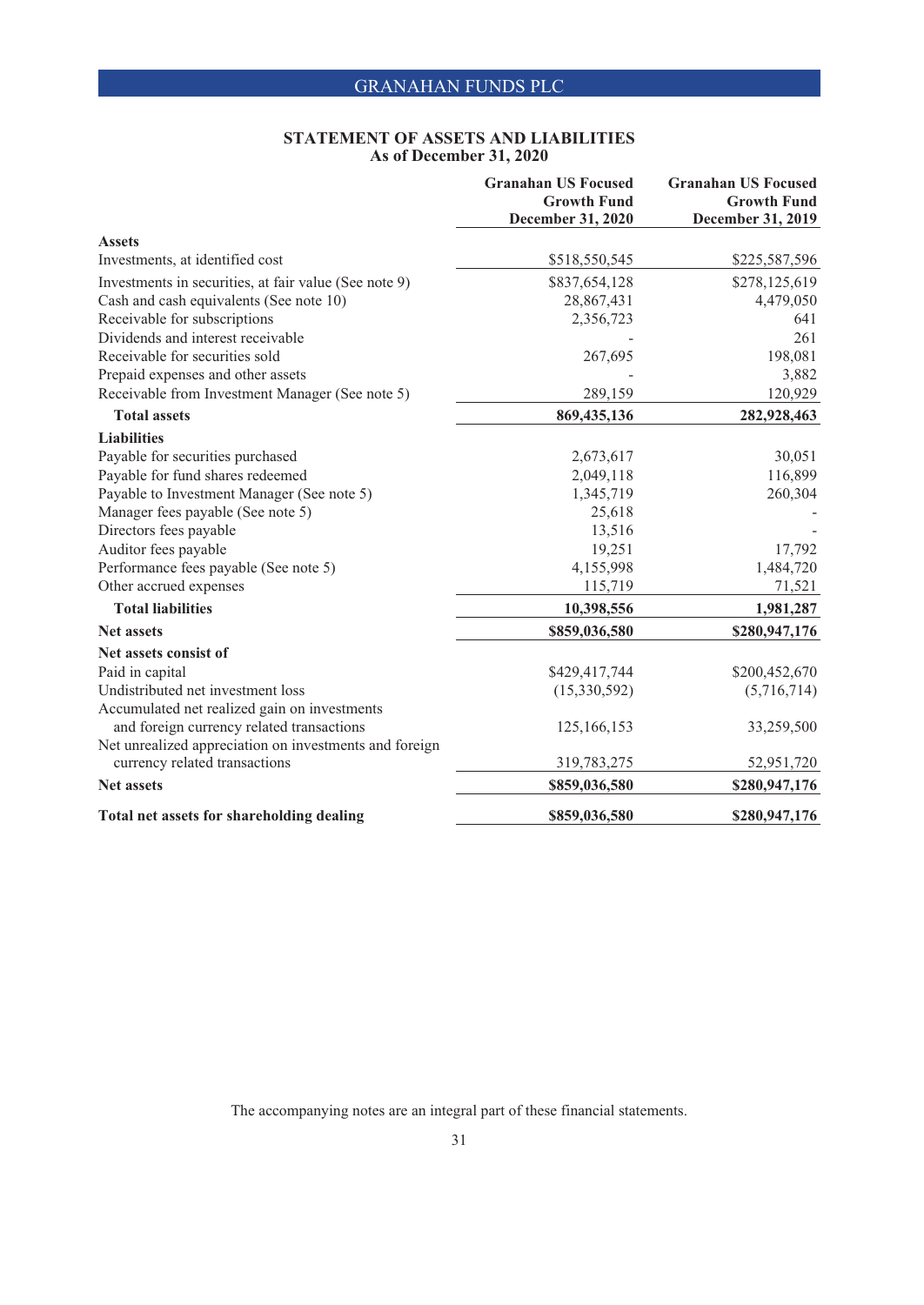## STATEMENT OF ASSETS AND LIABILITIES
### As of December 31, 2020

| | Granahan US Focused Growth Fund December 31, 2020 | Granahan US Focused Growth Fund December 31, 2019 |
|---|---|---|
| **Assets** | | |
| Investments, at identified cost | $518,550,545 | $225,587,596 |
| Investments in securities, at fair value (See note 9) | $837,654,128 | $278,125,619 |
| Cash and cash equivalents (See note 10) | 28,867,431 | 4,479,050 |
| Receivable for subscriptions | 2,356,723 | 641 |
| Dividends and interest receivable | - | 261 |
| Receivable for securities sold | 267,695 | 198,081 |
| Prepaid expenses and other assets | - | 3,882 |
| Receivable from Investment Manager (See note 5) | 289,159 | 120,929 |
| **Total assets** | **869,435,136** | **282,928,463** |
| **Liabilities** | | |
| Payable for securities purchased | 2,673,617 | 30,051 |
| Payable for fund shares redeemed | 2,049,118 | 116,899 |
| Payable to Investment Manager (See note 5) | 1,345,719 | 260,304 |
| Manager fees payable (See note 5) | 25,618 | - |
| Directors fees payable | 13,516 | - |
| Auditor fees payable | 19,251 | 17,792 |
| Performance fees payable (See note 5) | 4,155,998 | 1,484,720 |
| Other accrued expenses | 115,719 | 71,521 |
| **Total liabilities** | **10,398,556** | **1,981,287** |
| **Net assets** | **$859,036,580** | **$280,947,176** |
| **Net assets consist of** | | |
| Paid in capital | $429,417,744 | $200,452,670 |
| Undistributed net investment loss | (15,330,592) | (5,716,714) |
| Accumulated net realized gain on investments and foreign currency related transactions | 125,166,153 | 33,259,500 |
| Net unrealized appreciation on investments and foreign currency related transactions | 319,783,275 | 52,951,720 |
| **Net assets** | **$859,036,580** | **$280,947,176** |
| **Total net assets for shareholding dealing** | **$859,036,580** | **$280,947,176** |

The accompanying notes are an integral part of these financial statements.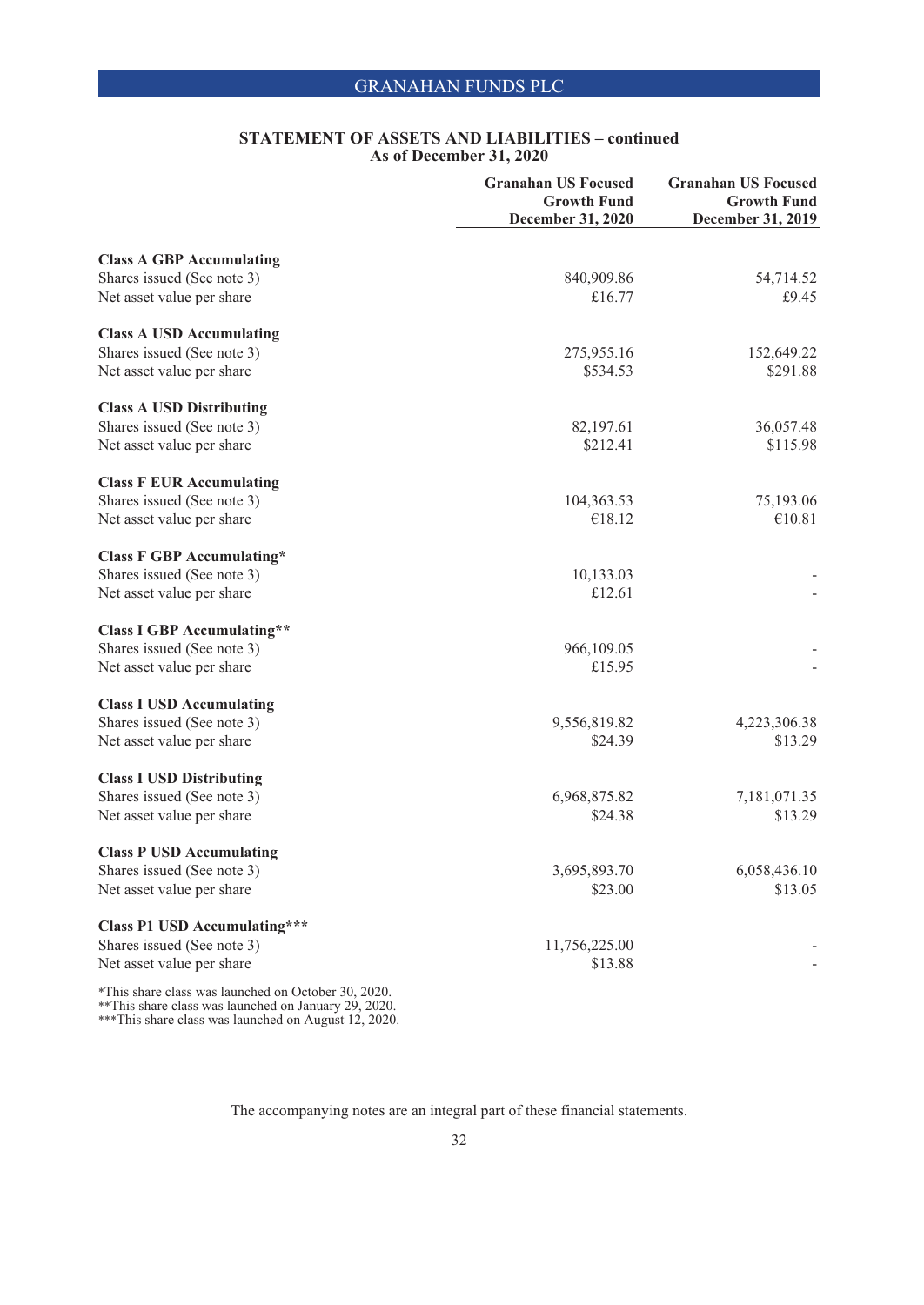## STATEMENT OF ASSETS AND LIABILITIES – continued
### As of December 31, 2020

| | Granahan US Focused Growth Fund December 31, 2020 | Granahan US Focused Growth Fund December 31, 2019 |
|---|---|---|
| **Class A GBP Accumulating** | | |
| Shares issued (See note 3) | 840,909.86 | 54,714.52 |
| Net asset value per share | £16.77 | £9.45 |
| **Class A USD Accumulating** | | |
| Shares issued (See note 3) | 275,955.16 | 152,649.22 |
| Net asset value per share | $534.53 | $291.88 |
| **Class A USD Distributing** | | |
| Shares issued (See note 3) | 82,197.61 | 36,057.48 |
| Net asset value per share | $212.41 | $115.98 |
| **Class F EUR Accumulating** | | |
| Shares issued (See note 3) | 104,363.53 | 75,193.06 |
| Net asset value per share | €18.12 | €10.81 |
| **Class F GBP Accumulating*** | | |
| Shares issued (See note 3) | 10,133.03 | - |
| Net asset value per share | £12.61 | - |
| **Class I GBP Accumulating**** | | |
| Shares issued (See note 3) | 966,109.05 | - |
| Net asset value per share | £15.95 | - |
| **Class I USD Accumulating** | | |
| Shares issued (See note 3) | 9,556,819.82 | 4,223,306.38 |
| Net asset value per share | $24.39 | $13.29 |
| **Class I USD Distributing** | | |
| Shares issued (See note 3) | 6,968,875.82 | 7,181,071.35 |
| Net asset value per share | $24.38 | $13.29 |
| **Class P USD Accumulating** | | |
| Shares issued (See note 3) | 3,695,893.70 | 6,058,436.10 |
| Net asset value per share | $23.00 | $13.05 |
| **Class P1 USD Accumulating***** | | |
| Shares issued (See note 3) | 11,756,225.00 | - |
| Net asset value per share | $13.88 | - |

*This share class was launched on October 30, 2020.
**This share class was launched on January 29, 2020.
***This share class was launched on August 12, 2020.

The accompanying notes are an integral part of these financial statements.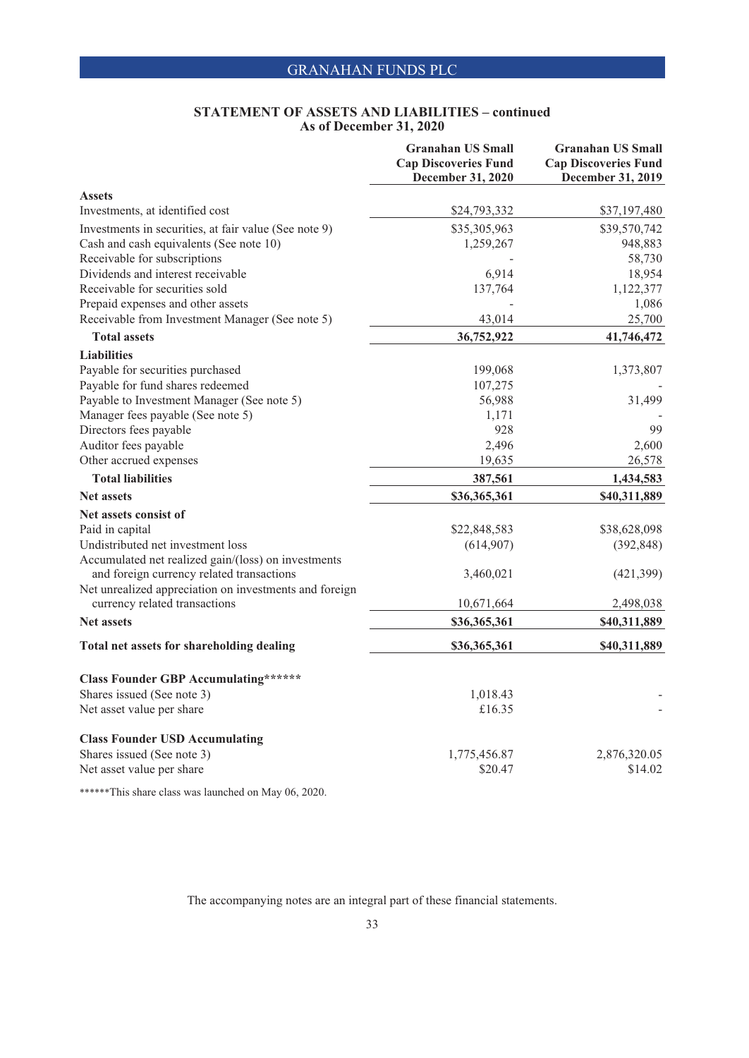## STATEMENT OF ASSETS AND LIABILITIES – continued
### As of December 31, 2020

| | Granahan US Small Cap Discoveries Fund December 31, 2020 | Granahan US Small Cap Discoveries Fund December 31, 2019 |
|---|---|---|
| **Assets** | | |
| Investments, at identified cost | $24,793,332 | $37,197,480 |
| Investments in securities, at fair value (See note 9) | $35,305,963 | $39,570,742 |
| Cash and cash equivalents (See note 10) | 1,259,267 | 948,883 |
| Receivable for subscriptions | - | 58,730 |
| Dividends and interest receivable | 6,914 | 18,954 |
| Receivable for securities sold | 137,764 | 1,122,377 |
| Prepaid expenses and other assets | - | 1,086 |
| Receivable from Investment Manager (See note 5) | 43,014 | 25,700 |
| **Total assets** | **36,752,922** | **41,746,472** |
| **Liabilities** | | |
| Payable for securities purchased | 199,068 | 1,373,807 |
| Payable for fund shares redeemed | 107,275 | - |
| Payable to Investment Manager (See note 5) | 56,988 | 31,499 |
| Manager fees payable (See note 5) | 1,171 | - |
| Directors fees payable | 928 | 99 |
| Auditor fees payable | 2,496 | 2,600 |
| Other accrued expenses | 19,635 | 26,578 |
| **Total liabilities** | **387,561** | **1,434,583** |
| **Net assets** | **$36,365,361** | **$40,311,889** |
| **Net assets consist of** | | |
| Paid in capital | $22,848,583 | $38,628,098 |
| Undistributed net investment loss | (614,907) | (392,848) |
| Accumulated net realized gain/(loss) on investments and foreign currency related transactions | 3,460,021 | (421,399) |
| Net unrealized appreciation on investments and foreign currency related transactions | 10,671,664 | 2,498,038 |
| **Net assets** | **$36,365,361** | **$40,311,889** |
| **Total net assets for shareholding dealing** | **$36,365,361** | **$40,311,889** |
| **Class Founder GBP Accumulating\*\*\*\*\*\*** | | |
| Shares issued (See note 3) | 1,018.43 | - |
| Net asset value per share | £16.35 | - |
| **Class Founder USD Accumulating** | | |
| Shares issued (See note 3) | 1,775,456.87 | 2,876,320.05 |
| Net asset value per share | $20.47 | $14.02 |

******This share class was launched on May 06, 2020.

The accompanying notes are an integral part of these financial statements.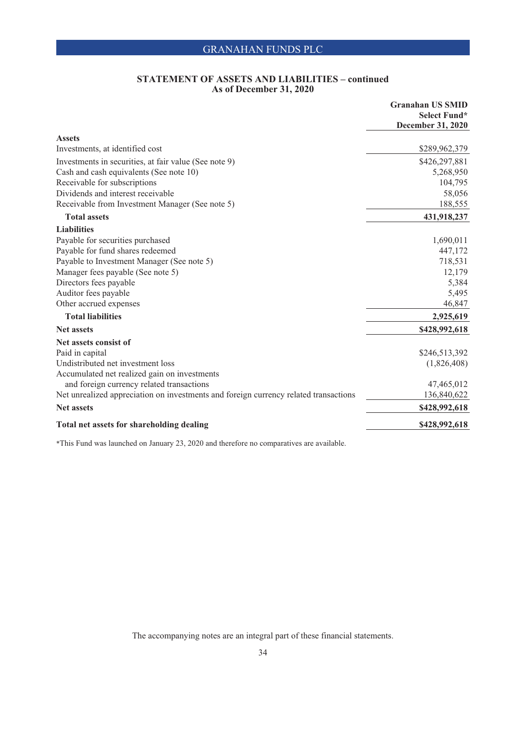## STATEMENT OF ASSETS AND LIABILITIES – continued
### As of December 31, 2020

| | Granahan US SMID Select Fund* December 31, 2020 |
|---|---|
| **Assets** | |
| Investments, at identified cost | $289,962,379 |
| Investments in securities, at fair value (See note 9) | $426,297,881 |
| Cash and cash equivalents (See note 10) | 5,268,950 |
| Receivable for subscriptions | 104,795 |
| Dividends and interest receivable | 58,056 |
| Receivable from Investment Manager (See note 5) | 188,555 |
| **Total assets** | **431,918,237** |
| **Liabilities** | |
| Payable for securities purchased | 1,690,011 |
| Payable for fund shares redeemed | 447,172 |
| Payable to Investment Manager (See note 5) | 718,531 |
| Manager fees payable (See note 5) | 12,179 |
| Directors fees payable | 5,384 |
| Auditor fees payable | 5,495 |
| Other accrued expenses | 46,847 |
| **Total liabilities** | **2,925,619** |
| **Net assets** | **$428,992,618** |
| **Net assets consist of** | |
| Paid in capital | $246,513,392 |
| Undistributed net investment loss | (1,826,408) |
| Accumulated net realized gain on investments and foreign currency related transactions | 47,465,012 |
| Net unrealized appreciation on investments and foreign currency related transactions | 136,840,622 |
| **Net assets** | **$428,992,618** |
| **Total net assets for shareholding dealing** | **$428,992,618** |

*This Fund was launched on January 23, 2020 and therefore no comparatives are available.

The accompanying notes are an integral part of these financial statements.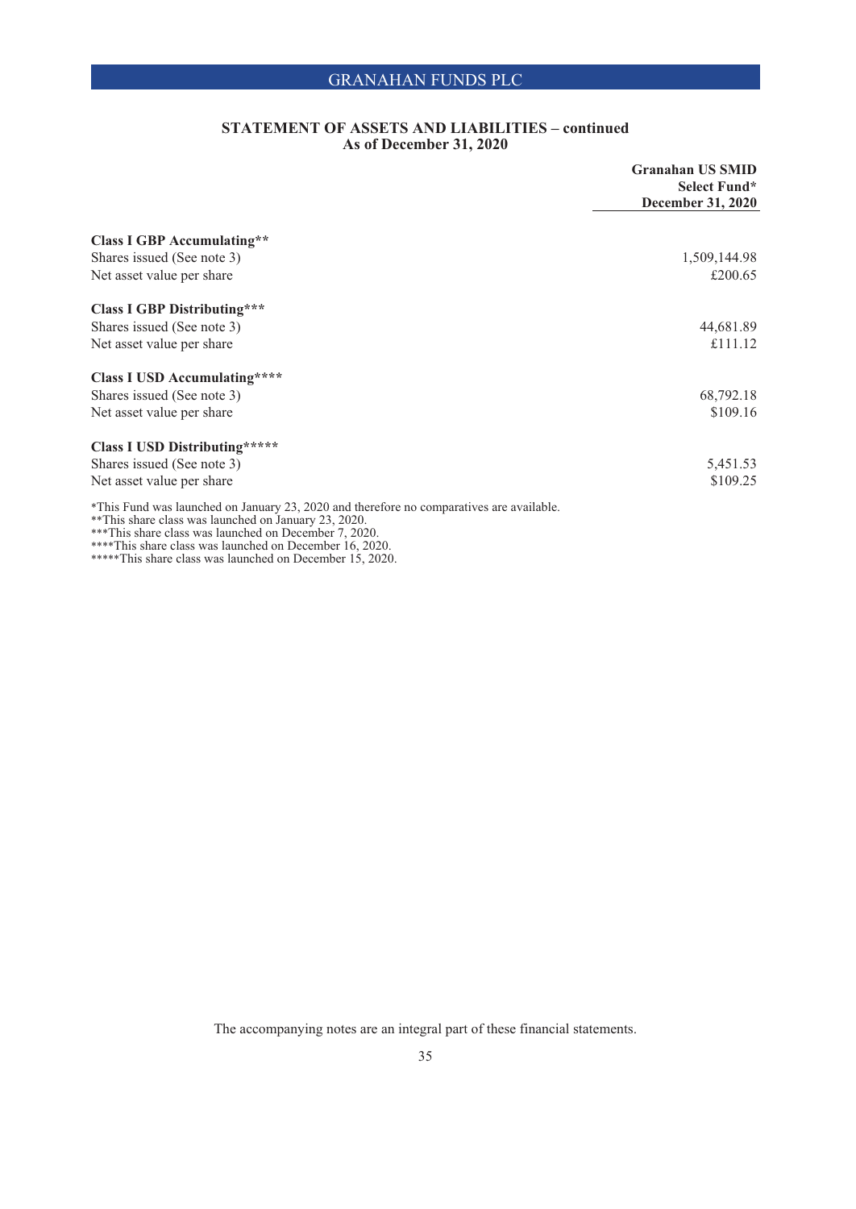## STATEMENT OF ASSETS AND LIABILITIES – continued
### As of December 31, 2020

| | Granahan US SMID Select Fund* December 31, 2020 |
|---|---|
| **Class I GBP Accumulating**** | |
| Shares issued (See note 3) | 1,509,144.98 |
| Net asset value per share | £200.65 |
| **Class I GBP Distributing***** | |
| Shares issued (See note 3) | 44,681.89 |
| Net asset value per share | £111.12 |
| **Class I USD Accumulating****** | |
| Shares issued (See note 3) | 68,792.18 |
| Net asset value per share | $109.16 |
| **Class I USD Distributing******* | |
| Shares issued (See note 3) | 5,451.53 |
| Net asset value per share | $109.25 |

*This Fund was launched on January 23, 2020 and therefore no comparatives are available.
**This share class was launched on January 23, 2020.
***This share class was launched on December 7, 2020.
****This share class was launched on December 16, 2020.
*****This share class was launched on December 15, 2020.

The accompanying notes are an integral part of these financial statements.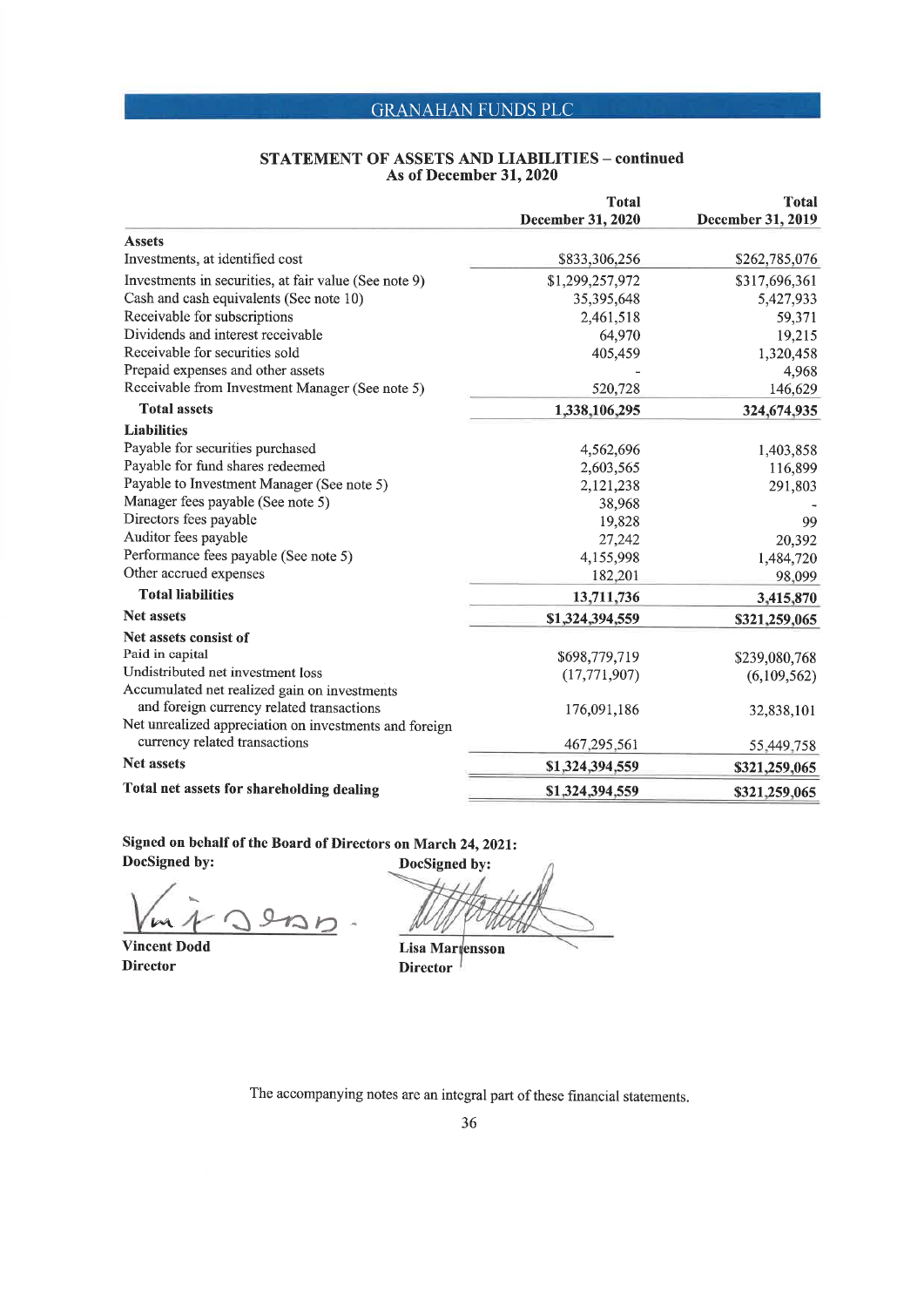GRANAHAN FUNDS PLC

## STATEMENT OF ASSETS AND LIABILITIES – continued
### As of December 31, 2020

| | Total December 31, 2020 | Total December 31, 2019 |
|---|---|---|
| **Assets** | | |
| Investments, at identified cost | $833,306,256 | $262,785,076 |
| Investments in securities, at fair value (See note 9) | $1,299,257,972 | $317,696,361 |
| Cash and cash equivalents (See note 10) | 35,395,648 | 5,427,933 |
| Receivable for subscriptions | 2,461,518 | 59,371 |
| Dividends and interest receivable | 64,970 | 19,215 |
| Receivable for securities sold | 405,459 | 1,320,458 |
| Prepaid expenses and other assets | - | 4,968 |
| Receivable from Investment Manager (See note 5) | 520,728 | 146,629 |
| **Total assets** | **1,338,106,295** | **324,674,935** |
| **Liabilities** | | |
| Payable for securities purchased | 4,562,696 | 1,403,858 |
| Payable for fund shares redeemed | 2,603,565 | 116,899 |
| Payable to Investment Manager (See note 5) | 2,121,238 | 291,803 |
| Manager fees payable (See note 5) | 38,968 | - |
| Directors fees payable | 19,828 | 99 |
| Auditor fees payable | 27,242 | 20,392 |
| Performance fees payable (See note 5) | 4,155,998 | 1,484,720 |
| Other accrued expenses | 182,201 | 98,099 |
| **Total liabilities** | **13,711,736** | **3,415,870** |
| **Net assets** | **$1,324,394,559** | **$321,259,065** |
| **Net assets consist of** | | |
| Paid in capital | $698,779,719 | $239,080,768 |
| Undistributed net investment loss | (17,771,907) | (6,109,562) |
| Accumulated net realized gain on investments and foreign currency related transactions | 176,091,186 | 32,838,101 |
| Net unrealized appreciation on investments and foreign currency related transactions | 467,295,561 | 55,449,758 |
| **Net assets** | **$1,324,394,559** | **$321,259,065** |
| **Total net assets for shareholding dealing** | **$1,324,394,559** | **$321,259,065** |

**Signed on behalf of the Board of Directors on March 24, 2021:**

**DocSigned by:**

**Vincent Dodd**
**Director**

**DocSigned by:**

**Lisa Martensson**
**Director**

The accompanying notes are an integral part of these financial statements.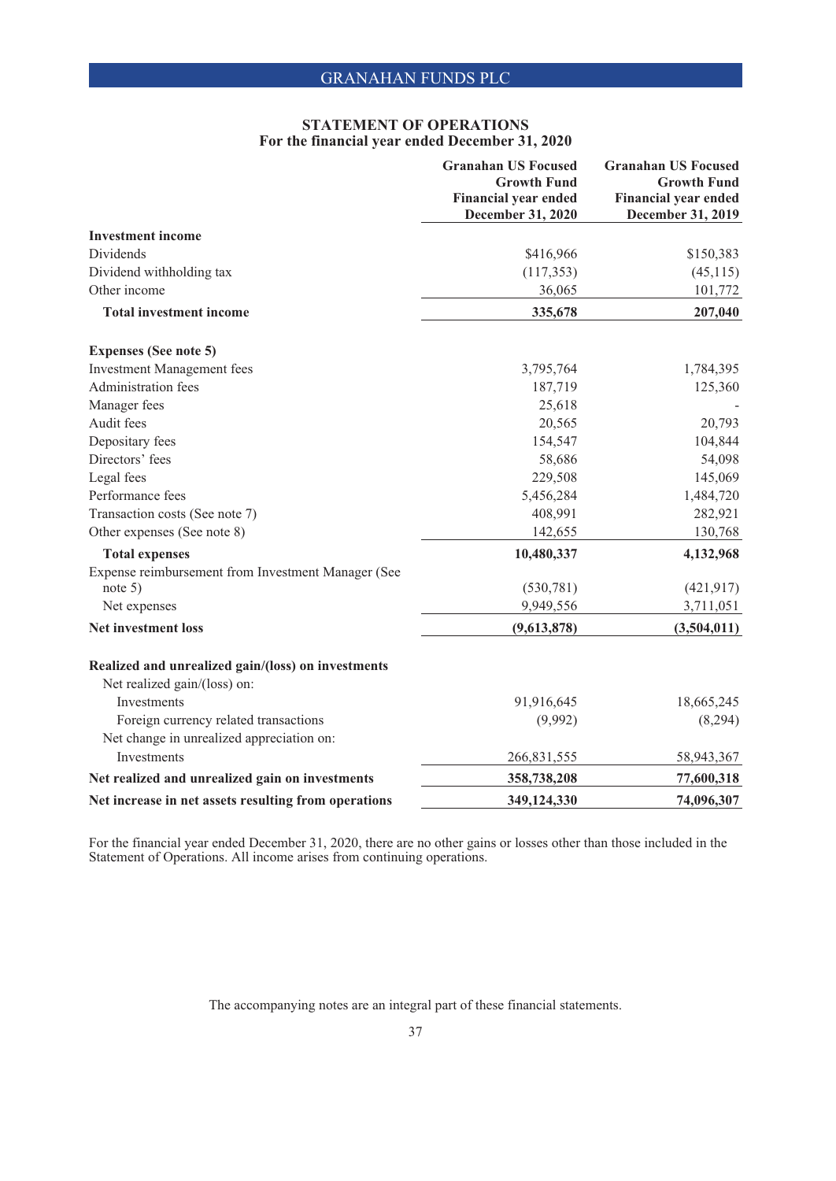GRANAHAN FUNDS PLC

## STATEMENT OF OPERATIONS
### For the financial year ended December 31, 2020

| | Granahan US Focused Growth Fund Financial year ended December 31, 2020 | Granahan US Focused Growth Fund Financial year ended December 31, 2019 |
|---|---|---|
| **Investment income** | | |
| Dividends | $416,966 | $150,383 |
| Dividend withholding tax | (117,353) | (45,115) |
| Other income | 36,065 | 101,772 |
| **Total investment income** | **335,678** | **207,040** |
| | | |
| **Expenses (See note 5)** | | |
| Investment Management fees | 3,795,764 | 1,784,395 |
| Administration fees | 187,719 | 125,360 |
| Manager fees | 25,618 | - |
| Audit fees | 20,565 | 20,793 |
| Depositary fees | 154,547 | 104,844 |
| Directors' fees | 58,686 | 54,098 |
| Legal fees | 229,508 | 145,069 |
| Performance fees | 5,456,284 | 1,484,720 |
| Transaction costs (See note 7) | 408,991 | 282,921 |
| Other expenses (See note 8) | 142,655 | 130,768 |
| **Total expenses** | **10,480,337** | **4,132,968** |
| Expense reimbursement from Investment Manager (See note 5) | (530,781) | (421,917) |
| Net expenses | 9,949,556 | 3,711,051 |
| **Net investment loss** | **(9,613,878)** | **(3,504,011)** |
| | | |
| **Realized and unrealized gain/(loss) on investments** | | |
| Net realized gain/(loss) on: | | |
| Investments | 91,916,645 | 18,665,245 |
| Foreign currency related transactions | (9,992) | (8,294) |
| Net change in unrealized appreciation on: | | |
| Investments | 266,831,555 | 58,943,367 |
| **Net realized and unrealized gain on investments** | **358,738,208** | **77,600,318** |
| **Net increase in net assets resulting from operations** | **349,124,330** | **74,096,307** |

For the financial year ended December 31, 2020, there are no other gains or losses other than those included in the Statement of Operations. All income arises from continuing operations.

The accompanying notes are an integral part of these financial statements.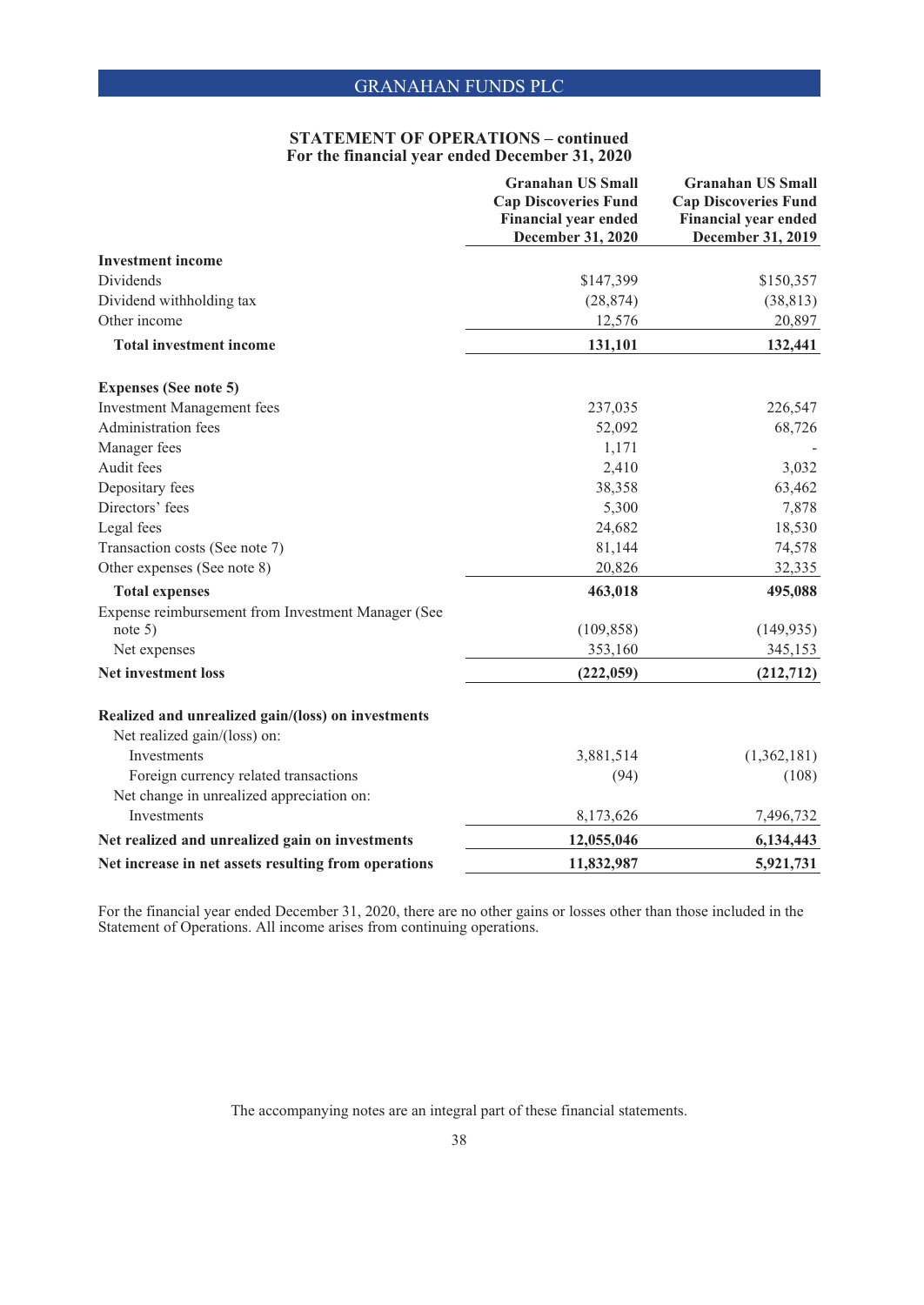## STATEMENT OF OPERATIONS – continued
### For the financial year ended December 31, 2020

| | Granahan US Small Cap Discoveries Fund Financial year ended December 31, 2020 | Granahan US Small Cap Discoveries Fund Financial year ended December 31, 2019 |
|---|---|---|
| **Investment income** | | |
| Dividends | $147,399 | $150,357 |
| Dividend withholding tax | (28,874) | (38,813) |
| Other income | 12,576 | 20,897 |
| **Total investment income** | **131,101** | **132,441** |
| | | |
| **Expenses (See note 5)** | | |
| Investment Management fees | 237,035 | 226,547 |
| Administration fees | 52,092 | 68,726 |
| Manager fees | 1,171 | - |
| Audit fees | 2,410 | 3,032 |
| Depositary fees | 38,358 | 63,462 |
| Directors' fees | 5,300 | 7,878 |
| Legal fees | 24,682 | 18,530 |
| Transaction costs (See note 7) | 81,144 | 74,578 |
| Other expenses (See note 8) | 20,826 | 32,335 |
| **Total expenses** | **463,018** | **495,088** |
| Expense reimbursement from Investment Manager (See note 5) | (109,858) | (149,935) |
| Net expenses | 353,160 | 345,153 |
| **Net investment loss** | **(222,059)** | **(212,712)** |
| | | |
| **Realized and unrealized gain/(loss) on investments** | | |
| Net realized gain/(loss) on: | | |
| Investments | 3,881,514 | (1,362,181) |
| Foreign currency related transactions | (94) | (108) |
| Net change in unrealized appreciation on: | | |
| Investments | 8,173,626 | 7,496,732 |
| **Net realized and unrealized gain on investments** | **12,055,046** | **6,134,443** |
| **Net increase in net assets resulting from operations** | **11,832,987** | **5,921,731** |

For the financial year ended December 31, 2020, there are no other gains or losses other than those included in the Statement of Operations. All income arises from continuing operations.

The accompanying notes are an integral part of these financial statements.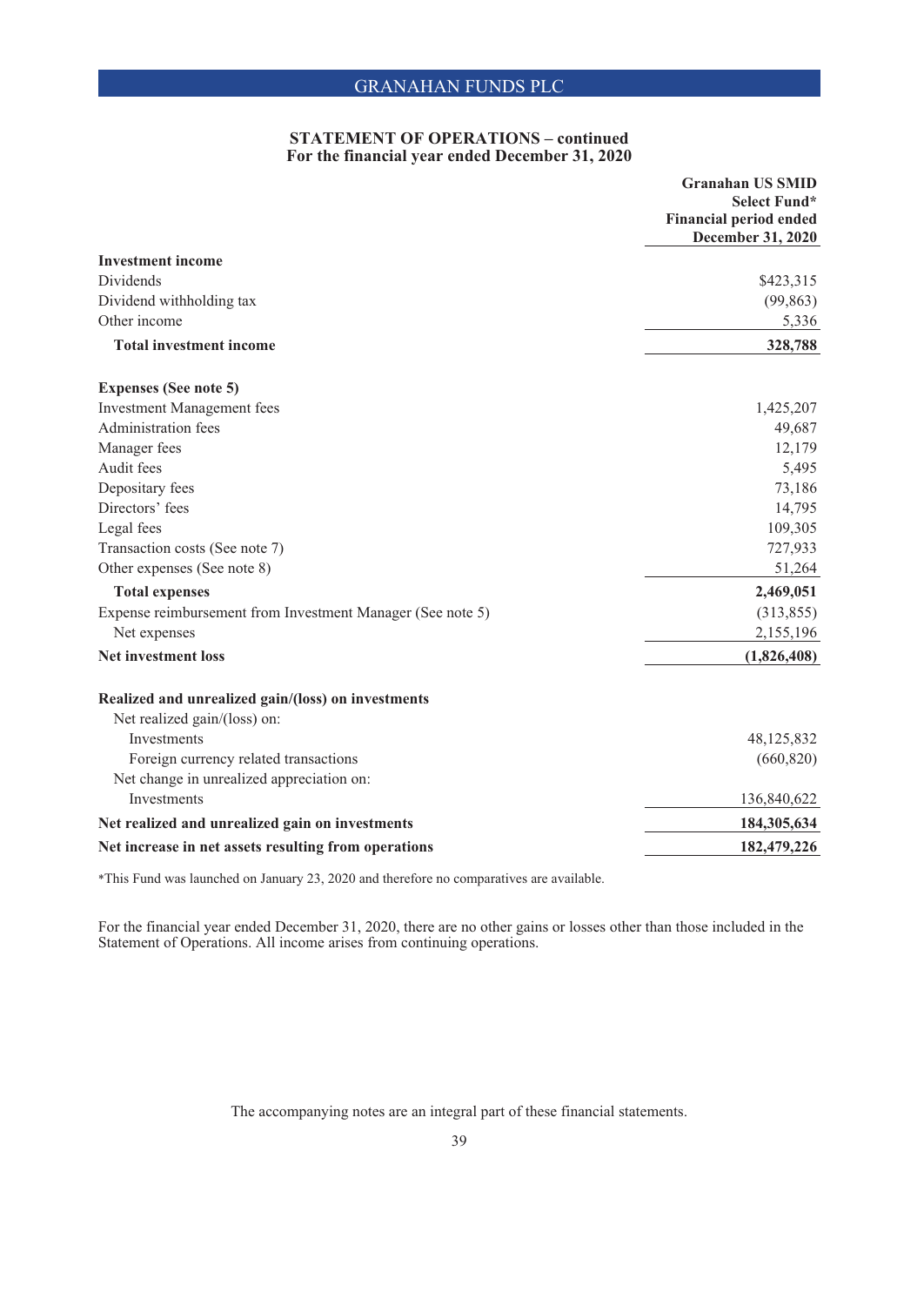## STATEMENT OF OPERATIONS – continued
### For the financial year ended December 31, 2020

| | Granahan US SMID Select Fund* Financial period ended December 31, 2020 |
|---|---|
| **Investment income** | |
| Dividends | $423,315 |
| Dividend withholding tax | (99,863) |
| Other income | 5,336 |
| **Total investment income** | **328,788** |
| | |
| **Expenses (See note 5)** | |
| Investment Management fees | 1,425,207 |
| Administration fees | 49,687 |
| Manager fees | 12,179 |
| Audit fees | 5,495 |
| Depositary fees | 73,186 |
| Directors' fees | 14,795 |
| Legal fees | 109,305 |
| Transaction costs (See note 7) | 727,933 |
| Other expenses (See note 8) | 51,264 |
| **Total expenses** | **2,469,051** |
| Expense reimbursement from Investment Manager (See note 5) | (313,855) |
| Net expenses | 2,155,196 |
| **Net investment loss** | **(1,826,408)** |
| | |
| **Realized and unrealized gain/(loss) on investments** | |
| Net realized gain/(loss) on: | |
| Investments | 48,125,832 |
| Foreign currency related transactions | (660,820) |
| Net change in unrealized appreciation on: | |
| Investments | 136,840,622 |
| **Net realized and unrealized gain on investments** | **184,305,634** |
| **Net increase in net assets resulting from operations** | **182,479,226** |

*This Fund was launched on January 23, 2020 and therefore no comparatives are available.

For the financial year ended December 31, 2020, there are no other gains or losses other than those included in the Statement of Operations. All income arises from continuing operations.

The accompanying notes are an integral part of these financial statements.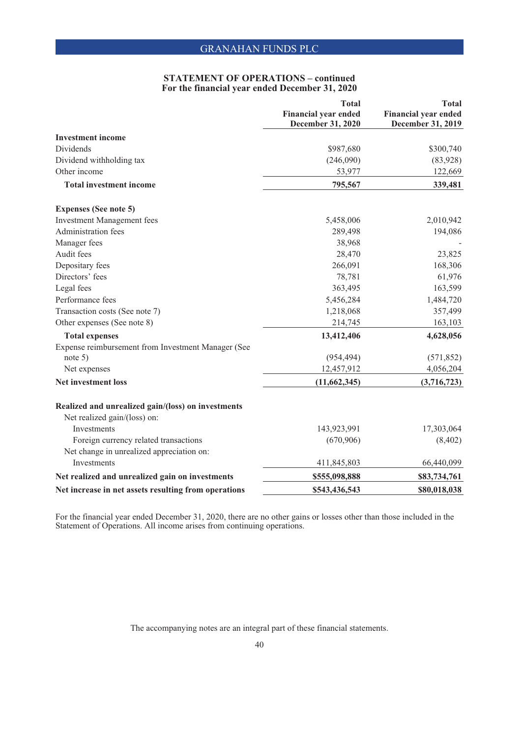## STATEMENT OF OPERATIONS – continued
### For the financial year ended December 31, 2020

| | Total Financial year ended December 31, 2020 | Total Financial year ended December 31, 2019 |
|---|---|---|
| **Investment income** | | |
| Dividends | $987,680 | $300,740 |
| Dividend withholding tax | (246,090) | (83,928) |
| Other income | 53,977 | 122,669 |
| **Total investment income** | **795,567** | **339,481** |
| | | |
| **Expenses (See note 5)** | | |
| Investment Management fees | 5,458,006 | 2,010,942 |
| Administration fees | 289,498 | 194,086 |
| Manager fees | 38,968 | - |
| Audit fees | 28,470 | 23,825 |
| Depositary fees | 266,091 | 168,306 |
| Directors' fees | 78,781 | 61,976 |
| Legal fees | 363,495 | 163,599 |
| Performance fees | 5,456,284 | 1,484,720 |
| Transaction costs (See note 7) | 1,218,068 | 357,499 |
| Other expenses (See note 8) | 214,745 | 163,103 |
| **Total expenses** | **13,412,406** | **4,628,056** |
| Expense reimbursement from Investment Manager (See note 5) | (954,494) | (571,852) |
| Net expenses | 12,457,912 | 4,056,204 |
| **Net investment loss** | **(11,662,345)** | **(3,716,723)** |
| | | |
| **Realized and unrealized gain/(loss) on investments** | | |
| Net realized gain/(loss) on: | | |
| Investments | 143,923,991 | 17,303,064 |
| Foreign currency related transactions | (670,906) | (8,402) |
| Net change in unrealized appreciation on: | | |
| Investments | 411,845,803 | 66,440,099 |
| **Net realized and unrealized gain on investments** | **$555,098,888** | **$83,734,761** |
| **Net increase in net assets resulting from operations** | **$543,436,543** | **$80,018,038** |

For the financial year ended December 31, 2020, there are no other gains or losses other than those included in the Statement of Operations. All income arises from continuing operations.

The accompanying notes are an integral part of these financial statements.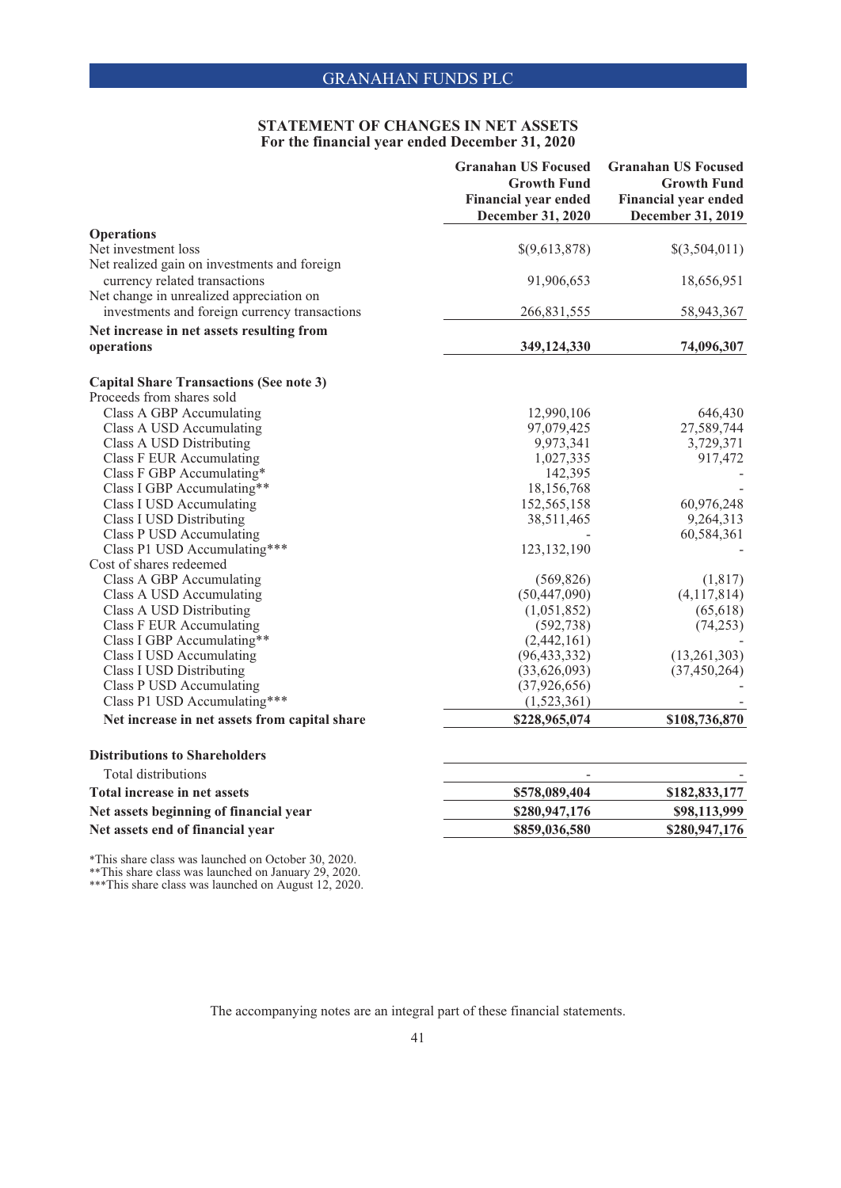GRANAHAN FUNDS PLC

## STATEMENT OF CHANGES IN NET ASSETS
### For the financial year ended December 31, 2020

| | Granahan US Focused Growth Fund Financial year ended December 31, 2020 | Granahan US Focused Growth Fund Financial year ended December 31, 2019 |
|---|---|---|
| **Operations** | | |
| Net investment loss | $(9,613,878) | $(3,504,011) |
| Net realized gain on investments and foreign currency related transactions | 91,906,653 | 18,656,951 |
| Net change in unrealized appreciation on investments and foreign currency transactions | 266,831,555 | 58,943,367 |
| **Net increase in net assets resulting from operations** | **349,124,330** | **74,096,307** |
| | | |
| **Capital Share Transactions (See note 3)** | | |
| Proceeds from shares sold | | |
| Class A GBP Accumulating | 12,990,106 | 646,430 |
| Class A USD Accumulating | 97,079,425 | 27,589,744 |
| Class A USD Distributing | 9,973,341 | 3,729,371 |
| Class F EUR Accumulating | 1,027,335 | 917,472 |
| Class F GBP Accumulating* | 142,395 | - |
| Class I GBP Accumulating** | 18,156,768 | - |
| Class I USD Accumulating | 152,565,158 | 60,976,248 |
| Class I USD Distributing | 38,511,465 | 9,264,313 |
| Class P USD Accumulating | - | 60,584,361 |
| Class P1 USD Accumulating*** | 123,132,190 | - |
| Cost of shares redeemed | | |
| Class A GBP Accumulating | (569,826) | (1,817) |
| Class A USD Accumulating | (50,447,090) | (4,117,814) |
| Class A USD Distributing | (1,051,852) | (65,618) |
| Class F EUR Accumulating | (592,738) | (74,253) |
| Class I GBP Accumulating** | (2,442,161) | - |
| Class I USD Accumulating | (96,433,332) | (13,261,303) |
| Class I USD Distributing | (33,626,093) | (37,450,264) |
| Class P USD Accumulating | (37,926,656) | - |
| Class P1 USD Accumulating*** | (1,523,361) | - |
| **Net increase in net assets from capital share** | **$228,965,074** | **$108,736,870** |
| | | |
| **Distributions to Shareholders** | | |
| Total distributions | - | - |
| **Total increase in net assets** | **$578,089,404** | **$182,833,177** |
| **Net assets beginning of financial year** | **$280,947,176** | **$98,113,999** |
| **Net assets end of financial year** | **$859,036,580** | **$280,947,176** |

*This share class was launched on October 30, 2020.
**This share class was launched on January 29, 2020.
***This share class was launched on August 12, 2020.

The accompanying notes are an integral part of these financial statements.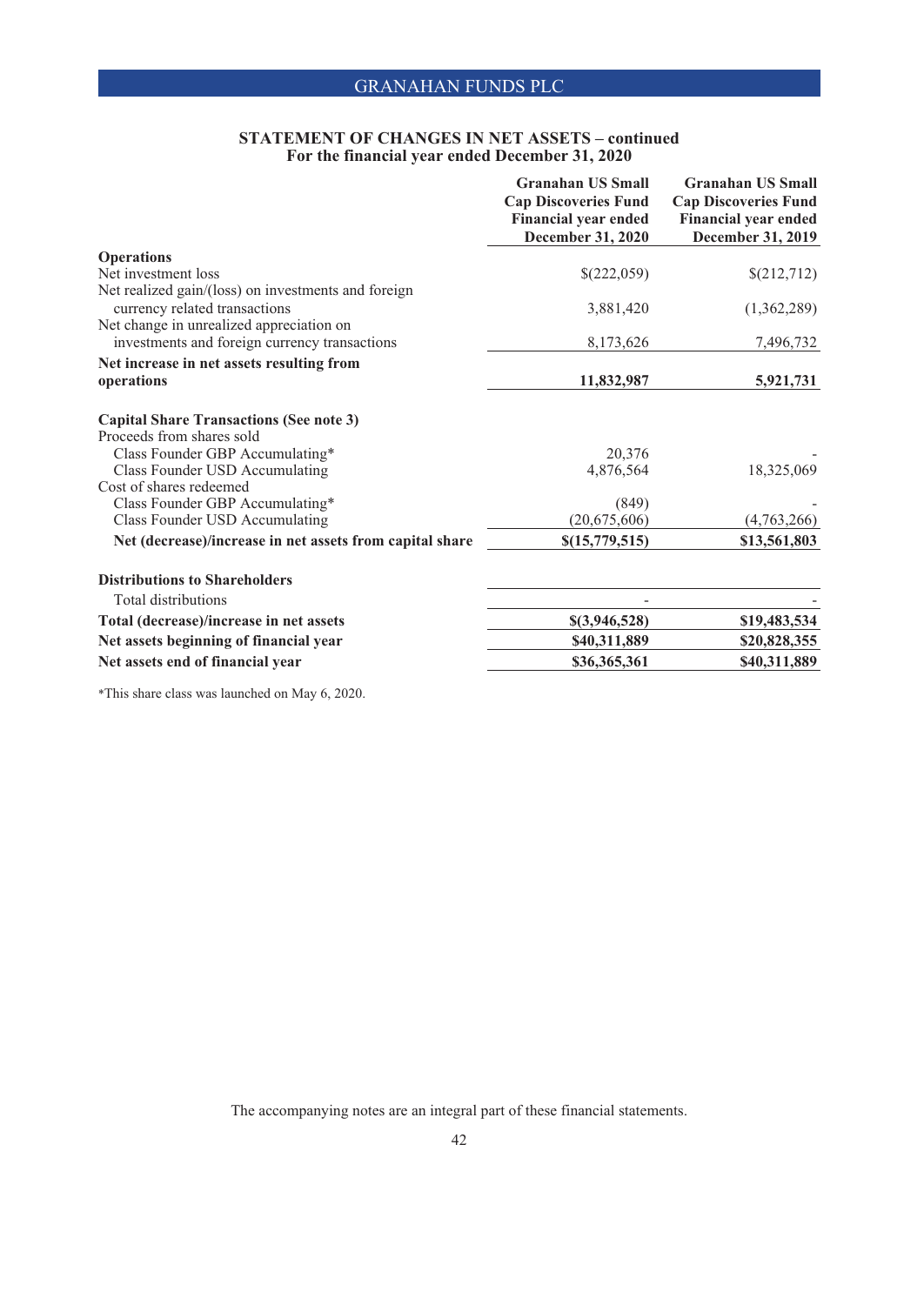## STATEMENT OF CHANGES IN NET ASSETS – continued
## For the financial year ended December 31, 2020

| | Granahan US Small Cap Discoveries Fund Financial year ended December 31, 2020 | Granahan US Small Cap Discoveries Fund Financial year ended December 31, 2019 |
|---|---|---|
| **Operations** | | |
| Net investment loss | $(222,059) | $(212,712) |
| Net realized gain/(loss) on investments and foreign currency related transactions | 3,881,420 | (1,362,289) |
| Net change in unrealized appreciation on investments and foreign currency transactions | 8,173,626 | 7,496,732 |
| **Net increase in net assets resulting from operations** | **11,832,987** | **5,921,731** |
| | | |
| **Capital Share Transactions (See note 3)** | | |
| Proceeds from shares sold | | |
| Class Founder GBP Accumulating* | 20,376 | - |
| Class Founder USD Accumulating | 4,876,564 | 18,325,069 |
| Cost of shares redeemed | | |
| Class Founder GBP Accumulating* | (849) | - |
| Class Founder USD Accumulating | (20,675,606) | (4,763,266) |
| **Net (decrease)/increase in net assets from capital share** | **$(15,779,515)** | **$13,561,803** |
| | | |
| **Distributions to Shareholders** | | |
| Total distributions | - | - |
| **Total (decrease)/increase in net assets** | **$(3,946,528)** | **$19,483,534** |
| **Net assets beginning of financial year** | **$40,311,889** | **$20,828,355** |
| **Net assets end of financial year** | **$36,365,361** | **$40,311,889** |

*This share class was launched on May 6, 2020.

The accompanying notes are an integral part of these financial statements.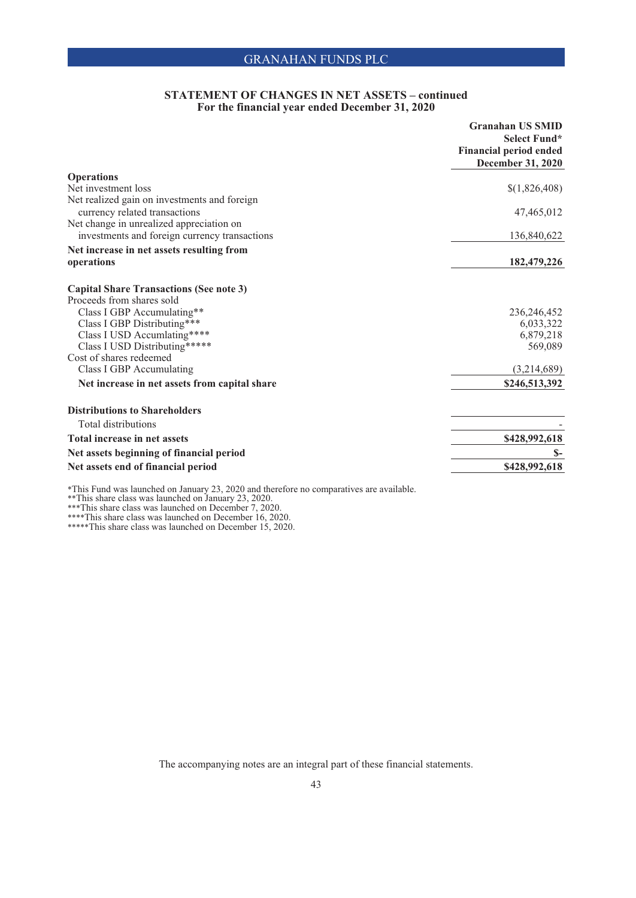## STATEMENT OF CHANGES IN NET ASSETS – continued
### For the financial year ended December 31, 2020

| | Granahan US SMID Select Fund* Financial period ended December 31, 2020 |
|---|---|
| **Operations** | |
| Net investment loss | $(1,826,408) |
| Net realized gain on investments and foreign currency related transactions | 47,465,012 |
| Net change in unrealized appreciation on investments and foreign currency transactions | 136,840,622 |
| **Net increase in net assets resulting from operations** | **182,479,226** |
| | |
| **Capital Share Transactions (See note 3)** | |
| Proceeds from shares sold | |
| Class I GBP Accumulating** | 236,246,452 |
| Class I GBP Distributing*** | 6,033,322 |
| Class I USD Accumlating**** | 6,879,218 |
| Class I USD Distributing***** | 569,089 |
| Cost of shares redeemed | |
| Class I GBP Accumulating | (3,214,689) |
| **Net increase in net assets from capital share** | **$246,513,392** |
| | |
| **Distributions to Shareholders** | |
| Total distributions | - |
| **Total increase in net assets** | **$428,992,618** |
| **Net assets beginning of financial period** | **$-** |
| **Net assets end of financial period** | **$428,992,618** |

*This Fund was launched on January 23, 2020 and therefore no comparatives are available.
**This share class was launched on January 23, 2020.
***This share class was launched on December 7, 2020.
****This share class was launched on December 16, 2020.
*****This share class was launched on December 15, 2020.

The accompanying notes are an integral part of these financial statements.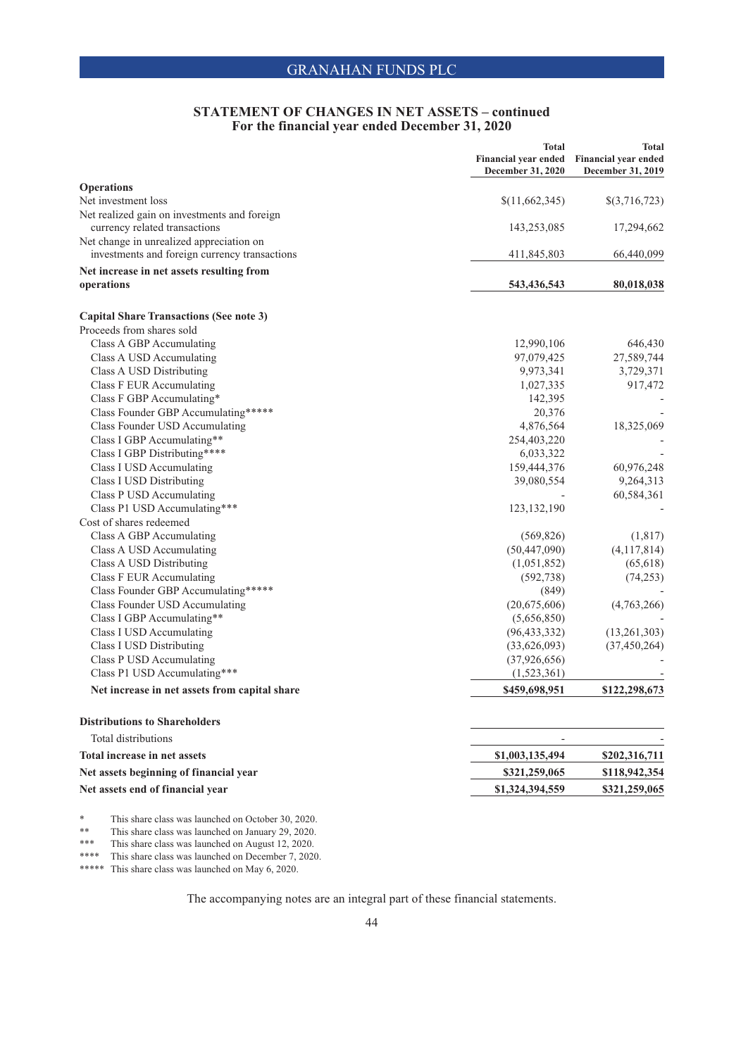# GRANAHAN FUNDS PLC

## STATEMENT OF CHANGES IN NET ASSETS – continued
### For the financial year ended December 31, 2020

| | Total Financial year ended December 31, 2020 | Total Financial year ended December 31, 2019 |
|---|---|---|
| **Operations** | | |
| Net investment loss | $(11,662,345) | $(3,716,723) |
| Net realized gain on investments and foreign currency related transactions | 143,253,085 | 17,294,662 |
| Net change in unrealized appreciation on investments and foreign currency transactions | 411,845,803 | 66,440,099 |
| **Net increase in net assets resulting from operations** | **543,436,543** | **80,018,038** |
| | | |
| **Capital Share Transactions (See note 3)** | | |
| Proceeds from shares sold | | |
| Class A GBP Accumulating | 12,990,106 | 646,430 |
| Class A USD Accumulating | 97,079,425 | 27,589,744 |
| Class A USD Distributing | 9,973,341 | 3,729,371 |
| Class F EUR Accumulating | 1,027,335 | 917,472 |
| Class F GBP Accumulating* | 142,395 | - |
| Class Founder GBP Accumulating***** | 20,376 | - |
| Class Founder USD Accumulating | 4,876,564 | 18,325,069 |
| Class I GBP Accumulating** | 254,403,220 | - |
| Class I GBP Distributing**** | 6,033,322 | - |
| Class I USD Accumulating | 159,444,376 | 60,976,248 |
| Class I USD Distributing | 39,080,554 | 9,264,313 |
| Class P USD Accumulating | - | 60,584,361 |
| Class P1 USD Accumulating*** | 123,132,190 | - |
| Cost of shares redeemed | | |
| Class A GBP Accumulating | (569,826) | (1,817) |
| Class A USD Accumulating | (50,447,090) | (4,117,814) |
| Class A USD Distributing | (1,051,852) | (65,618) |
| Class F EUR Accumulating | (592,738) | (74,253) |
| Class Founder GBP Accumulating***** | (849) | - |
| Class Founder USD Accumulating | (20,675,606) | (4,763,266) |
| Class I GBP Accumulating** | (5,656,850) | - |
| Class I USD Accumulating | (96,433,332) | (13,261,303) |
| Class I USD Distributing | (33,626,093) | (37,450,264) |
| Class P USD Accumulating | (37,926,656) | - |
| Class P1 USD Accumulating*** | (1,523,361) | - |
| **Net increase in net assets from capital share** | **$459,698,951** | **$122,298,673** |
| | | |
| **Distributions to Shareholders** | | |
| Total distributions | - | - |
| **Total increase in net assets** | **$1,003,135,494** | **$202,316,711** |
| **Net assets beginning of financial year** | **$321,259,065** | **$118,942,354** |
| **Net assets end of financial year** | **$1,324,394,559** | **$321,259,065** |

\* This share class was launched on October 30, 2020.
\*\* This share class was launched on January 29, 2020.
\*\*\* This share class was launched on August 12, 2020.
\*\*\*\* This share class was launched on December 7, 2020.
\*\*\*\*\* This share class was launched on May 6, 2020.

The accompanying notes are an integral part of these financial statements.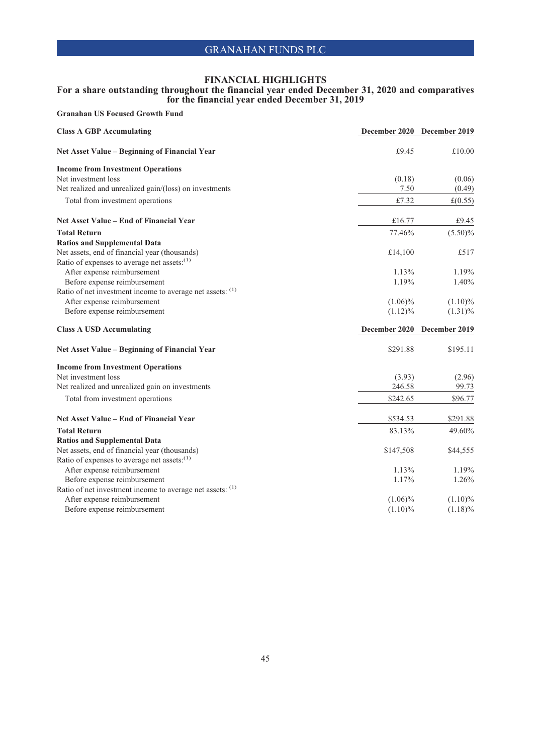## FINANCIAL HIGHLIGHTS

### For a share outstanding throughout the financial year ended December 31, 2020 and comparatives for the financial year ended December 31, 2019

**Granahan US Focused Growth Fund**

| **Class A GBP Accumulating** | **December 2020** | **December 2019** |
|---|---|---|
| **Net Asset Value – Beginning of Financial Year** | £9.45 | £10.00 |
| **Income from Investment Operations** | | |
| Net investment loss | (0.18) | (0.06) |
| Net realized and unrealized gain/(loss) on investments | 7.50 | (0.49) |
| Total from investment operations | £7.32 | £(0.55) |
| **Net Asset Value – End of Financial Year** | £16.77 | £9.45 |
| **Total Return** | 77.46% | (5.50)% |
| **Ratios and Supplemental Data** | | |
| Net assets, end of financial year (thousands) | £14,100 | £517 |
| Ratio of expenses to average net assets:(1) | | |
| After expense reimbursement | 1.13% | 1.19% |
| Before expense reimbursement | 1.19% | 1.40% |
| Ratio of net investment income to average net assets: (1) | | |
| After expense reimbursement | (1.06)% | (1.10)% |
| Before expense reimbursement | (1.12)% | (1.31)% |

| **Class A USD Accumulating** | **December 2020** | **December 2019** |
|---|---|---|
| **Net Asset Value – Beginning of Financial Year** | $291.88 | $195.11 |
| **Income from Investment Operations** | | |
| Net investment loss | (3.93) | (2.96) |
| Net realized and unrealized gain on investments | 246.58 | 99.73 |
| Total from investment operations | $242.65 | $96.77 |
| **Net Asset Value – End of Financial Year** | $534.53 | $291.88 |
| **Total Return** | 83.13% | 49.60% |
| **Ratios and Supplemental Data** | | |
| Net assets, end of financial year (thousands) | $147,508 | $44,555 |
| Ratio of expenses to average net assets:(1) | | |
| After expense reimbursement | 1.13% | 1.19% |
| Before expense reimbursement | 1.17% | 1.26% |
| Ratio of net investment income to average net assets: (1) | | |
| After expense reimbursement | (1.06)% | (1.10)% |
| Before expense reimbursement | (1.10)% | (1.18)% |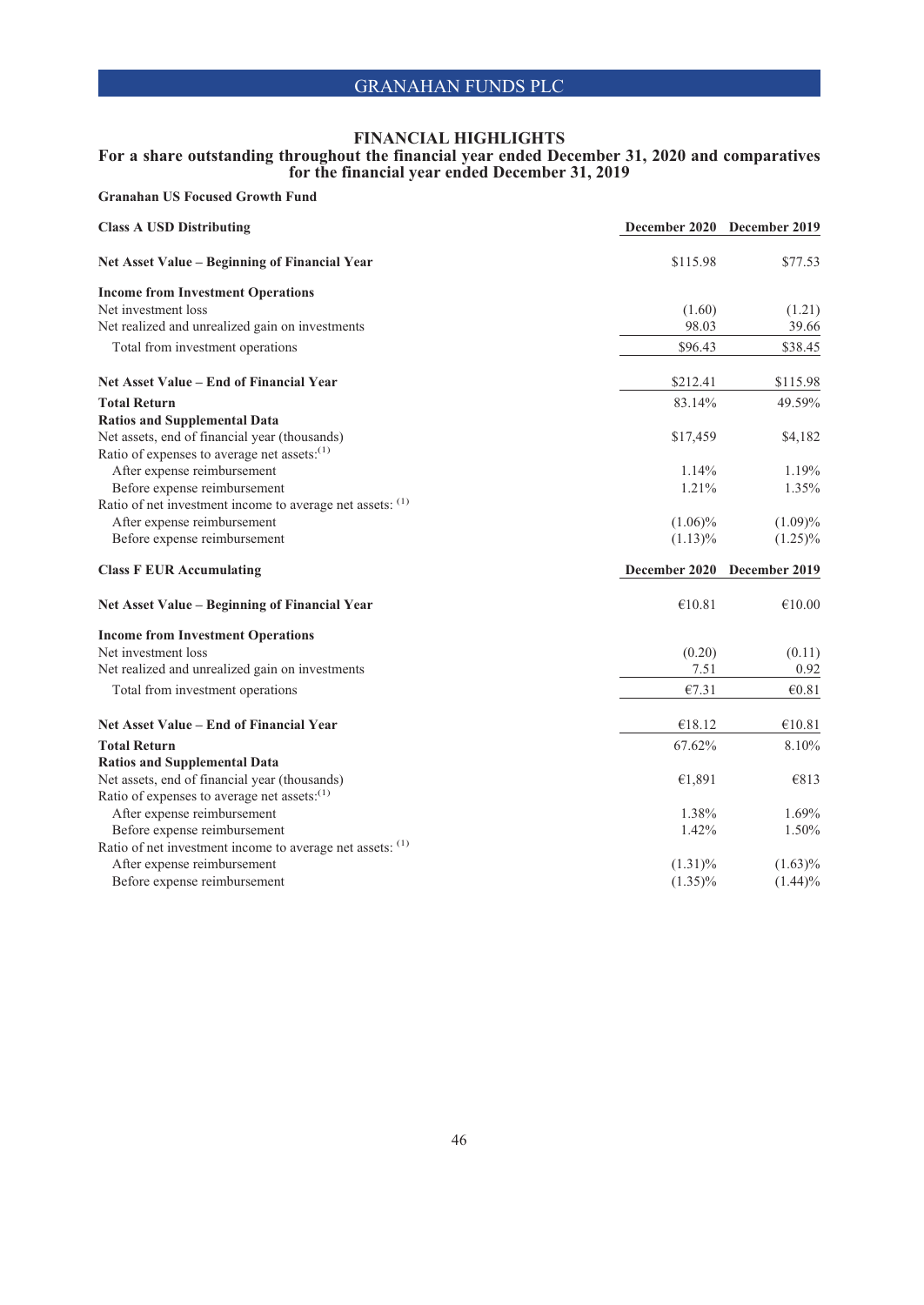# FINANCIAL HIGHLIGHTS

## For a share outstanding throughout the financial year ended December 31, 2020 and comparatives for the financial year ended December 31, 2019

**Granahan US Focused Growth Fund**

| **Class A USD Distributing** | **December 2020** | **December 2019** |
|---|---|---|
| **Net Asset Value – Beginning of Financial Year** | $115.98 | $77.53 |
| **Income from Investment Operations** | | |
| Net investment loss | (1.60) | (1.21) |
| Net realized and unrealized gain on investments | 98.03 | 39.66 |
| Total from investment operations | $96.43 | $38.45 |
| **Net Asset Value – End of Financial Year** | $212.41 | $115.98 |
| **Total Return** | 83.14% | 49.59% |
| **Ratios and Supplemental Data** | | |
| Net assets, end of financial year (thousands) | $17,459 | $4,182 |
| Ratio of expenses to average net assets:[1] | | |
| After expense reimbursement | 1.14% | 1.19% |
| Before expense reimbursement | 1.21% | 1.35% |
| Ratio of net investment income to average net assets: [1] | | |
| After expense reimbursement | (1.06)% | (1.09)% |
| Before expense reimbursement | (1.13)% | (1.25)% |

| **Class F EUR Accumulating** | **December 2020** | **December 2019** |
|---|---|---|
| **Net Asset Value – Beginning of Financial Year** | €10.81 | €10.00 |
| **Income from Investment Operations** | | |
| Net investment loss | (0.20) | (0.11) |
| Net realized and unrealized gain on investments | 7.51 | 0.92 |
| Total from investment operations | €7.31 | €0.81 |
| **Net Asset Value – End of Financial Year** | €18.12 | €10.81 |
| **Total Return** | 67.62% | 8.10% |
| **Ratios and Supplemental Data** | | |
| Net assets, end of financial year (thousands) | €1,891 | €813 |
| Ratio of expenses to average net assets:[1] | | |
| After expense reimbursement | 1.38% | 1.69% |
| Before expense reimbursement | 1.42% | 1.50% |
| Ratio of net investment income to average net assets: [1] | | |
| After expense reimbursement | (1.31)% | (1.63)% |
| Before expense reimbursement | (1.35)% | (1.44)% |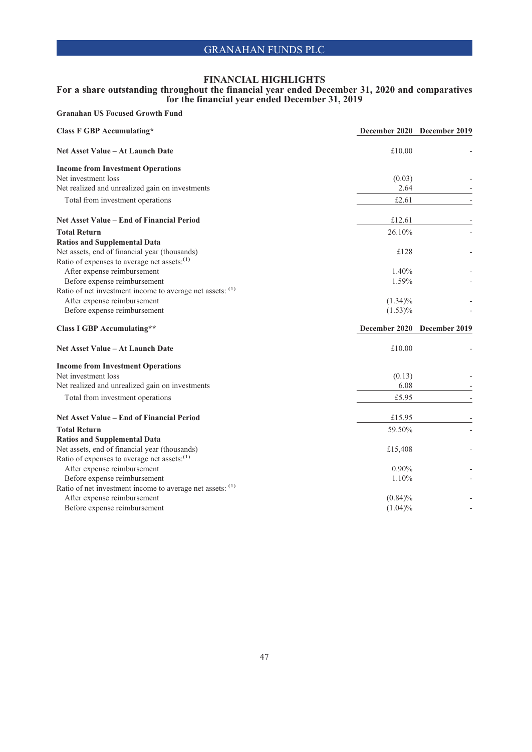# FINANCIAL HIGHLIGHTS

## For a share outstanding throughout the financial year ended December 31, 2020 and comparatives for the financial year ended December 31, 2019

**Granahan US Focused Growth Fund**

| **Class F GBP Accumulating*** | **December 2020** | **December 2019** |
|---|---|---|
| **Net Asset Value – At Launch Date** | £10.00 | - |
| **Income from Investment Operations** | | |
| Net investment loss | (0.03) | - |
| Net realized and unrealized gain on investments | 2.64 | - |
| Total from investment operations | £2.61 | - |
| **Net Asset Value – End of Financial Period** | £12.61 | - |
| **Total Return** | 26.10% | - |
| **Ratios and Supplemental Data** | | |
| Net assets, end of financial year (thousands) | £128 | - |
| Ratio of expenses to average net assets:[1] | | |
| After expense reimbursement | 1.40% | - |
| Before expense reimbursement | 1.59% | - |
| Ratio of net investment income to average net assets: [1] | | |
| After expense reimbursement | (1.34)% | - |
| Before expense reimbursement | (1.53)% | - |

| **Class I GBP Accumulating**** | **December 2020** | **December 2019** |
|---|---|---|
| **Net Asset Value – At Launch Date** | £10.00 | - |
| **Income from Investment Operations** | | |
| Net investment loss | (0.13) | - |
| Net realized and unrealized gain on investments | 6.08 | - |
| Total from investment operations | £5.95 | - |
| **Net Asset Value – End of Financial Period** | £15.95 | - |
| **Total Return** | 59.50% | - |
| **Ratios and Supplemental Data** | | |
| Net assets, end of financial year (thousands) | £15,408 | - |
| Ratio of expenses to average net assets:[1] | | |
| After expense reimbursement | 0.90% | - |
| Before expense reimbursement | 1.10% | - |
| Ratio of net investment income to average net assets: [1] | | |
| After expense reimbursement | (0.84)% | - |
| Before expense reimbursement | (1.04)% | - |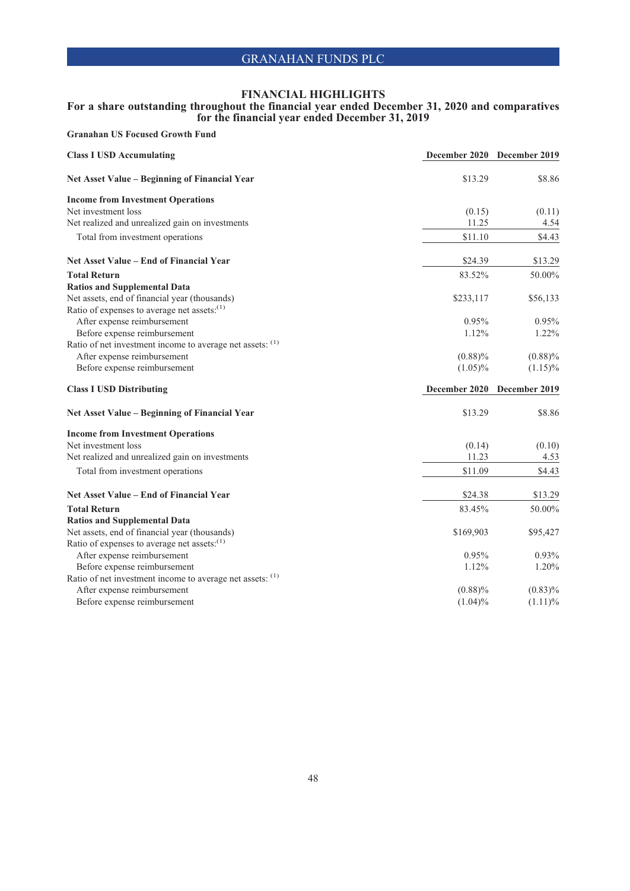# GRANAHAN FUNDS PLC

## FINANCIAL HIGHLIGHTS

### For a share outstanding throughout the financial year ended December 31, 2020 and comparatives for the financial year ended December 31, 2019

**Granahan US Focused Growth Fund**

| **Class I USD Accumulating** | **December 2020** | **December 2019** |
|---|---|---|
| **Net Asset Value – Beginning of Financial Year** | $13.29 | $8.86 |
| **Income from Investment Operations** | | |
| Net investment loss | (0.15) | (0.11) |
| Net realized and unrealized gain on investments | 11.25 | 4.54 |
| Total from investment operations | $11.10 | $4.43 |
| **Net Asset Value – End of Financial Year** | $24.39 | $13.29 |
| **Total Return** | 83.52% | 50.00% |
| **Ratios and Supplemental Data** | | |
| Net assets, end of financial year (thousands) | $233,117 | $56,133 |
| Ratio of expenses to average net assets:[1] | | |
| After expense reimbursement | 0.95% | 0.95% |
| Before expense reimbursement | 1.12% | 1.22% |
| Ratio of net investment income to average net assets: [1] | | |
| After expense reimbursement | (0.88)% | (0.88)% |
| Before expense reimbursement | (1.05)% | (1.15)% |

| **Class I USD Distributing** | **December 2020** | **December 2019** |
|---|---|---|
| **Net Asset Value – Beginning of Financial Year** | $13.29 | $8.86 |
| **Income from Investment Operations** | | |
| Net investment loss | (0.14) | (0.10) |
| Net realized and unrealized gain on investments | 11.23 | 4.53 |
| Total from investment operations | $11.09 | $4.43 |
| **Net Asset Value – End of Financial Year** | $24.38 | $13.29 |
| **Total Return** | 83.45% | 50.00% |
| **Ratios and Supplemental Data** | | |
| Net assets, end of financial year (thousands) | $169,903 | $95,427 |
| Ratio of expenses to average net assets:[1] | | |
| After expense reimbursement | 0.95% | 0.93% |
| Before expense reimbursement | 1.12% | 1.20% |
| Ratio of net investment income to average net assets: [1] | | |
| After expense reimbursement | (0.88)% | (0.83)% |
| Before expense reimbursement | (1.04)% | (1.11)% |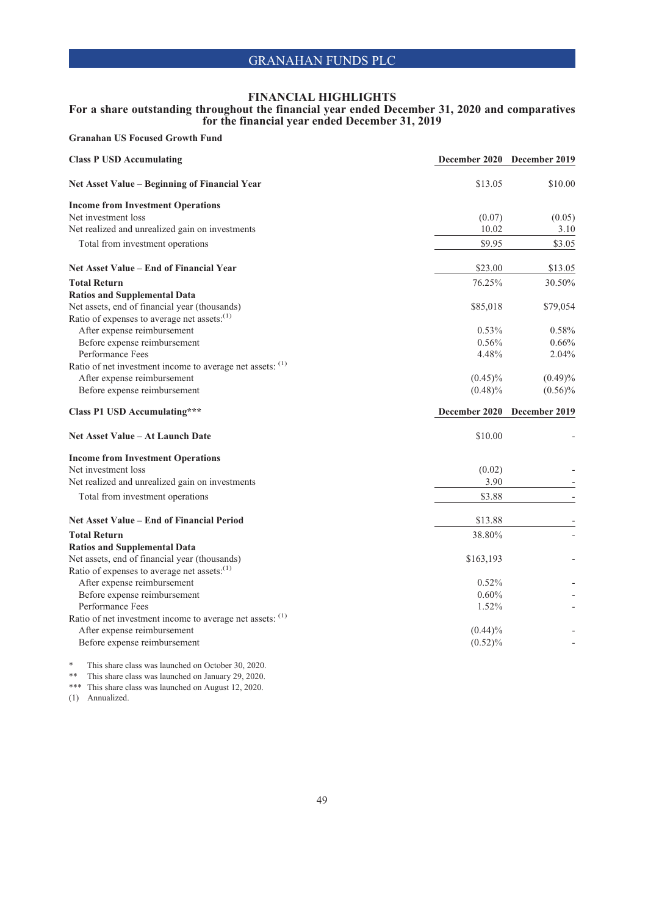# FINANCIAL HIGHLIGHTS

## For a share outstanding throughout the financial year ended December 31, 2020 and comparatives for the financial year ended December 31, 2019

**Granahan US Focused Growth Fund**

| **Class P USD Accumulating** | **December 2020** | **December 2019** |
|---|---|---|
| **Net Asset Value – Beginning of Financial Year** | $13.05 | $10.00 |
| **Income from Investment Operations** | | |
| Net investment loss | (0.07) | (0.05) |
| Net realized and unrealized gain on investments | 10.02 | 3.10 |
| Total from investment operations | $9.95 | $3.05 |
| **Net Asset Value – End of Financial Year** | $23.00 | $13.05 |
| **Total Return** | 76.25% | 30.50% |
| **Ratios and Supplemental Data** | | |
| Net assets, end of financial year (thousands) | $85,018 | $79,054 |
| Ratio of expenses to average net assets:(1) | | |
| After expense reimbursement | 0.53% | 0.58% |
| Before expense reimbursement | 0.56% | 0.66% |
| Performance Fees | 4.48% | 2.04% |
| Ratio of net investment income to average net assets: (1) | | |
| After expense reimbursement | (0.45)% | (0.49)% |
| Before expense reimbursement | (0.48)% | (0.56)% |

| **Class P1 USD Accumulating*** ** | **December 2020** | **December 2019** |
|---|---|---|
| **Net Asset Value – At Launch Date** | $10.00 | - |
| **Income from Investment Operations** | | |
| Net investment loss | (0.02) | - |
| Net realized and unrealized gain on investments | 3.90 | - |
| Total from investment operations | $3.88 | - |
| **Net Asset Value – End of Financial Period** | $13.88 | - |
| **Total Return** | 38.80% | - |
| **Ratios and Supplemental Data** | | |
| Net assets, end of financial year (thousands) | $163,193 | - |
| Ratio of expenses to average net assets:(1) | | |
| After expense reimbursement | 0.52% | - |
| Before expense reimbursement | 0.60% | - |
| Performance Fees | 1.52% | - |
| Ratio of net investment income to average net assets: (1) | | |
| After expense reimbursement | (0.44)% | - |
| Before expense reimbursement | (0.52)% | - |

\* This share class was launched on October 30, 2020.

\** This share class was launched on January 29, 2020.

\*** This share class was launched on August 12, 2020.

(1) Annualized.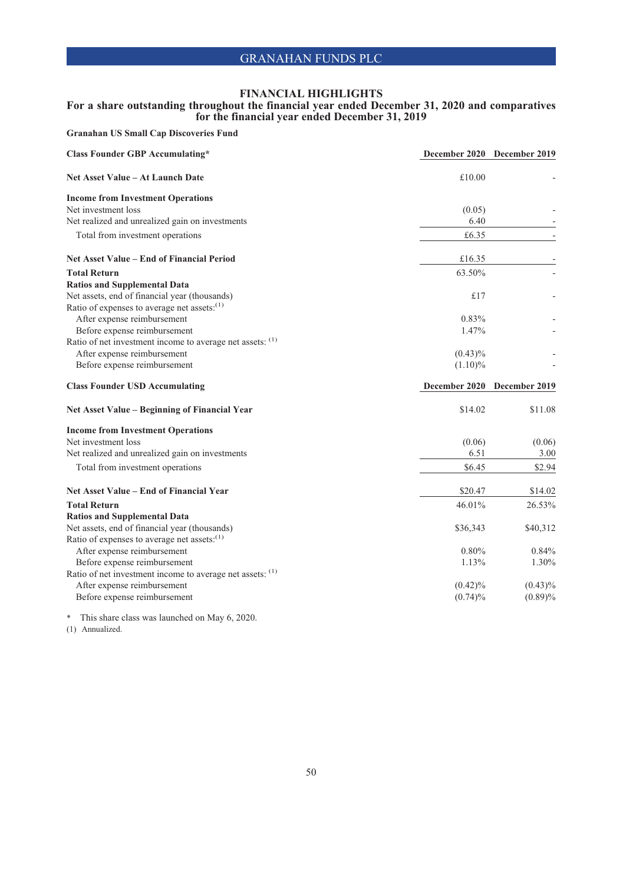## FINANCIAL HIGHLIGHTS

### For a share outstanding throughout the financial year ended December 31, 2020 and comparatives for the financial year ended December 31, 2019

**Granahan US Small Cap Discoveries Fund**

| **Class Founder GBP Accumulating*** | **December 2020** | **December 2019** |
|---|---|---|
| **Net Asset Value – At Launch Date** | £10.00 | - |
| **Income from Investment Operations** | | |
| Net investment loss | (0.05) | - |
| Net realized and unrealized gain on investments | 6.40 | - |
| Total from investment operations | £6.35 | - |
| **Net Asset Value – End of Financial Period** | £16.35 | - |
| **Total Return** | 63.50% | - |
| **Ratios and Supplemental Data** | | |
| Net assets, end of financial year (thousands) | £17 | - |
| Ratio of expenses to average net assets:(1) | | |
| After expense reimbursement | 0.83% | - |
| Before expense reimbursement | 1.47% | - |
| Ratio of net investment income to average net assets: (1) | | |
| After expense reimbursement | (0.43)% | - |
| Before expense reimbursement | (1.10)% | - |

| **Class Founder USD Accumulating** | **December 2020** | **December 2019** |
|---|---|---|
| **Net Asset Value – Beginning of Financial Year** | $14.02 | $11.08 |
| **Income from Investment Operations** | | |
| Net investment loss | (0.06) | (0.06) |
| Net realized and unrealized gain on investments | 6.51 | 3.00 |
| Total from investment operations | $6.45 | $2.94 |
| **Net Asset Value – End of Financial Year** | $20.47 | $14.02 |
| **Total Return** | 46.01% | 26.53% |
| **Ratios and Supplemental Data** | | |
| Net assets, end of financial year (thousands) | $36,343 | $40,312 |
| Ratio of expenses to average net assets:(1) | | |
| After expense reimbursement | 0.80% | 0.84% |
| Before expense reimbursement | 1.13% | 1.30% |
| Ratio of net investment income to average net assets: (1) | | |
| After expense reimbursement | (0.42)% | (0.43)% |
| Before expense reimbursement | (0.74)% | (0.89)% |

\* This share class was launched on May 6, 2020.

(1) Annualized.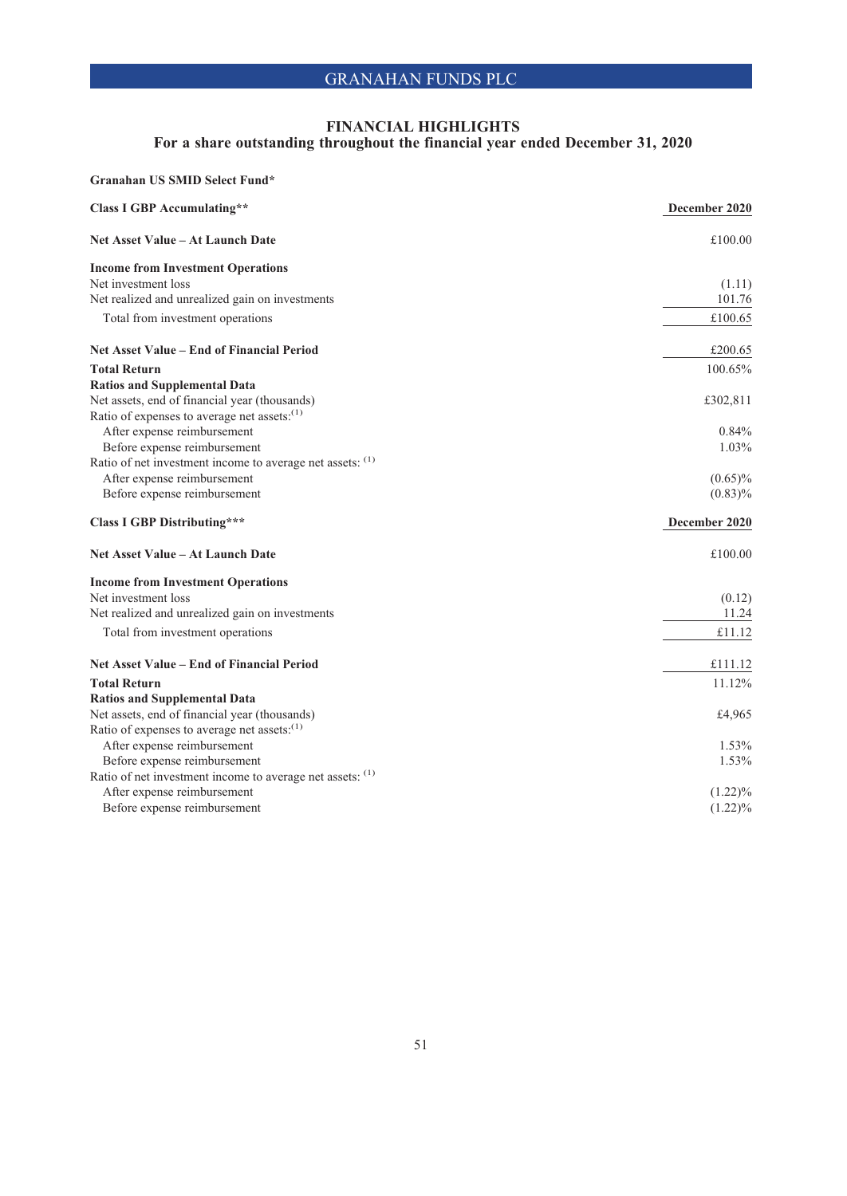# FINANCIAL HIGHLIGHTS

## For a share outstanding throughout the financial year ended December 31, 2020

**Granahan US SMID Select Fund***

| **Class I GBP Accumulating**** | **December 2020** |
|---|---|
| **Net Asset Value – At Launch Date** | £100.00 |
| **Income from Investment Operations** | |
| Net investment loss | (1.11) |
| Net realized and unrealized gain on investments | 101.76 |
| Total from investment operations | £100.65 |
| **Net Asset Value – End of Financial Period** | £200.65 |
| **Total Return** | 100.65% |
| **Ratios and Supplemental Data** | |
| Net assets, end of financial year (thousands) | £302,811 |
| Ratio of expenses to average net assets:(1) | |
| After expense reimbursement | 0.84% |
| Before expense reimbursement | 1.03% |
| Ratio of net investment income to average net assets: (1) | |
| After expense reimbursement | (0.65)% |
| Before expense reimbursement | (0.83)% |

| **Class I GBP Distributing***** | **December 2020** |
|---|---|
| **Net Asset Value – At Launch Date** | £100.00 |
| **Income from Investment Operations** | |
| Net investment loss | (0.12) |
| Net realized and unrealized gain on investments | 11.24 |
| Total from investment operations | £11.12 |
| **Net Asset Value – End of Financial Period** | £111.12 |
| **Total Return** | 11.12% |
| **Ratios and Supplemental Data** | |
| Net assets, end of financial year (thousands) | £4,965 |
| Ratio of expenses to average net assets:(1) | |
| After expense reimbursement | 1.53% |
| Before expense reimbursement | 1.53% |
| Ratio of net investment income to average net assets: (1) | |
| After expense reimbursement | (1.22)% |
| Before expense reimbursement | (1.22)% |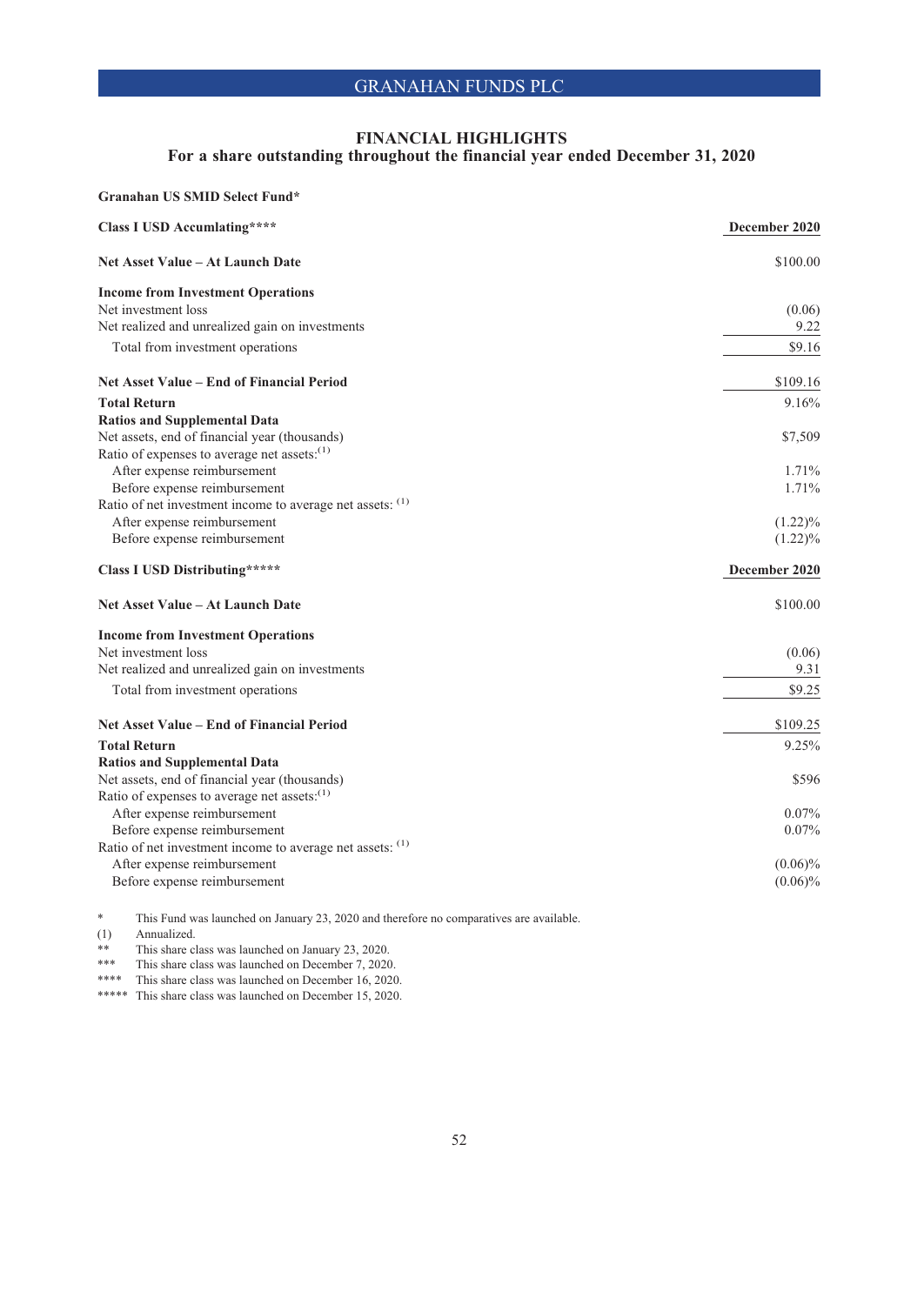## FINANCIAL HIGHLIGHTS
### For a share outstanding throughout the financial year ended December 31, 2020

**Granahan US SMID Select Fund***

| **Class I USD Accumlating****** | **December 2020** |
|---|---|
| **Net Asset Value – At Launch Date** | $100.00 |
| **Income from Investment Operations** | |
| Net investment loss | (0.06) |
| Net realized and unrealized gain on investments | 9.22 |
| Total from investment operations | $9.16 |
| **Net Asset Value – End of Financial Period** | $109.16 |
| **Total Return** | 9.16% |
| **Ratios and Supplemental Data** | |
| Net assets, end of financial year (thousands) | $7,509 |
| Ratio of expenses to average net assets:(1) | |
| After expense reimbursement | 1.71% |
| Before expense reimbursement | 1.71% |
| Ratio of net investment income to average net assets: (1) | |
| After expense reimbursement | (1.22)% |
| Before expense reimbursement | (1.22)% |

| **Class I USD Distributing******* | **December 2020** |
|---|---|
| **Net Asset Value – At Launch Date** | $100.00 |
| **Income from Investment Operations** | |
| Net investment loss | (0.06) |
| Net realized and unrealized gain on investments | 9.31 |
| Total from investment operations | $9.25 |
| **Net Asset Value – End of Financial Period** | $109.25 |
| **Total Return** | 9.25% |
| **Ratios and Supplemental Data** | |
| Net assets, end of financial year (thousands) | $596 |
| Ratio of expenses to average net assets:(1) | |
| After expense reimbursement | 0.07% |
| Before expense reimbursement | 0.07% |
| Ratio of net investment income to average net assets: (1) | |
| After expense reimbursement | (0.06)% |
| Before expense reimbursement | (0.06)% |

\* This Fund was launched on January 23, 2020 and therefore no comparatives are available.
(1) Annualized.
** This share class was launched on January 23, 2020.
*** This share class was launched on December 7, 2020.
**** This share class was launched on December 16, 2020.
***** This share class was launched on December 15, 2020.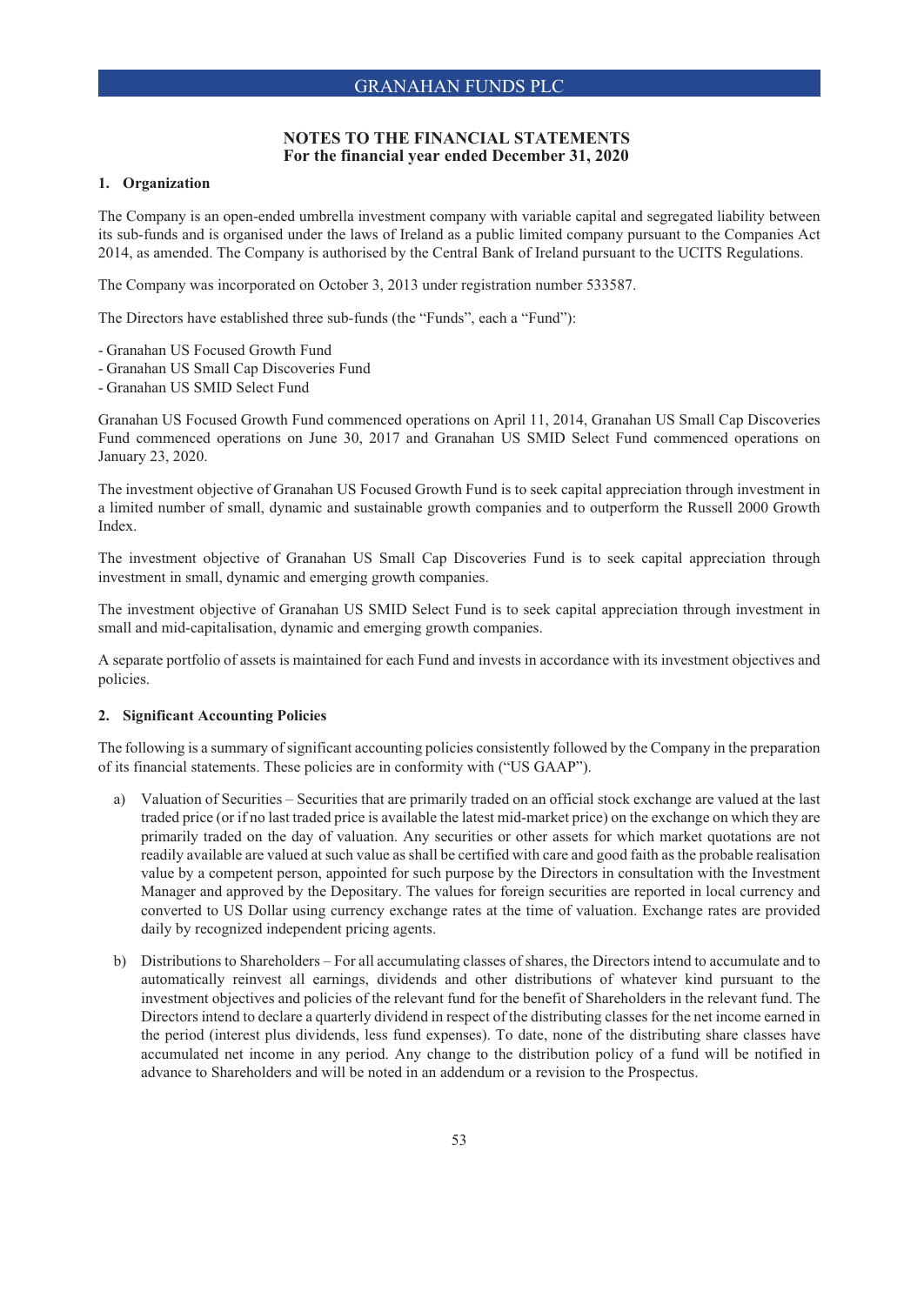# NOTES TO THE FINANCIAL STATEMENTS
## For the financial year ended December 31, 2020

### 1. Organization

The Company is an open-ended umbrella investment company with variable capital and segregated liability between its sub-funds and is organised under the laws of Ireland as a public limited company pursuant to the Companies Act 2014, as amended. The Company is authorised by the Central Bank of Ireland pursuant to the UCITS Regulations.

The Company was incorporated on October 3, 2013 under registration number 533587.

The Directors have established three sub-funds (the "Funds", each a "Fund"):

- Granahan US Focused Growth Fund
- Granahan US Small Cap Discoveries Fund
- Granahan US SMID Select Fund

Granahan US Focused Growth Fund commenced operations on April 11, 2014, Granahan US Small Cap Discoveries Fund commenced operations on June 30, 2017 and Granahan US SMID Select Fund commenced operations on January 23, 2020.

The investment objective of Granahan US Focused Growth Fund is to seek capital appreciation through investment in a limited number of small, dynamic and sustainable growth companies and to outperform the Russell 2000 Growth Index.

The investment objective of Granahan US Small Cap Discoveries Fund is to seek capital appreciation through investment in small, dynamic and emerging growth companies.

The investment objective of Granahan US SMID Select Fund is to seek capital appreciation through investment in small and mid-capitalisation, dynamic and emerging growth companies.

A separate portfolio of assets is maintained for each Fund and invests in accordance with its investment objectives and policies.

### 2. Significant Accounting Policies

The following is a summary of significant accounting policies consistently followed by the Company in the preparation of its financial statements. These policies are in conformity with ("US GAAP").

a) Valuation of Securities – Securities that are primarily traded on an official stock exchange are valued at the last traded price (or if no last traded price is available the latest mid-market price) on the exchange on which they are primarily traded on the day of valuation. Any securities or other assets for which market quotations are not readily available are valued at such value as shall be certified with care and good faith as the probable realisation value by a competent person, appointed for such purpose by the Directors in consultation with the Investment Manager and approved by the Depositary. The values for foreign securities are reported in local currency and converted to US Dollar using currency exchange rates at the time of valuation. Exchange rates are provided daily by recognized independent pricing agents.

b) Distributions to Shareholders – For all accumulating classes of shares, the Directors intend to accumulate and to automatically reinvest all earnings, dividends and other distributions of whatever kind pursuant to the investment objectives and policies of the relevant fund for the benefit of Shareholders in the relevant fund. The Directors intend to declare a quarterly dividend in respect of the distributing classes for the net income earned in the period (interest plus dividends, less fund expenses). To date, none of the distributing share classes have accumulated net income in any period. Any change to the distribution policy of a fund will be notified in advance to Shareholders and will be noted in an addendum or a revision to the Prospectus.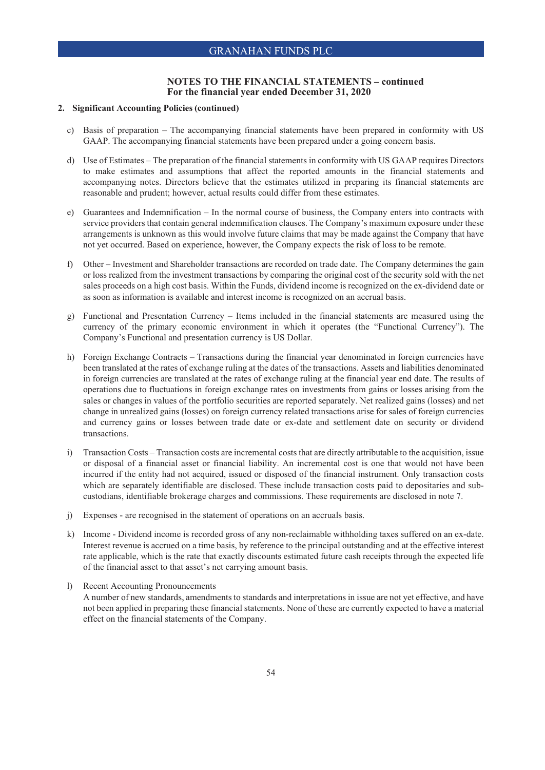## NOTES TO THE FINANCIAL STATEMENTS – continued
## For the financial year ended December 31, 2020

**2. Significant Accounting Policies (continued)**

c) Basis of preparation – The accompanying financial statements have been prepared in conformity with US GAAP. The accompanying financial statements have been prepared under a going concern basis.

d) Use of Estimates – The preparation of the financial statements in conformity with US GAAP requires Directors to make estimates and assumptions that affect the reported amounts in the financial statements and accompanying notes. Directors believe that the estimates utilized in preparing its financial statements are reasonable and prudent; however, actual results could differ from these estimates.

e) Guarantees and Indemnification – In the normal course of business, the Company enters into contracts with service providers that contain general indemnification clauses. The Company's maximum exposure under these arrangements is unknown as this would involve future claims that may be made against the Company that have not yet occurred. Based on experience, however, the Company expects the risk of loss to be remote.

f) Other – Investment and Shareholder transactions are recorded on trade date. The Company determines the gain or loss realized from the investment transactions by comparing the original cost of the security sold with the net sales proceeds on a high cost basis. Within the Funds, dividend income is recognized on the ex-dividend date or as soon as information is available and interest income is recognized on an accrual basis.

g) Functional and Presentation Currency – Items included in the financial statements are measured using the currency of the primary economic environment in which it operates (the "Functional Currency"). The Company's Functional and presentation currency is US Dollar.

h) Foreign Exchange Contracts – Transactions during the financial year denominated in foreign currencies have been translated at the rates of exchange ruling at the dates of the transactions. Assets and liabilities denominated in foreign currencies are translated at the rates of exchange ruling at the financial year end date. The results of operations due to fluctuations in foreign exchange rates on investments from gains or losses arising from the sales or changes in values of the portfolio securities are reported separately. Net realized gains (losses) and net change in unrealized gains (losses) on foreign currency related transactions arise for sales of foreign currencies and currency gains or losses between trade date or ex-date and settlement date on security or dividend transactions.

i) Transaction Costs – Transaction costs are incremental costs that are directly attributable to the acquisition, issue or disposal of a financial asset or financial liability. An incremental cost is one that would not have been incurred if the entity had not acquired, issued or disposed of the financial instrument. Only transaction costs which are separately identifiable are disclosed. These include transaction costs paid to depositaries and sub-custodians, identifiable brokerage charges and commissions. These requirements are disclosed in note 7.

j) Expenses - are recognised in the statement of operations on an accruals basis.

k) Income - Dividend income is recorded gross of any non-reclaimable withholding taxes suffered on an ex-date. Interest revenue is accrued on a time basis, by reference to the principal outstanding and at the effective interest rate applicable, which is the rate that exactly discounts estimated future cash receipts through the expected life of the financial asset to that asset's net carrying amount basis.

l) Recent Accounting Pronouncements
A number of new standards, amendments to standards and interpretations in issue are not yet effective, and have not been applied in preparing these financial statements. None of these are currently expected to have a material effect on the financial statements of the Company.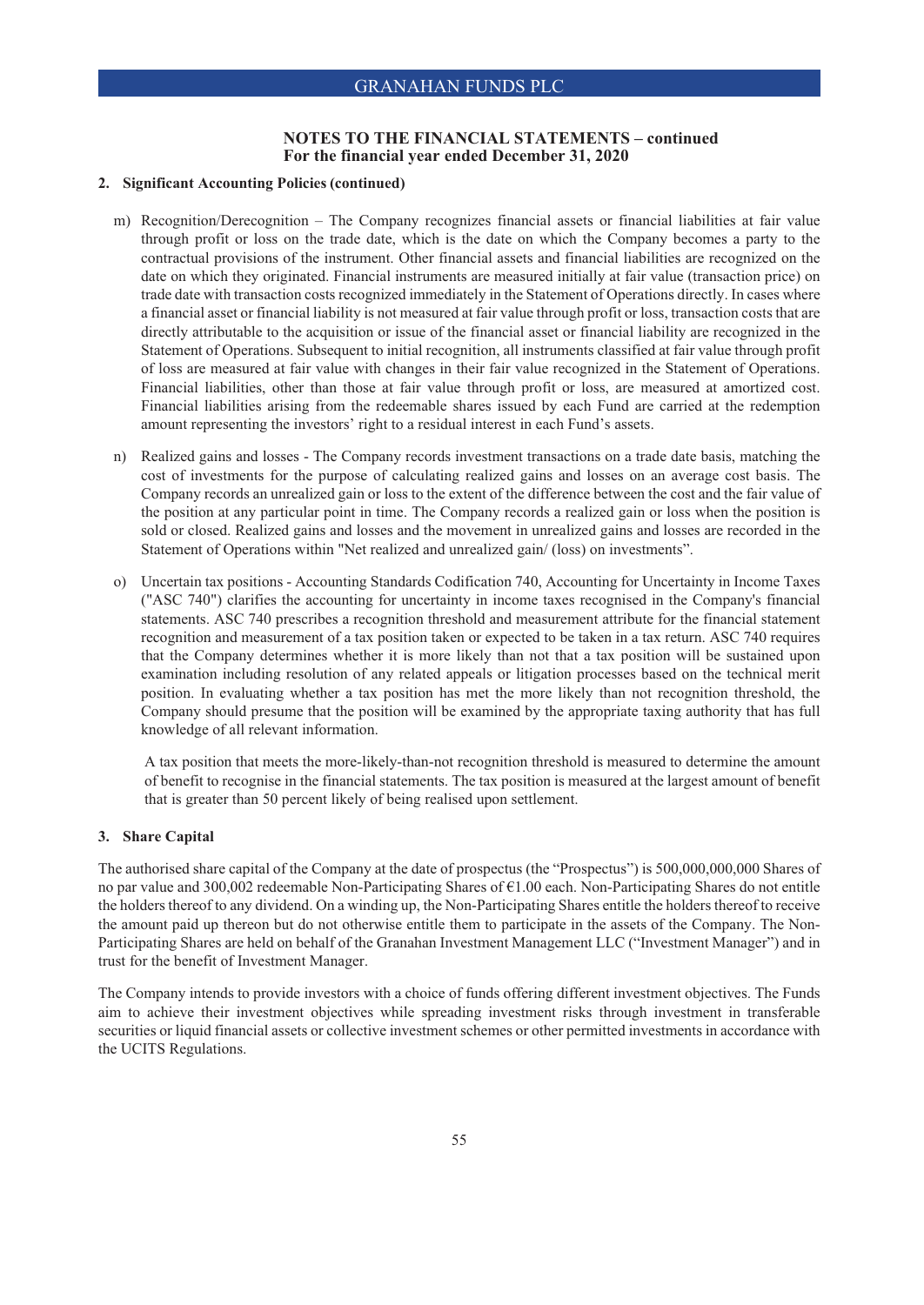## NOTES TO THE FINANCIAL STATEMENTS – continued
## For the financial year ended December 31, 2020

**2. Significant Accounting Policies (continued)**

m) Recognition/Derecognition – The Company recognizes financial assets or financial liabilities at fair value through profit or loss on the trade date, which is the date on which the Company becomes a party to the contractual provisions of the instrument. Other financial assets and financial liabilities are recognized on the date on which they originated. Financial instruments are measured initially at fair value (transaction price) on trade date with transaction costs recognized immediately in the Statement of Operations directly. In cases where a financial asset or financial liability is not measured at fair value through profit or loss, transaction costs that are directly attributable to the acquisition or issue of the financial asset or financial liability are recognized in the Statement of Operations. Subsequent to initial recognition, all instruments classified at fair value through profit of loss are measured at fair value with changes in their fair value recognized in the Statement of Operations. Financial liabilities, other than those at fair value through profit or loss, are measured at amortized cost. Financial liabilities arising from the redeemable shares issued by each Fund are carried at the redemption amount representing the investors' right to a residual interest in each Fund's assets.

n) Realized gains and losses - The Company records investment transactions on a trade date basis, matching the cost of investments for the purpose of calculating realized gains and losses on an average cost basis. The Company records an unrealized gain or loss to the extent of the difference between the cost and the fair value of the position at any particular point in time. The Company records a realized gain or loss when the position is sold or closed. Realized gains and losses and the movement in unrealized gains and losses are recorded in the Statement of Operations within "Net realized and unrealized gain/ (loss) on investments".

o) Uncertain tax positions - Accounting Standards Codification 740, Accounting for Uncertainty in Income Taxes ("ASC 740") clarifies the accounting for uncertainty in income taxes recognised in the Company's financial statements. ASC 740 prescribes a recognition threshold and measurement attribute for the financial statement recognition and measurement of a tax position taken or expected to be taken in a tax return. ASC 740 requires that the Company determines whether it is more likely than not that a tax position will be sustained upon examination including resolution of any related appeals or litigation processes based on the technical merit position. In evaluating whether a tax position has met the more likely than not recognition threshold, the Company should presume that the position will be examined by the appropriate taxing authority that has full knowledge of all relevant information.

   A tax position that meets the more-likely-than-not recognition threshold is measured to determine the amount of benefit to recognise in the financial statements. The tax position is measured at the largest amount of benefit that is greater than 50 percent likely of being realised upon settlement.

**3. Share Capital**

The authorised share capital of the Company at the date of prospectus (the "Prospectus") is 500,000,000,000 Shares of no par value and 300,002 redeemable Non-Participating Shares of €1.00 each. Non-Participating Shares do not entitle the holders thereof to any dividend. On a winding up, the Non-Participating Shares entitle the holders thereof to receive the amount paid up thereon but do not otherwise entitle them to participate in the assets of the Company. The Non-Participating Shares are held on behalf of the Granahan Investment Management LLC ("Investment Manager") and in trust for the benefit of Investment Manager.

The Company intends to provide investors with a choice of funds offering different investment objectives. The Funds aim to achieve their investment objectives while spreading investment risks through investment in transferable securities or liquid financial assets or collective investment schemes or other permitted investments in accordance with the UCITS Regulations.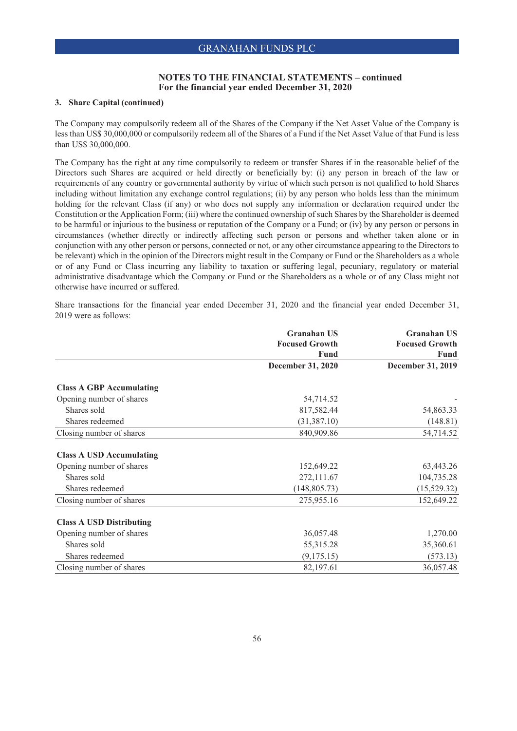## NOTES TO THE FINANCIAL STATEMENTS – continued
### For the financial year ended December 31, 2020

**3. Share Capital (continued)**

The Company may compulsorily redeem all of the Shares of the Company if the Net Asset Value of the Company is less than US$ 30,000,000 or compulsorily redeem all of the Shares of a Fund if the Net Asset Value of that Fund is less than US$ 30,000,000.

The Company has the right at any time compulsorily to redeem or transfer Shares if in the reasonable belief of the Directors such Shares are acquired or held directly or beneficially by: (i) any person in breach of the law or requirements of any country or governmental authority by virtue of which such person is not qualified to hold Shares including without limitation any exchange control regulations; (ii) by any person who holds less than the minimum holding for the relevant Class (if any) or who does not supply any information or declaration required under the Constitution or the Application Form; (iii) where the continued ownership of such Shares by the Shareholder is deemed to be harmful or injurious to the business or reputation of the Company or a Fund; or (iv) by any person or persons in circumstances (whether directly or indirectly affecting such person or persons and whether taken alone or in conjunction with any other person or persons, connected or not, or any other circumstance appearing to the Directors to be relevant) which in the opinion of the Directors might result in the Company or Fund or the Shareholders as a whole or of any Fund or Class incurring any liability to taxation or suffering legal, pecuniary, regulatory or material administrative disadvantage which the Company or Fund or the Shareholders as a whole or of any Class might not otherwise have incurred or suffered.

Share transactions for the financial year ended December 31, 2020 and the financial year ended December 31, 2019 were as follows:

| | Granahan US Focused Growth Fund | Granahan US Focused Growth Fund |
|---|---|---|
| | **December 31, 2020** | **December 31, 2019** |
| **Class A GBP Accumulating** | | |
| Opening number of shares | 54,714.52 | - |
| Shares sold | 817,582.44 | 54,863.33 |
| Shares redeemed | (31,387.10) | (148.81) |
| Closing number of shares | 840,909.86 | 54,714.52 |
| **Class A USD Accumulating** | | |
| Opening number of shares | 152,649.22 | 63,443.26 |
| Shares sold | 272,111.67 | 104,735.28 |
| Shares redeemed | (148,805.73) | (15,529.32) |
| Closing number of shares | 275,955.16 | 152,649.22 |
| **Class A USD Distributing** | | |
| Opening number of shares | 36,057.48 | 1,270.00 |
| Shares sold | 55,315.28 | 35,360.61 |
| Shares redeemed | (9,175.15) | (573.13) |
| Closing number of shares | 82,197.61 | 36,057.48 |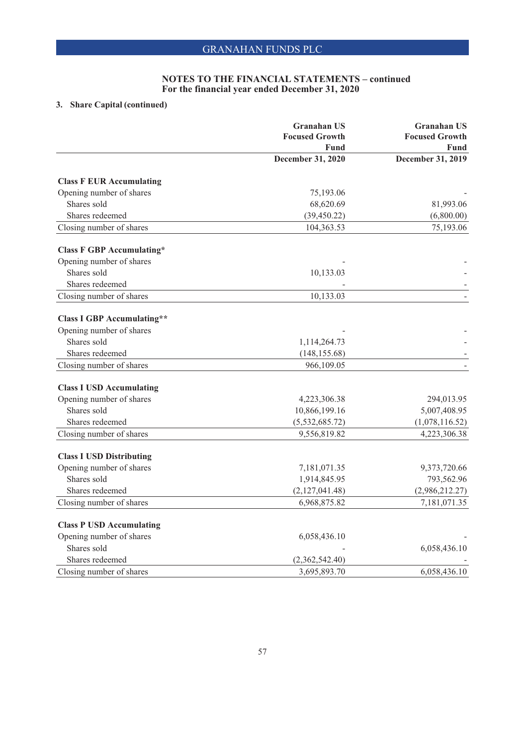## NOTES TO THE FINANCIAL STATEMENTS – continued
## For the financial year ended December 31, 2020

### 3. Share Capital (continued)

| | Granahan US Focused Growth Fund December 31, 2020 | Granahan US Focused Growth Fund December 31, 2019 |
|---|---|---|
| **Class F EUR Accumulating** | | |
| Opening number of shares | 75,193.06 | - |
| Shares sold | 68,620.69 | 81,993.06 |
| Shares redeemed | (39,450.22) | (6,800.00) |
| Closing number of shares | 104,363.53 | 75,193.06 |
| **Class F GBP Accumulating*** | | |
| Opening number of shares | - | - |
| Shares sold | 10,133.03 | - |
| Shares redeemed | - | - |
| Closing number of shares | 10,133.03 | - |
| **Class I GBP Accumulating**** | | |
| Opening number of shares | - | - |
| Shares sold | 1,114,264.73 | - |
| Shares redeemed | (148,155.68) | - |
| Closing number of shares | 966,109.05 | - |
| **Class I USD Accumulating** | | |
| Opening number of shares | 4,223,306.38 | 294,013.95 |
| Shares sold | 10,866,199.16 | 5,007,408.95 |
| Shares redeemed | (5,532,685.72) | (1,078,116.52) |
| Closing number of shares | 9,556,819.82 | 4,223,306.38 |
| **Class I USD Distributing** | | |
| Opening number of shares | 7,181,071.35 | 9,373,720.66 |
| Shares sold | 1,914,845.95 | 793,562.96 |
| Shares redeemed | (2,127,041.48) | (2,986,212.27) |
| Closing number of shares | 6,968,875.82 | 7,181,071.35 |
| **Class P USD Accumulating** | | |
| Opening number of shares | 6,058,436.10 | - |
| Shares sold | - | 6,058,436.10 |
| Shares redeemed | (2,362,542.40) | - |
| Closing number of shares | 3,695,893.70 | 6,058,436.10 |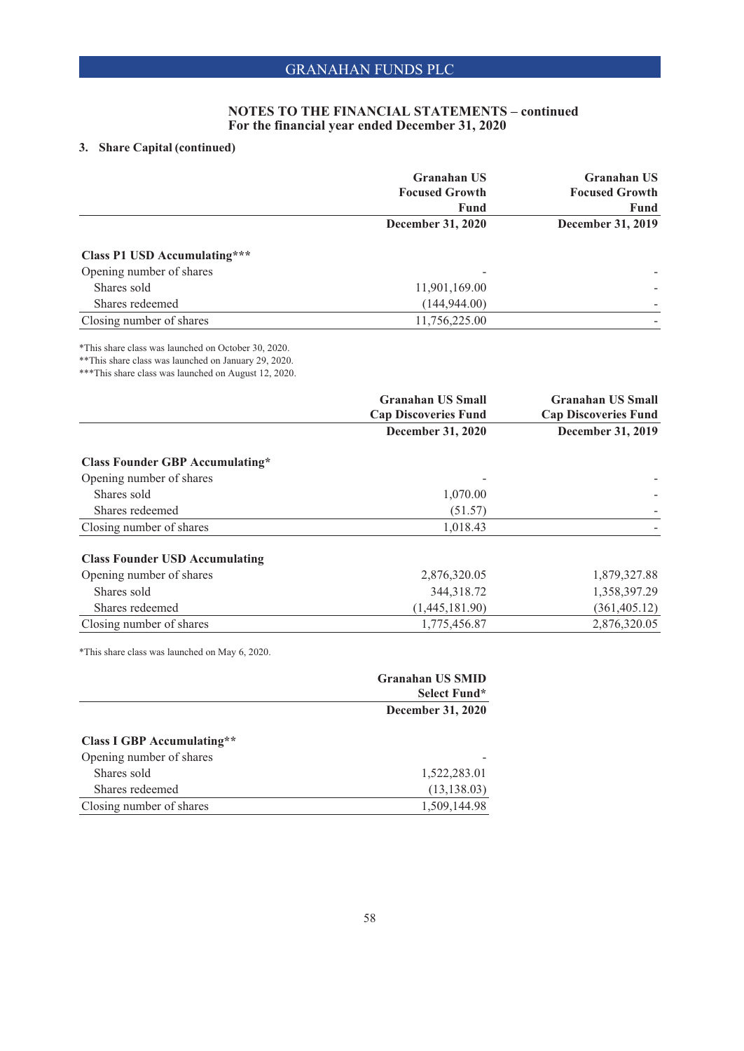## NOTES TO THE FINANCIAL STATEMENTS – continued
### For the financial year ended December 31, 2020

**3. Share Capital (continued)**

| | Granahan US Focused Growth Fund | Granahan US Focused Growth Fund |
|---|---|---|
| | **December 31, 2020** | **December 31, 2019** |
| **Class P1 USD Accumulating*** ** | | |
| Opening number of shares | - | - |
| Shares sold | 11,901,169.00 | - |
| Shares redeemed | (144,944.00) | - |
| Closing number of shares | 11,756,225.00 | - |

*This share class was launched on October 30, 2020.
**This share class was launched on January 29, 2020.
***This share class was launched on August 12, 2020.

| | Granahan US Small Cap Discoveries Fund | Granahan US Small Cap Discoveries Fund |
|---|---|---|
| | **December 31, 2020** | **December 31, 2019** |
| **Class Founder GBP Accumulating*** | | |
| Opening number of shares | - | - |
| Shares sold | 1,070.00 | - |
| Shares redeemed | (51.57) | - |
| Closing number of shares | 1,018.43 | - |
| **Class Founder USD Accumulating** | | |
| Opening number of shares | 2,876,320.05 | 1,879,327.88 |
| Shares sold | 344,318.72 | 1,358,397.29 |
| Shares redeemed | (1,445,181.90) | (361,405.12) |
| Closing number of shares | 1,775,456.87 | 2,876,320.05 |

*This share class was launched on May 6, 2020.

| | Granahan US SMID Select Fund* |
|---|---|
| | **December 31, 2020** |
| **Class I GBP Accumulating**** | |
| Opening number of shares | - |
| Shares sold | 1,522,283.01 |
| Shares redeemed | (13,138.03) |
| Closing number of shares | 1,509,144.98 |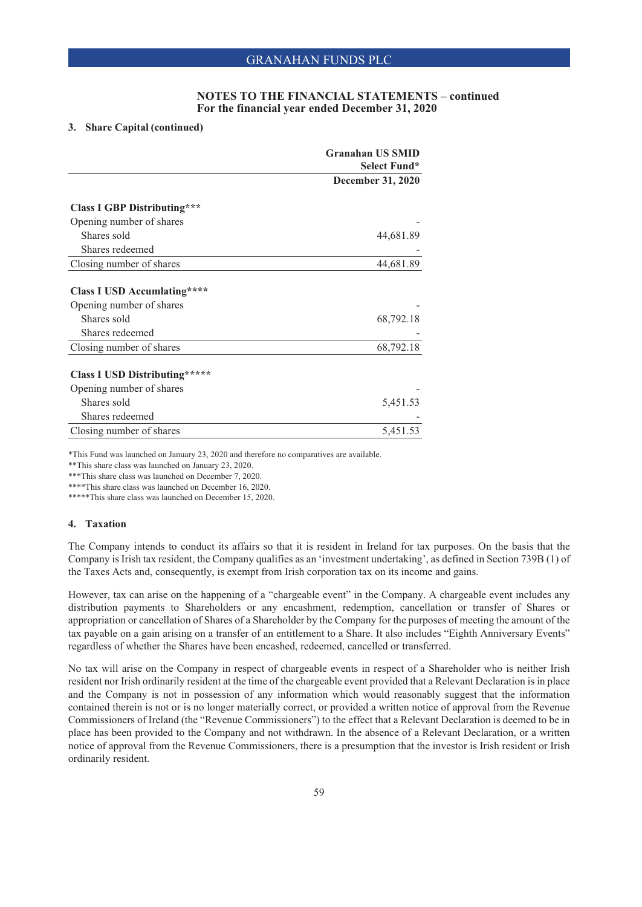## NOTES TO THE FINANCIAL STATEMENTS – continued
## For the financial year ended December 31, 2020

### 3. Share Capital (continued)

| | Granahan US SMID Select Fund* |
|---|---|
| | December 31, 2020 |
| **Class I GBP Distributing*** ** | |
| Opening number of shares | - |
| Shares sold | 44,681.89 |
| Shares redeemed | - |
| Closing number of shares | 44,681.89 |
| **Class I USD Accumlating****** | |
| Opening number of shares | - |
| Shares sold | 68,792.18 |
| Shares redeemed | - |
| Closing number of shares | 68,792.18 |
| **Class I USD Distributing******* | |
| Opening number of shares | - |
| Shares sold | 5,451.53 |
| Shares redeemed | - |
| Closing number of shares | 5,451.53 |

*This Fund was launched on January 23, 2020 and therefore no comparatives are available.
**This share class was launched on January 23, 2020.
***This share class was launched on December 7, 2020.
****This share class was launched on December 16, 2020.
*****This share class was launched on December 15, 2020.

### 4. Taxation

The Company intends to conduct its affairs so that it is resident in Ireland for tax purposes. On the basis that the Company is Irish tax resident, the Company qualifies as an 'investment undertaking', as defined in Section 739B (1) of the Taxes Acts and, consequently, is exempt from Irish corporation tax on its income and gains.

However, tax can arise on the happening of a "chargeable event" in the Company. A chargeable event includes any distribution payments to Shareholders or any encashment, redemption, cancellation or transfer of Shares or appropriation or cancellation of Shares of a Shareholder by the Company for the purposes of meeting the amount of the tax payable on a gain arising on a transfer of an entitlement to a Share. It also includes "Eighth Anniversary Events" regardless of whether the Shares have been encashed, redeemed, cancelled or transferred.

No tax will arise on the Company in respect of chargeable events in respect of a Shareholder who is neither Irish resident nor Irish ordinarily resident at the time of the chargeable event provided that a Relevant Declaration is in place and the Company is not in possession of any information which would reasonably suggest that the information contained therein is not or is no longer materially correct, or provided a written notice of approval from the Revenue Commissioners of Ireland (the "Revenue Commissioners") to the effect that a Relevant Declaration is deemed to be in place has been provided to the Company and not withdrawn. In the absence of a Relevant Declaration, or a written notice of approval from the Revenue Commissioners, there is a presumption that the investor is Irish resident or Irish ordinarily resident.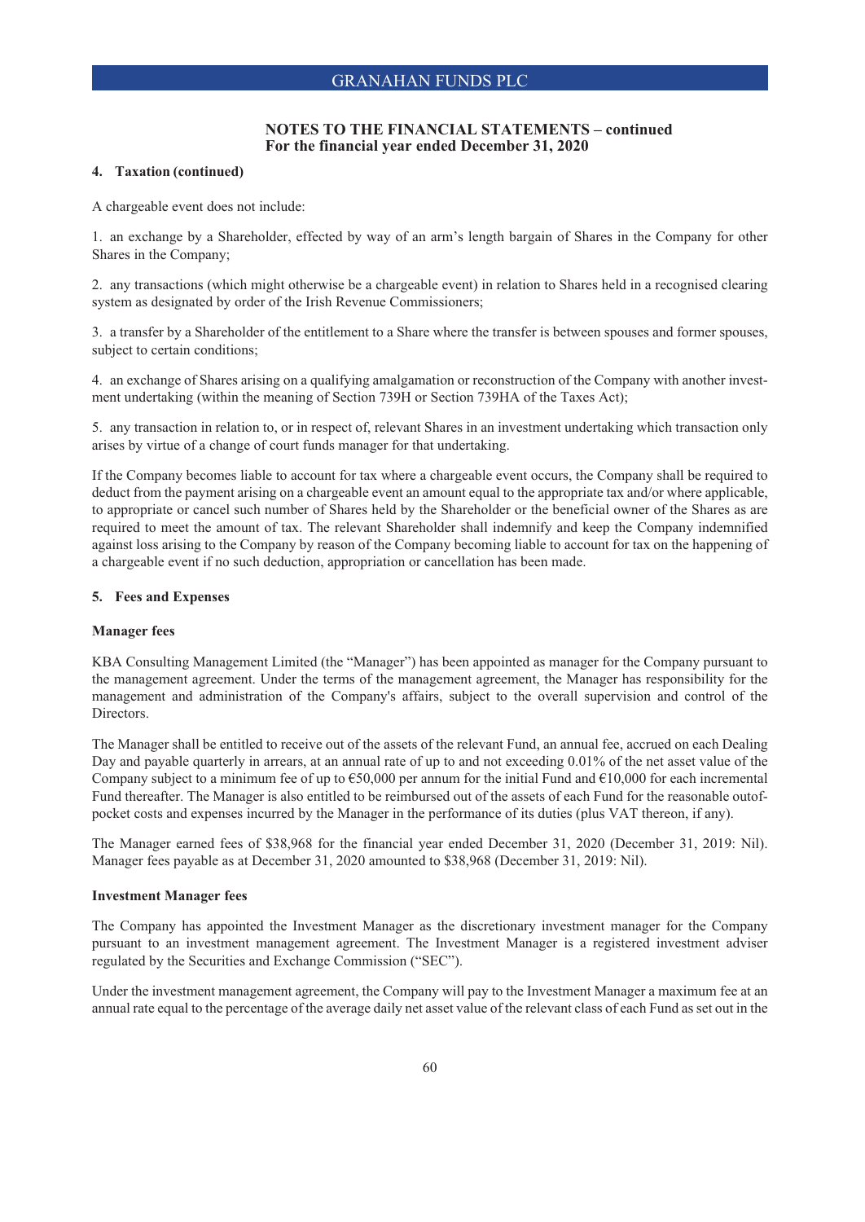## NOTES TO THE FINANCIAL STATEMENTS – continued
## For the financial year ended December 31, 2020

**4. Taxation (continued)**

A chargeable event does not include:

1. an exchange by a Shareholder, effected by way of an arm's length bargain of Shares in the Company for other Shares in the Company;

2. any transactions (which might otherwise be a chargeable event) in relation to Shares held in a recognised clearing system as designated by order of the Irish Revenue Commissioners;

3. a transfer by a Shareholder of the entitlement to a Share where the transfer is between spouses and former spouses, subject to certain conditions;

4. an exchange of Shares arising on a qualifying amalgamation or reconstruction of the Company with another investment undertaking (within the meaning of Section 739H or Section 739HA of the Taxes Act);

5. any transaction in relation to, or in respect of, relevant Shares in an investment undertaking which transaction only arises by virtue of a change of court funds manager for that undertaking.

If the Company becomes liable to account for tax where a chargeable event occurs, the Company shall be required to deduct from the payment arising on a chargeable event an amount equal to the appropriate tax and/or where applicable, to appropriate or cancel such number of Shares held by the Shareholder or the beneficial owner of the Shares as are required to meet the amount of tax. The relevant Shareholder shall indemnify and keep the Company indemnified against loss arising to the Company by reason of the Company becoming liable to account for tax on the happening of a chargeable event if no such deduction, appropriation or cancellation has been made.

**5. Fees and Expenses**

**Manager fees**

KBA Consulting Management Limited (the "Manager") has been appointed as manager for the Company pursuant to the management agreement. Under the terms of the management agreement, the Manager has responsibility for the management and administration of the Company's affairs, subject to the overall supervision and control of the Directors.

The Manager shall be entitled to receive out of the assets of the relevant Fund, an annual fee, accrued on each Dealing Day and payable quarterly in arrears, at an annual rate of up to and not exceeding 0.01% of the net asset value of the Company subject to a minimum fee of up to €50,000 per annum for the initial Fund and €10,000 for each incremental Fund thereafter. The Manager is also entitled to be reimbursed out of the assets of each Fund for the reasonable outofpocket costs and expenses incurred by the Manager in the performance of its duties (plus VAT thereon, if any).

The Manager earned fees of $38,968 for the financial year ended December 31, 2020 (December 31, 2019: Nil). Manager fees payable as at December 31, 2020 amounted to $38,968 (December 31, 2019: Nil).

**Investment Manager fees**

The Company has appointed the Investment Manager as the discretionary investment manager for the Company pursuant to an investment management agreement. The Investment Manager is a registered investment adviser regulated by the Securities and Exchange Commission ("SEC").

Under the investment management agreement, the Company will pay to the Investment Manager a maximum fee at an annual rate equal to the percentage of the average daily net asset value of the relevant class of each Fund as set out in the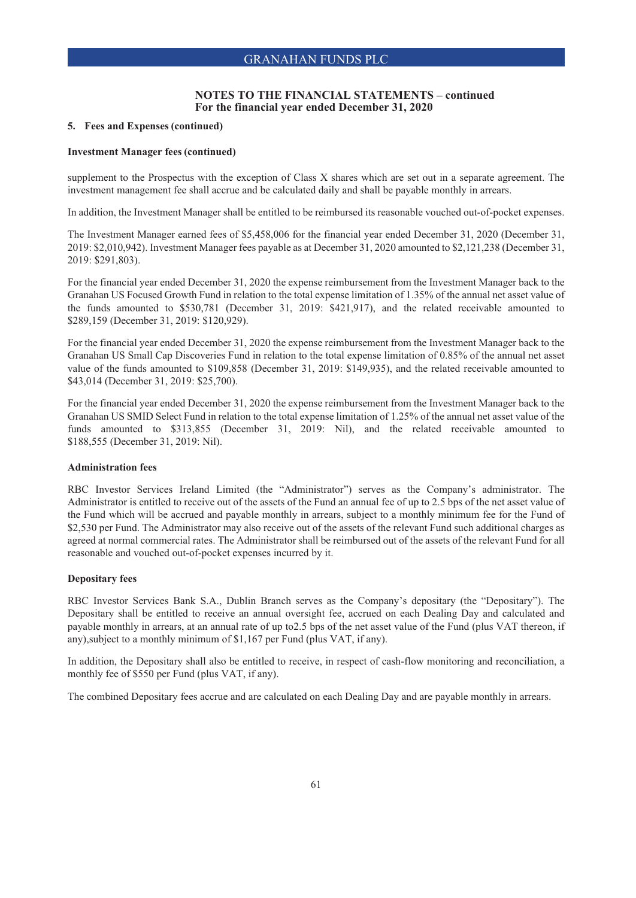## NOTES TO THE FINANCIAL STATEMENTS – continued
## For the financial year ended December 31, 2020

### 5. Fees and Expenses (continued)

**Investment Manager fees (continued)**

supplement to the Prospectus with the exception of Class X shares which are set out in a separate agreement. The investment management fee shall accrue and be calculated daily and shall be payable monthly in arrears.

In addition, the Investment Manager shall be entitled to be reimbursed its reasonable vouched out-of-pocket expenses.

The Investment Manager earned fees of $5,458,006 for the financial year ended December 31, 2020 (December 31, 2019: $2,010,942). Investment Manager fees payable as at December 31, 2020 amounted to $2,121,238 (December 31, 2019: $291,803).

For the financial year ended December 31, 2020 the expense reimbursement from the Investment Manager back to the Granahan US Focused Growth Fund in relation to the total expense limitation of 1.35% of the annual net asset value of the funds amounted to $530,781 (December 31, 2019: $421,917), and the related receivable amounted to $289,159 (December 31, 2019: $120,929).

For the financial year ended December 31, 2020 the expense reimbursement from the Investment Manager back to the Granahan US Small Cap Discoveries Fund in relation to the total expense limitation of 0.85% of the annual net asset value of the funds amounted to $109,858 (December 31, 2019: $149,935), and the related receivable amounted to $43,014 (December 31, 2019: $25,700).

For the financial year ended December 31, 2020 the expense reimbursement from the Investment Manager back to the Granahan US SMID Select Fund in relation to the total expense limitation of 1.25% of the annual net asset value of the funds amounted to $313,855 (December 31, 2019: Nil), and the related receivable amounted to $188,555 (December 31, 2019: Nil).

**Administration fees**

RBC Investor Services Ireland Limited (the "Administrator") serves as the Company's administrator. The Administrator is entitled to receive out of the assets of the Fund an annual fee of up to 2.5 bps of the net asset value of the Fund which will be accrued and payable monthly in arrears, subject to a monthly minimum fee for the Fund of $2,530 per Fund. The Administrator may also receive out of the assets of the relevant Fund such additional charges as agreed at normal commercial rates. The Administrator shall be reimbursed out of the assets of the relevant Fund for all reasonable and vouched out-of-pocket expenses incurred by it.

**Depositary fees**

RBC Investor Services Bank S.A., Dublin Branch serves as the Company's depositary (the "Depositary"). The Depositary shall be entitled to receive an annual oversight fee, accrued on each Dealing Day and calculated and payable monthly in arrears, at an annual rate of up to2.5 bps of the net asset value of the Fund (plus VAT thereon, if any),subject to a monthly minimum of $1,167 per Fund (plus VAT, if any).

In addition, the Depositary shall also be entitled to receive, in respect of cash-flow monitoring and reconciliation, a monthly fee of $550 per Fund (plus VAT, if any).

The combined Depositary fees accrue and are calculated on each Dealing Day and are payable monthly in arrears.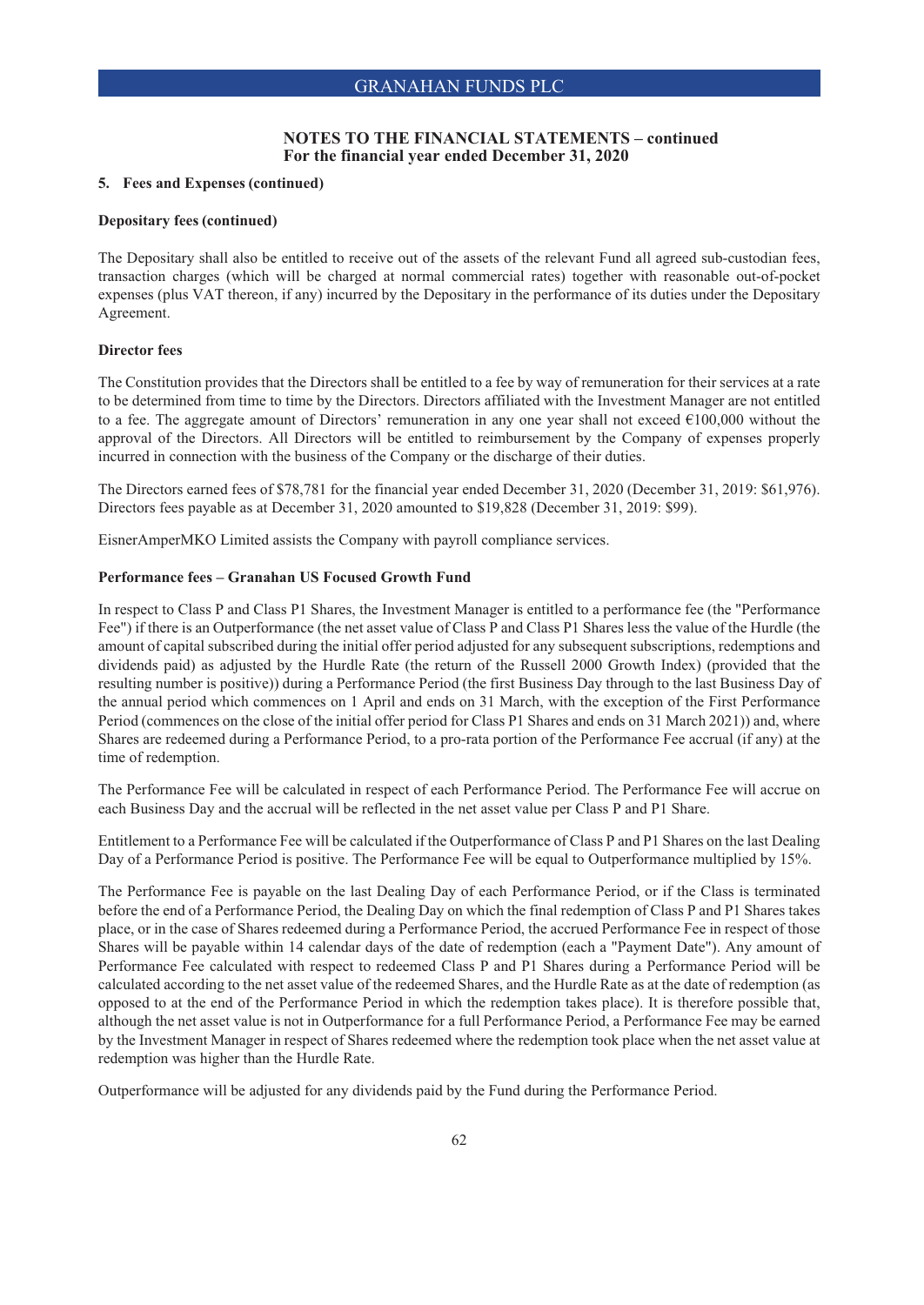**NOTES TO THE FINANCIAL STATEMENTS – continued**
**For the financial year ended December 31, 2020**

**5. Fees and Expenses (continued)**

**Depositary fees (continued)**

The Depositary shall also be entitled to receive out of the assets of the relevant Fund all agreed sub-custodian fees, transaction charges (which will be charged at normal commercial rates) together with reasonable out-of-pocket expenses (plus VAT thereon, if any) incurred by the Depositary in the performance of its duties under the Depositary Agreement.

**Director fees**

The Constitution provides that the Directors shall be entitled to a fee by way of remuneration for their services at a rate to be determined from time to time by the Directors. Directors affiliated with the Investment Manager are not entitled to a fee. The aggregate amount of Directors' remuneration in any one year shall not exceed €100,000 without the approval of the Directors. All Directors will be entitled to reimbursement by the Company of expenses properly incurred in connection with the business of the Company or the discharge of their duties.

The Directors earned fees of $78,781 for the financial year ended December 31, 2020 (December 31, 2019: $61,976). Directors fees payable as at December 31, 2020 amounted to $19,828 (December 31, 2019: $99).

EisnerAmperMKO Limited assists the Company with payroll compliance services.

**Performance fees – Granahan US Focused Growth Fund**

In respect to Class P and Class P1 Shares, the Investment Manager is entitled to a performance fee (the "Performance Fee") if there is an Outperformance (the net asset value of Class P and Class P1 Shares less the value of the Hurdle (the amount of capital subscribed during the initial offer period adjusted for any subsequent subscriptions, redemptions and dividends paid) as adjusted by the Hurdle Rate (the return of the Russell 2000 Growth Index) (provided that the resulting number is positive)) during a Performance Period (the first Business Day through to the last Business Day of the annual period which commences on 1 April and ends on 31 March, with the exception of the First Performance Period (commences on the close of the initial offer period for Class P1 Shares and ends on 31 March 2021)) and, where Shares are redeemed during a Performance Period, to a pro-rata portion of the Performance Fee accrual (if any) at the time of redemption.

The Performance Fee will be calculated in respect of each Performance Period. The Performance Fee will accrue on each Business Day and the accrual will be reflected in the net asset value per Class P and P1 Share.

Entitlement to a Performance Fee will be calculated if the Outperformance of Class P and P1 Shares on the last Dealing Day of a Performance Period is positive. The Performance Fee will be equal to Outperformance multiplied by 15%.

The Performance Fee is payable on the last Dealing Day of each Performance Period, or if the Class is terminated before the end of a Performance Period, the Dealing Day on which the final redemption of Class P and P1 Shares takes place, or in the case of Shares redeemed during a Performance Period, the accrued Performance Fee in respect of those Shares will be payable within 14 calendar days of the date of redemption (each a "Payment Date"). Any amount of Performance Fee calculated with respect to redeemed Class P and P1 Shares during a Performance Period will be calculated according to the net asset value of the redeemed Shares, and the Hurdle Rate as at the date of redemption (as opposed to at the end of the Performance Period in which the redemption takes place). It is therefore possible that, although the net asset value is not in Outperformance for a full Performance Period, a Performance Fee may be earned by the Investment Manager in respect of Shares redeemed where the redemption took place when the net asset value at redemption was higher than the Hurdle Rate.

Outperformance will be adjusted for any dividends paid by the Fund during the Performance Period.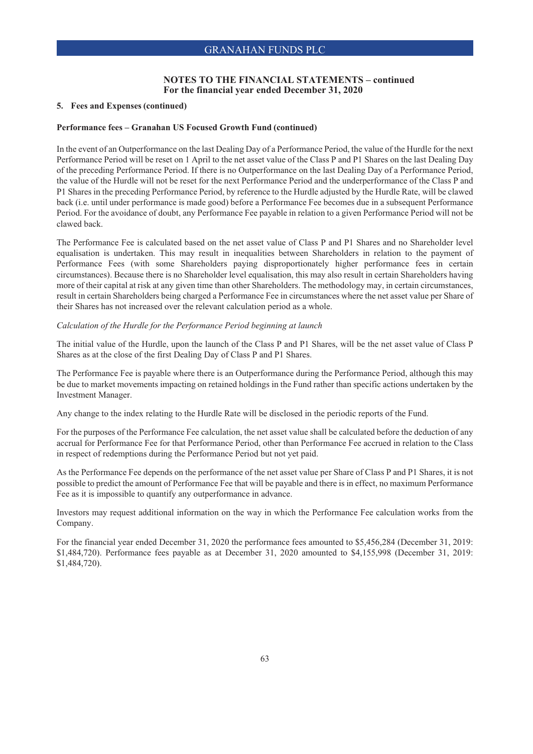### NOTES TO THE FINANCIAL STATEMENTS – continued
### For the financial year ended December 31, 2020

**5. Fees and Expenses (continued)**

**Performance fees – Granahan US Focused Growth Fund (continued)**

In the event of an Outperformance on the last Dealing Day of a Performance Period, the value of the Hurdle for the next Performance Period will be reset on 1 April to the net asset value of the Class P and P1 Shares on the last Dealing Day of the preceding Performance Period. If there is no Outperformance on the last Dealing Day of a Performance Period, the value of the Hurdle will not be reset for the next Performance Period and the underperformance of the Class P and P1 Shares in the preceding Performance Period, by reference to the Hurdle adjusted by the Hurdle Rate, will be clawed back (i.e. until under performance is made good) before a Performance Fee becomes due in a subsequent Performance Period. For the avoidance of doubt, any Performance Fee payable in relation to a given Performance Period will not be clawed back.

The Performance Fee is calculated based on the net asset value of Class P and P1 Shares and no Shareholder level equalisation is undertaken. This may result in inequalities between Shareholders in relation to the payment of Performance Fees (with some Shareholders paying disproportionately higher performance fees in certain circumstances). Because there is no Shareholder level equalisation, this may also result in certain Shareholders having more of their capital at risk at any given time than other Shareholders. The methodology may, in certain circumstances, result in certain Shareholders being charged a Performance Fee in circumstances where the net asset value per Share of their Shares has not increased over the relevant calculation period as a whole.

*Calculation of the Hurdle for the Performance Period beginning at launch*

The initial value of the Hurdle, upon the launch of the Class P and P1 Shares, will be the net asset value of Class P Shares as at the close of the first Dealing Day of Class P and P1 Shares.

The Performance Fee is payable where there is an Outperformance during the Performance Period, although this may be due to market movements impacting on retained holdings in the Fund rather than specific actions undertaken by the Investment Manager.

Any change to the index relating to the Hurdle Rate will be disclosed in the periodic reports of the Fund.

For the purposes of the Performance Fee calculation, the net asset value shall be calculated before the deduction of any accrual for Performance Fee for that Performance Period, other than Performance Fee accrued in relation to the Class in respect of redemptions during the Performance Period but not yet paid.

As the Performance Fee depends on the performance of the net asset value per Share of Class P and P1 Shares, it is not possible to predict the amount of Performance Fee that will be payable and there is in effect, no maximum Performance Fee as it is impossible to quantify any outperformance in advance.

Investors may request additional information on the way in which the Performance Fee calculation works from the Company.

For the financial year ended December 31, 2020 the performance fees amounted to $5,456,284 (December 31, 2019: $1,484,720). Performance fees payable as at December 31, 2020 amounted to $4,155,998 (December 31, 2019: $1,484,720).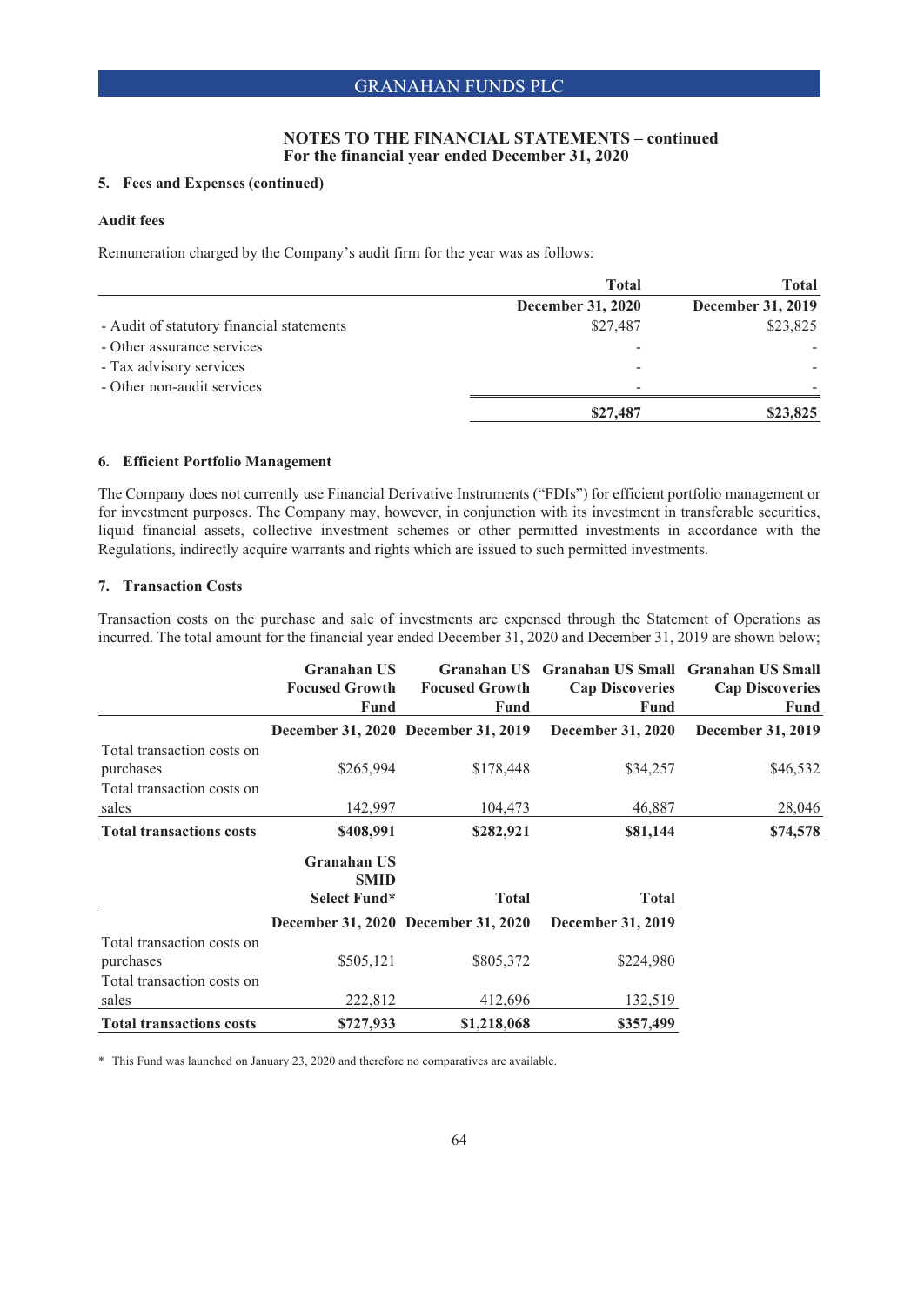## NOTES TO THE FINANCIAL STATEMENTS – continued
### For the financial year ended December 31, 2020

### 5. Fees and Expenses (continued)

**Audit fees**

Remuneration charged by the Company's audit firm for the year was as follows:

| | Total December 31, 2020 | Total December 31, 2019 |
|---|---|---|
| - Audit of statutory financial statements | $27,487 | $23,825 |
| - Other assurance services | - | - |
| - Tax advisory services | - | - |
| - Other non-audit services | - | - |
| | **$27,487** | **$23,825** |

### 6. Efficient Portfolio Management

The Company does not currently use Financial Derivative Instruments ("FDIs") for efficient portfolio management or for investment purposes. The Company may, however, in conjunction with its investment in transferable securities, liquid financial assets, collective investment schemes or other permitted investments in accordance with the Regulations, indirectly acquire warrants and rights which are issued to such permitted investments.

### 7. Transaction Costs

Transaction costs on the purchase and sale of investments are expensed through the Statement of Operations as incurred. The total amount for the financial year ended December 31, 2020 and December 31, 2019 are shown below;

| | Granahan US Focused Growth Fund | Granahan US Focused Growth Fund | Granahan US Small Cap Discoveries Fund | Granahan US Small Cap Discoveries Fund |
|---|---|---|---|---|
| | **December 31, 2020** | **December 31, 2019** | **December 31, 2020** | **December 31, 2019** |
| Total transaction costs on purchases | $265,994 | $178,448 | $34,257 | $46,532 |
| Total transaction costs on sales | 142,997 | 104,473 | 46,887 | 28,046 |
| **Total transactions costs** | **$408,991** | **$282,921** | **$81,144** | **$74,578** |

| | Granahan US SMID Select Fund* | Total | Total |
|---|---|---|---|
| | **December 31, 2020** | **December 31, 2020** | **December 31, 2019** |
| Total transaction costs on purchases | $505,121 | $805,372 | $224,980 |
| Total transaction costs on sales | 222,812 | 412,696 | 132,519 |
| **Total transactions costs** | **$727,933** | **$1,218,068** | **$357,499** |

\* This Fund was launched on January 23, 2020 and therefore no comparatives are available.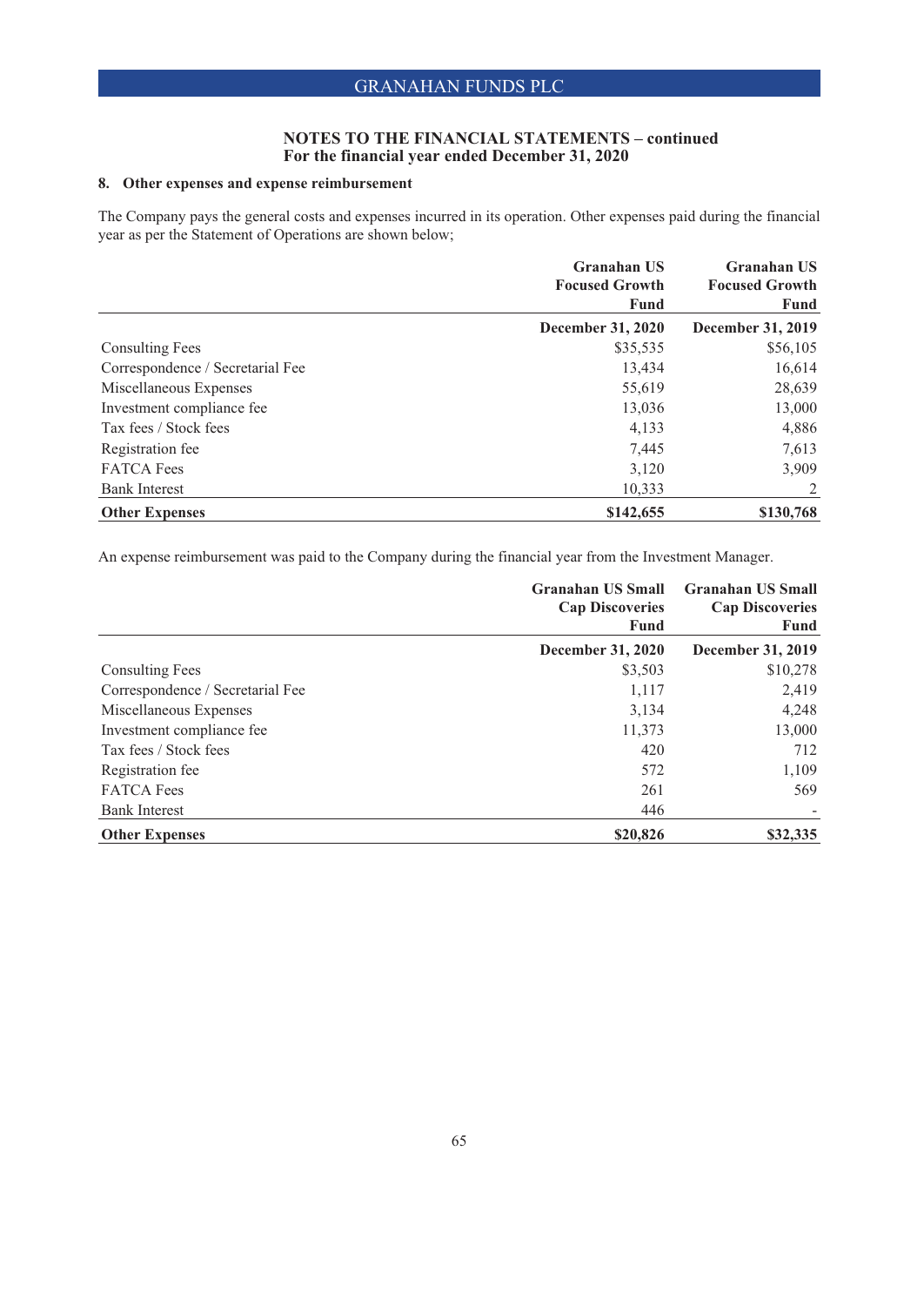## NOTES TO THE FINANCIAL STATEMENTS – continued
## For the financial year ended December 31, 2020

### 8. Other expenses and expense reimbursement

The Company pays the general costs and expenses incurred in its operation. Other expenses paid during the financial year as per the Statement of Operations are shown below;

| | Granahan US Focused Growth Fund | Granahan US Focused Growth Fund |
|---|---|---|
| | **December 31, 2020** | **December 31, 2019** |
| Consulting Fees | $35,535 | $56,105 |
| Correspondence / Secretarial Fee | 13,434 | 16,614 |
| Miscellaneous Expenses | 55,619 | 28,639 |
| Investment compliance fee | 13,036 | 13,000 |
| Tax fees / Stock fees | 4,133 | 4,886 |
| Registration fee | 7,445 | 7,613 |
| FATCA Fees | 3,120 | 3,909 |
| Bank Interest | 10,333 | 2 |
| **Other Expenses** | **$142,655** | **$130,768** |

An expense reimbursement was paid to the Company during the financial year from the Investment Manager.

| | Granahan US Small Cap Discoveries Fund | Granahan US Small Cap Discoveries Fund |
|---|---|---|
| | **December 31, 2020** | **December 31, 2019** |
| Consulting Fees | $3,503 | $10,278 |
| Correspondence / Secretarial Fee | 1,117 | 2,419 |
| Miscellaneous Expenses | 3,134 | 4,248 |
| Investment compliance fee | 11,373 | 13,000 |
| Tax fees / Stock fees | 420 | 712 |
| Registration fee | 572 | 1,109 |
| FATCA Fees | 261 | 569 |
| Bank Interest | 446 | - |
| **Other Expenses** | **$20,826** | **$32,335** |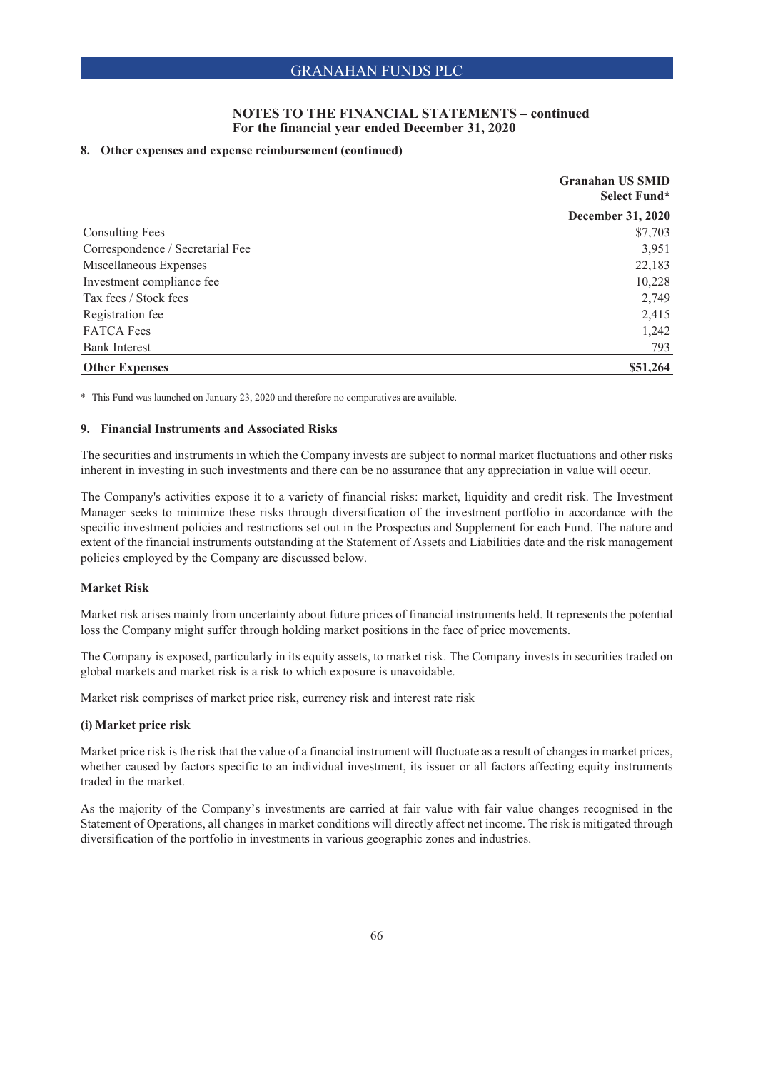## NOTES TO THE FINANCIAL STATEMENTS – continued
### For the financial year ended December 31, 2020

#### 8. Other expenses and expense reimbursement (continued)

| | Granahan US SMID Select Fund* |
|---|---|
| | **December 31, 2020** |
| Consulting Fees | $7,703 |
| Correspondence / Secretarial Fee | 3,951 |
| Miscellaneous Expenses | 22,183 |
| Investment compliance fee | 10,228 |
| Tax fees / Stock fees | 2,749 |
| Registration fee | 2,415 |
| FATCA Fees | 1,242 |
| Bank Interest | 793 |
| **Other Expenses** | **$51,264** |

\* This Fund was launched on January 23, 2020 and therefore no comparatives are available.

#### 9. Financial Instruments and Associated Risks

The securities and instruments in which the Company invests are subject to normal market fluctuations and other risks inherent in investing in such investments and there can be no assurance that any appreciation in value will occur.

The Company's activities expose it to a variety of financial risks: market, liquidity and credit risk. The Investment Manager seeks to minimize these risks through diversification of the investment portfolio in accordance with the specific investment policies and restrictions set out in the Prospectus and Supplement for each Fund. The nature and extent of the financial instruments outstanding at the Statement of Assets and Liabilities date and the risk management policies employed by the Company are discussed below.

**Market Risk**

Market risk arises mainly from uncertainty about future prices of financial instruments held. It represents the potential loss the Company might suffer through holding market positions in the face of price movements.

The Company is exposed, particularly in its equity assets, to market risk. The Company invests in securities traded on global markets and market risk is a risk to which exposure is unavoidable.

Market risk comprises of market price risk, currency risk and interest rate risk

**(i) Market price risk**

Market price risk is the risk that the value of a financial instrument will fluctuate as a result of changes in market prices, whether caused by factors specific to an individual investment, its issuer or all factors affecting equity instruments traded in the market.

As the majority of the Company's investments are carried at fair value with fair value changes recognised in the Statement of Operations, all changes in market conditions will directly affect net income. The risk is mitigated through diversification of the portfolio in investments in various geographic zones and industries.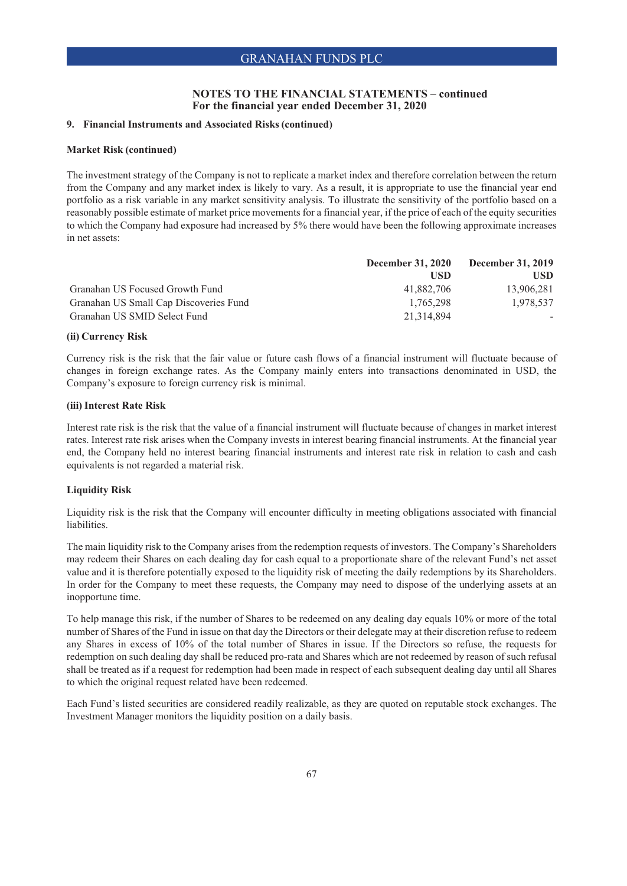## NOTES TO THE FINANCIAL STATEMENTS – continued
### For the financial year ended December 31, 2020

### 9. Financial Instruments and Associated Risks (continued)

**Market Risk (continued)**

The investment strategy of the Company is not to replicate a market index and therefore correlation between the return from the Company and any market index is likely to vary. As a result, it is appropriate to use the financial year end portfolio as a risk variable in any market sensitivity analysis. To illustrate the sensitivity of the portfolio based on a reasonably possible estimate of market price movements for a financial year, if the price of each of the equity securities to which the Company had exposure had increased by 5% there would have been the following approximate increases in net assets:

| | December 31, 2020 USD | December 31, 2019 USD |
|---|---:|---:|
| Granahan US Focused Growth Fund | 41,882,706 | 13,906,281 |
| Granahan US Small Cap Discoveries Fund | 1,765,298 | 1,978,537 |
| Granahan US SMID Select Fund | 21,314,894 | - |

**(ii) Currency Risk**

Currency risk is the risk that the fair value or future cash flows of a financial instrument will fluctuate because of changes in foreign exchange rates. As the Company mainly enters into transactions denominated in USD, the Company's exposure to foreign currency risk is minimal.

**(iii) Interest Rate Risk**

Interest rate risk is the risk that the value of a financial instrument will fluctuate because of changes in market interest rates. Interest rate risk arises when the Company invests in interest bearing financial instruments. At the financial year end, the Company held no interest bearing financial instruments and interest rate risk in relation to cash and cash equivalents is not regarded a material risk.

**Liquidity Risk**

Liquidity risk is the risk that the Company will encounter difficulty in meeting obligations associated with financial liabilities.

The main liquidity risk to the Company arises from the redemption requests of investors. The Company's Shareholders may redeem their Shares on each dealing day for cash equal to a proportionate share of the relevant Fund's net asset value and it is therefore potentially exposed to the liquidity risk of meeting the daily redemptions by its Shareholders. In order for the Company to meet these requests, the Company may need to dispose of the underlying assets at an inopportune time.

To help manage this risk, if the number of Shares to be redeemed on any dealing day equals 10% or more of the total number of Shares of the Fund in issue on that day the Directors or their delegate may at their discretion refuse to redeem any Shares in excess of 10% of the total number of Shares in issue. If the Directors so refuse, the requests for redemption on such dealing day shall be reduced pro-rata and Shares which are not redeemed by reason of such refusal shall be treated as if a request for redemption had been made in respect of each subsequent dealing day until all Shares to which the original request related have been redeemed.

Each Fund's listed securities are considered readily realizable, as they are quoted on reputable stock exchanges. The Investment Manager monitors the liquidity position on a daily basis.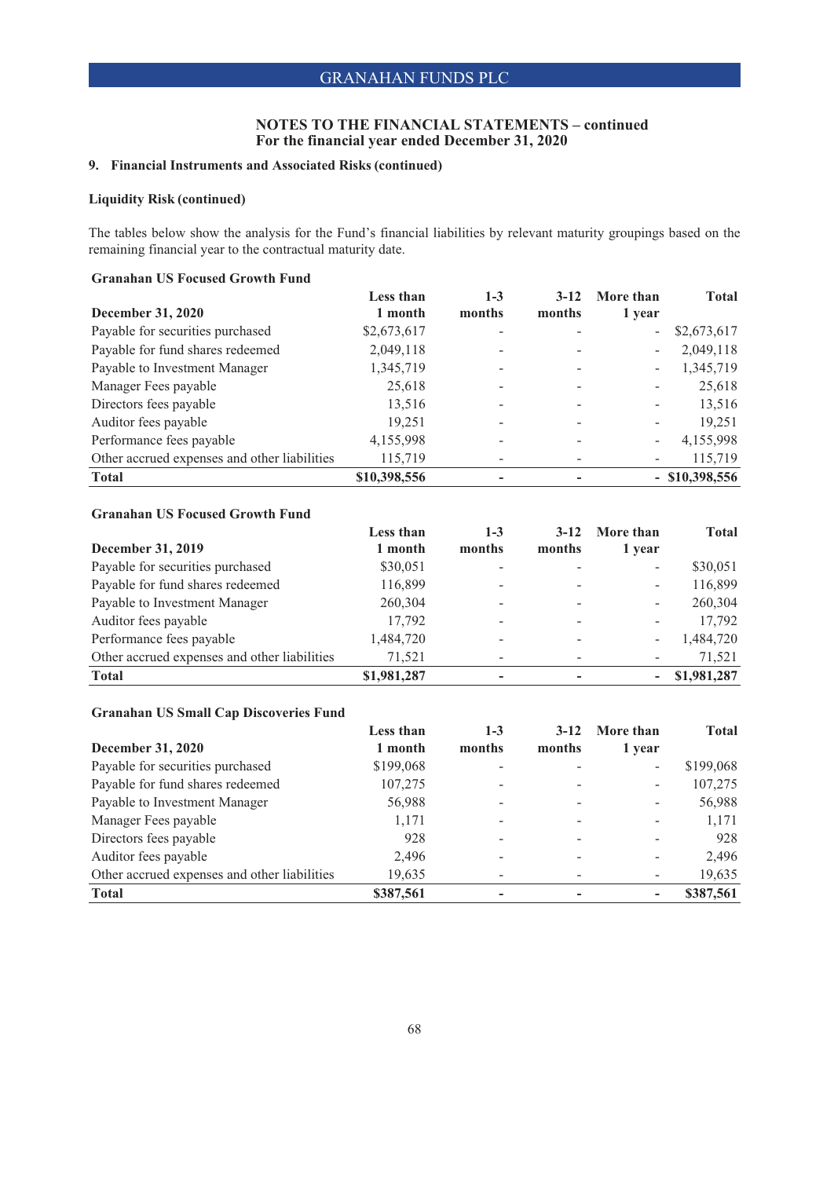# NOTES TO THE FINANCIAL STATEMENTS – continued
## For the financial year ended December 31, 2020

### 9. Financial Instruments and Associated Risks (continued)

**Liquidity Risk (continued)**

The tables below show the analysis for the Fund's financial liabilities by relevant maturity groupings based on the remaining financial year to the contractual maturity date.

**Granahan US Focused Growth Fund**

| December 31, 2020 | Less than 1 month | 1-3 months | 3-12 months | More than 1 year | Total |
|---|---|---|---|---|---|
| Payable for securities purchased | $2,673,617 | - | - | - | $2,673,617 |
| Payable for fund shares redeemed | 2,049,118 | - | - | - | 2,049,118 |
| Payable to Investment Manager | 1,345,719 | - | - | - | 1,345,719 |
| Manager Fees payable | 25,618 | - | - | - | 25,618 |
| Directors fees payable | 13,516 | - | - | - | 13,516 |
| Auditor fees payable | 19,251 | - | - | - | 19,251 |
| Performance fees payable | 4,155,998 | - | - | - | 4,155,998 |
| Other accrued expenses and other liabilities | 115,719 | - | - | - | 115,719 |
| **Total** | **$10,398,556** | **-** | **-** | **-** | **$10,398,556** |

**Granahan US Focused Growth Fund**

| December 31, 2019 | Less than 1 month | 1-3 months | 3-12 months | More than 1 year | Total |
|---|---|---|---|---|---|
| Payable for securities purchased | $30,051 | - | - | - | $30,051 |
| Payable for fund shares redeemed | 116,899 | - | - | - | 116,899 |
| Payable to Investment Manager | 260,304 | - | - | - | 260,304 |
| Auditor fees payable | 17,792 | - | - | - | 17,792 |
| Performance fees payable | 1,484,720 | - | - | - | 1,484,720 |
| Other accrued expenses and other liabilities | 71,521 | - | - | - | 71,521 |
| **Total** | **$1,981,287** | **-** | **-** | **-** | **$1,981,287** |

**Granahan US Small Cap Discoveries Fund**

| December 31, 2020 | Less than 1 month | 1-3 months | 3-12 months | More than 1 year | Total |
|---|---|---|---|---|---|
| Payable for securities purchased | $199,068 | - | - | - | $199,068 |
| Payable for fund shares redeemed | 107,275 | - | - | - | 107,275 |
| Payable to Investment Manager | 56,988 | - | - | - | 56,988 |
| Manager Fees payable | 1,171 | - | - | - | 1,171 |
| Directors fees payable | 928 | - | - | - | 928 |
| Auditor fees payable | 2,496 | - | - | - | 2,496 |
| Other accrued expenses and other liabilities | 19,635 | - | - | - | 19,635 |
| **Total** | **$387,561** | **-** | **-** | **-** | **$387,561** |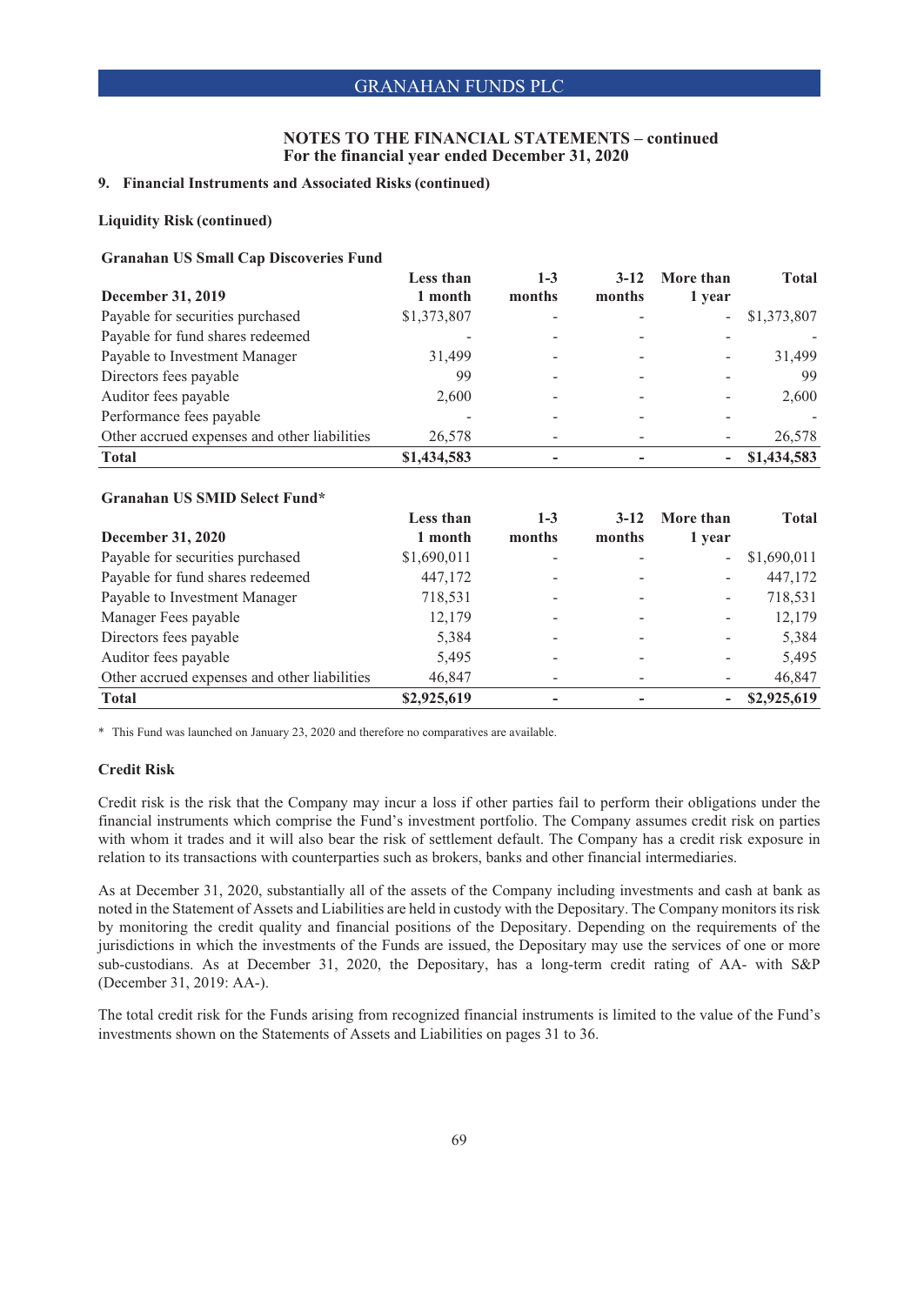## NOTES TO THE FINANCIAL STATEMENTS – continued
## For the financial year ended December 31, 2020

### 9. Financial Instruments and Associated Risks (continued)

**Liquidity Risk (continued)**

**Granahan US Small Cap Discoveries Fund**

| December 31, 2019 | Less than 1 month | 1-3 months | 3-12 months | More than 1 year | Total |
|---|---|---|---|---|---|
| Payable for securities purchased | $1,373,807 | - | - | - | $1,373,807 |
| Payable for fund shares redeemed | - | - | - | - | - |
| Payable to Investment Manager | 31,499 | - | - | - | 31,499 |
| Directors fees payable | 99 | - | - | - | 99 |
| Auditor fees payable | 2,600 | - | - | - | 2,600 |
| Performance fees payable | - | - | - | - | - |
| Other accrued expenses and other liabilities | 26,578 | - | - | - | 26,578 |
| **Total** | **$1,434,583** | **-** | **-** | **-** | **$1,434,583** |

**Granahan US SMID Select Fund***

| December 31, 2020 | Less than 1 month | 1-3 months | 3-12 months | More than 1 year | Total |
|---|---|---|---|---|---|
| Payable for securities purchased | $1,690,011 | - | - | - | $1,690,011 |
| Payable for fund shares redeemed | 447,172 | - | - | - | 447,172 |
| Payable to Investment Manager | 718,531 | - | - | - | 718,531 |
| Manager Fees payable | 12,179 | - | - | - | 12,179 |
| Directors fees payable | 5,384 | - | - | - | 5,384 |
| Auditor fees payable | 5,495 | - | - | - | 5,495 |
| Other accrued expenses and other liabilities | 46,847 | - | - | - | 46,847 |
| **Total** | **$2,925,619** | **-** | **-** | **-** | **$2,925,619** |

\* This Fund was launched on January 23, 2020 and therefore no comparatives are available.

**Credit Risk**

Credit risk is the risk that the Company may incur a loss if other parties fail to perform their obligations under the financial instruments which comprise the Fund's investment portfolio. The Company assumes credit risk on parties with whom it trades and it will also bear the risk of settlement default. The Company has a credit risk exposure in relation to its transactions with counterparties such as brokers, banks and other financial intermediaries.

As at December 31, 2020, substantially all of the assets of the Company including investments and cash at bank as noted in the Statement of Assets and Liabilities are held in custody with the Depositary. The Company monitors its risk by monitoring the credit quality and financial positions of the Depositary. Depending on the requirements of the jurisdictions in which the investments of the Funds are issued, the Depositary may use the services of one or more sub-custodians. As at December 31, 2020, the Depositary, has a long-term credit rating of AA- with S&P (December 31, 2019: AA-).

The total credit risk for the Funds arising from recognized financial instruments is limited to the value of the Fund's investments shown on the Statements of Assets and Liabilities on pages 31 to 36.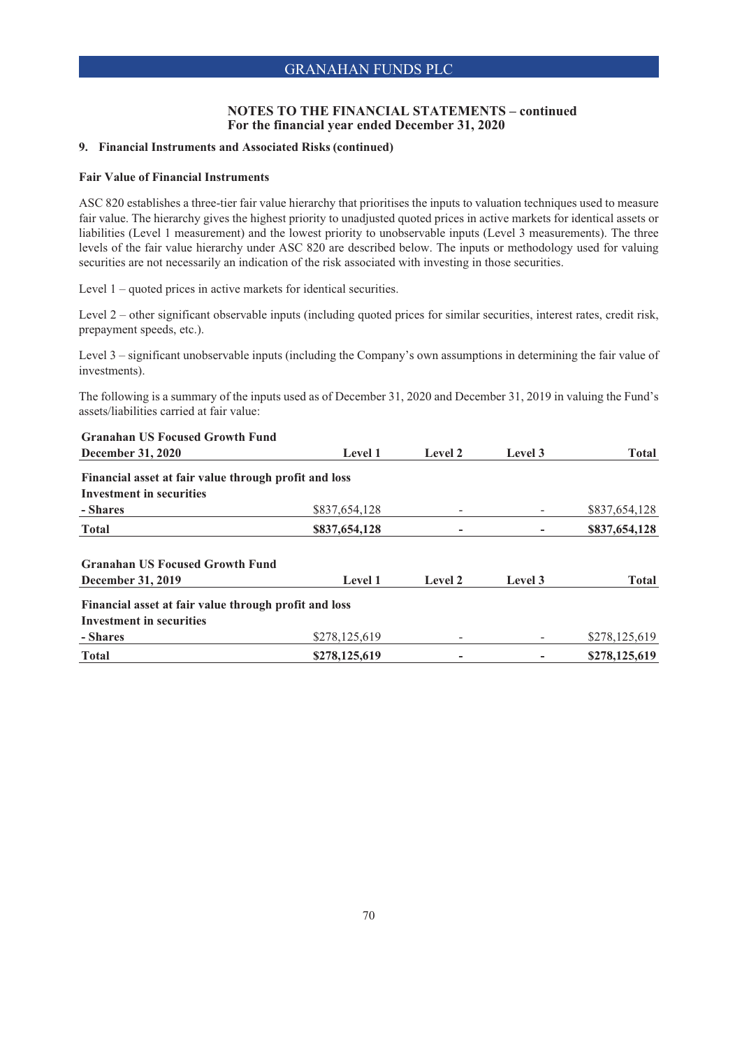**NOTES TO THE FINANCIAL STATEMENTS – continued**
**For the financial year ended December 31, 2020**

**9. Financial Instruments and Associated Risks (continued)**

**Fair Value of Financial Instruments**

ASC 820 establishes a three-tier fair value hierarchy that prioritises the inputs to valuation techniques used to measure fair value. The hierarchy gives the highest priority to unadjusted quoted prices in active markets for identical assets or liabilities (Level 1 measurement) and the lowest priority to unobservable inputs (Level 3 measurements). The three levels of the fair value hierarchy under ASC 820 are described below. The inputs or methodology used for valuing securities are not necessarily an indication of the risk associated with investing in those securities.

Level 1 – quoted prices in active markets for identical securities.

Level 2 – other significant observable inputs (including quoted prices for similar securities, interest rates, credit risk, prepayment speeds, etc.).

Level 3 – significant unobservable inputs (including the Company's own assumptions in determining the fair value of investments).

The following is a summary of the inputs used as of December 31, 2020 and December 31, 2019 in valuing the Fund's assets/liabilities carried at fair value:

| **Granahan US Focused Growth Fund<br>December 31, 2020** | **Level 1** | **Level 2** | **Level 3** | **Total** |
|---|---|---|---|---|
| **Financial asset at fair value through profit and loss** | | | | |
| **Investment in securities** | | | | |
| **- Shares** | $837,654,128 | - | - | $837,654,128 |
| **Total** | **$837,654,128** | **-** | **-** | **$837,654,128** |

| **Granahan US Focused Growth Fund<br>December 31, 2019** | **Level 1** | **Level 2** | **Level 3** | **Total** |
|---|---|---|---|---|
| **Financial asset at fair value through profit and loss** | | | | |
| **Investment in securities** | | | | |
| **- Shares** | $278,125,619 | - | - | $278,125,619 |
| **Total** | **$278,125,619** | **-** | **-** | **$278,125,619** |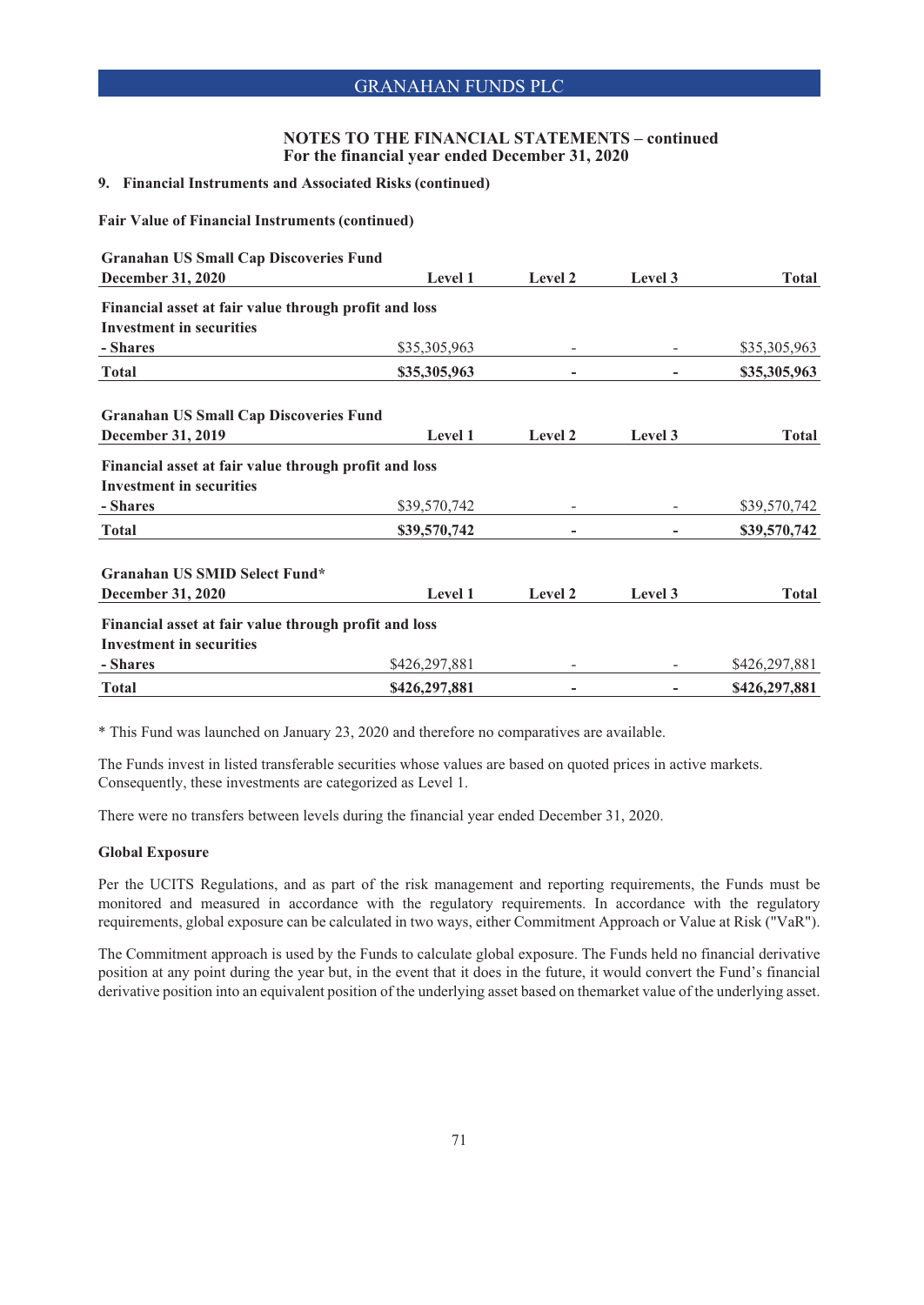## NOTES TO THE FINANCIAL STATEMENTS – continued
## For the financial year ended December 31, 2020

### 9. Financial Instruments and Associated Risks (continued)

**Fair Value of Financial Instruments (continued)**

| Granahan US Small Cap Discoveries Fund<br>December 31, 2020 | Level 1 | Level 2 | Level 3 | Total |
|---|---|---|---|---|
| **Financial asset at fair value through profit and loss** | | | | |
| **Investment in securities** | | | | |
| **- Shares** | $35,305,963 | - | - | $35,305,963 |
| **Total** | **$35,305,963** | **-** | **-** | **$35,305,963** |

| Granahan US Small Cap Discoveries Fund<br>December 31, 2019 | Level 1 | Level 2 | Level 3 | Total |
|---|---|---|---|---|
| **Financial asset at fair value through profit and loss** | | | | |
| **Investment in securities** | | | | |
| **- Shares** | $39,570,742 | - | - | $39,570,742 |
| **Total** | **$39,570,742** | **-** | **-** | **$39,570,742** |

| Granahan US SMID Select Fund*<br>December 31, 2020 | Level 1 | Level 2 | Level 3 | Total |
|---|---|---|---|---|
| **Financial asset at fair value through profit and loss** | | | | |
| **Investment in securities** | | | | |
| **- Shares** | $426,297,881 | - | - | $426,297,881 |
| **Total** | **$426,297,881** | **-** | **-** | **$426,297,881** |

* This Fund was launched on January 23, 2020 and therefore no comparatives are available.

The Funds invest in listed transferable securities whose values are based on quoted prices in active markets. Consequently, these investments are categorized as Level 1.

There were no transfers between levels during the financial year ended December 31, 2020.

**Global Exposure**

Per the UCITS Regulations, and as part of the risk management and reporting requirements, the Funds must be monitored and measured in accordance with the regulatory requirements. In accordance with the regulatory requirements, global exposure can be calculated in two ways, either Commitment Approach or Value at Risk ("VaR").

The Commitment approach is used by the Funds to calculate global exposure. The Funds held no financial derivative position at any point during the year but, in the event that it does in the future, it would convert the Fund's financial derivative position into an equivalent position of the underlying asset based on themarket value of the underlying asset.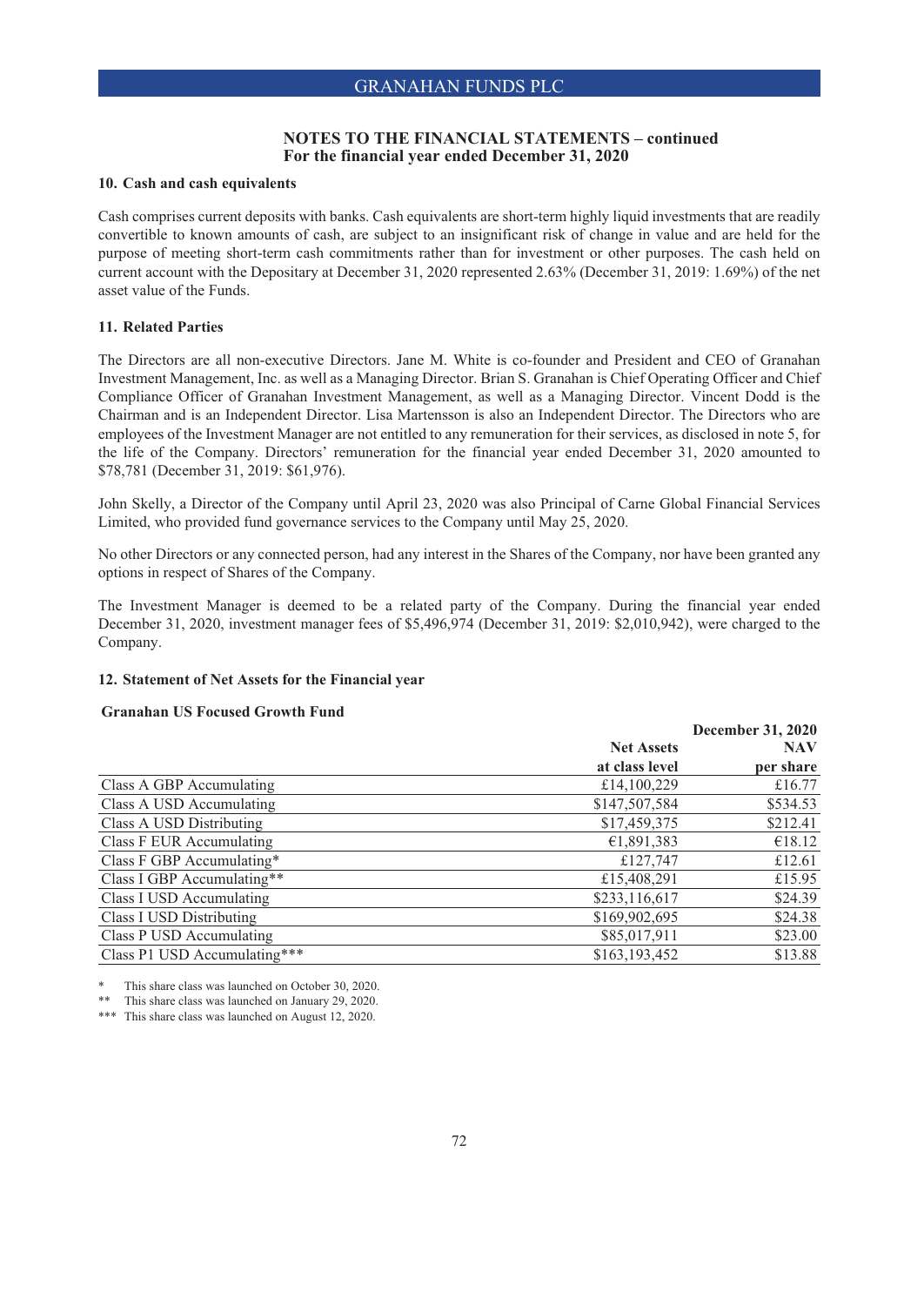## NOTES TO THE FINANCIAL STATEMENTS – continued
**For the financial year ended December 31, 2020**

### 10. Cash and cash equivalents

Cash comprises current deposits with banks. Cash equivalents are short-term highly liquid investments that are readily convertible to known amounts of cash, are subject to an insignificant risk of change in value and are held for the purpose of meeting short-term cash commitments rather than for investment or other purposes. The cash held on current account with the Depositary at December 31, 2020 represented 2.63% (December 31, 2019: 1.69%) of the net asset value of the Funds.

### 11. Related Parties

The Directors are all non-executive Directors. Jane M. White is co-founder and President and CEO of Granahan Investment Management, Inc. as well as a Managing Director. Brian S. Granahan is Chief Operating Officer and Chief Compliance Officer of Granahan Investment Management, as well as a Managing Director. Vincent Dodd is the Chairman and is an Independent Director. Lisa Martensson is also an Independent Director. The Directors who are employees of the Investment Manager are not entitled to any remuneration for their services, as disclosed in note 5, for the life of the Company. Directors' remuneration for the financial year ended December 31, 2020 amounted to $78,781 (December 31, 2019: $61,976).

John Skelly, a Director of the Company until April 23, 2020 was also Principal of Carne Global Financial Services Limited, who provided fund governance services to the Company until May 25, 2020.

No other Directors or any connected person, had any interest in the Shares of the Company, nor have been granted any options in respect of Shares of the Company.

The Investment Manager is deemed to be a related party of the Company. During the financial year ended December 31, 2020, investment manager fees of $5,496,974 (December 31, 2019: $2,010,942), were charged to the Company.

### 12. Statement of Net Assets for the Financial year

**Granahan US Focused Growth Fund**

| | | December 31, 2020 |
|---|---|---|
| | Net Assets at class level | NAV per share |
| Class A GBP Accumulating | £14,100,229 | £16.77 |
| Class A USD Accumulating | $147,507,584 | $534.53 |
| Class A USD Distributing | $17,459,375 | $212.41 |
| Class F EUR Accumulating | €1,891,383 | €18.12 |
| Class F GBP Accumulating* | £127,747 | £12.61 |
| Class I GBP Accumulating** | £15,408,291 | £15.95 |
| Class I USD Accumulating | $233,116,617 | $24.39 |
| Class I USD Distributing | $169,902,695 | $24.38 |
| Class P USD Accumulating | $85,017,911 | $23.00 |
| Class P1 USD Accumulating*** | $163,193,452 | $13.88 |

\* This share class was launched on October 30, 2020.
** This share class was launched on January 29, 2020.
*** This share class was launched on August 12, 2020.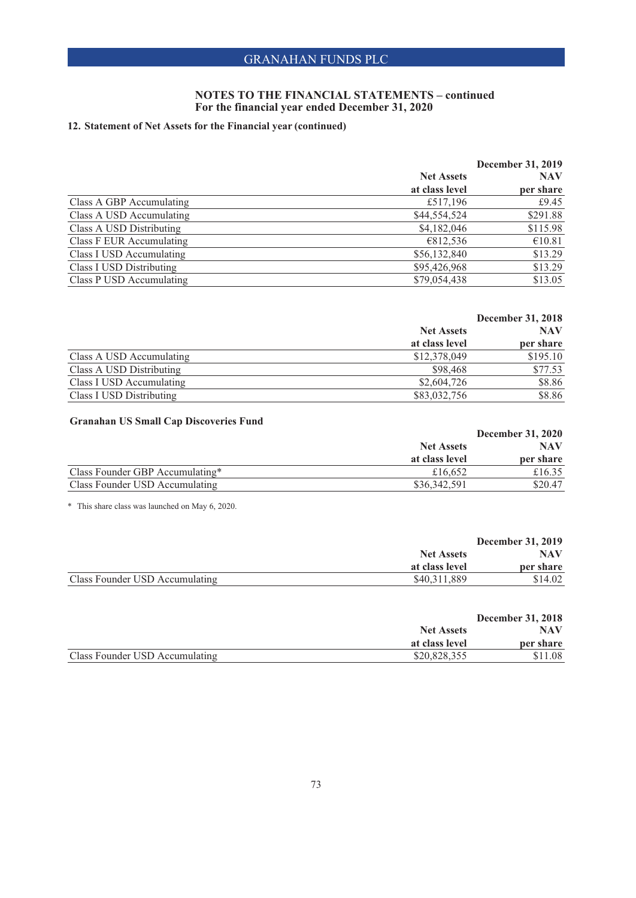## NOTES TO THE FINANCIAL STATEMENTS – continued
## For the financial year ended December 31, 2020

### 12. Statement of Net Assets for the Financial year (continued)

| | | December 31, 2019 |
|---|---|---|
| | **Net Assets at class level** | **NAV per share** |
| Class A GBP Accumulating | £517,196 | £9.45 |
| Class A USD Accumulating | $44,554,524 | $291.88 |
| Class A USD Distributing | $4,182,046 | $115.98 |
| Class F EUR Accumulating | €812,536 | €10.81 |
| Class I USD Accumulating | $56,132,840 | $13.29 |
| Class I USD Distributing | $95,426,968 | $13.29 |
| Class P USD Accumulating | $79,054,438 | $13.05 |

| | | December 31, 2018 |
|---|---|---|
| | **Net Assets at class level** | **NAV per share** |
| Class A USD Accumulating | $12,378,049 | $195.10 |
| Class A USD Distributing | $98,468 | $77.53 |
| Class I USD Accumulating | $2,604,726 | $8.86 |
| Class I USD Distributing | $83,032,756 | $8.86 |

**Granahan US Small Cap Discoveries Fund**

| | | December 31, 2020 |
|---|---|---|
| | **Net Assets at class level** | **NAV per share** |
| Class Founder GBP Accumulating* | £16,652 | £16.35 |
| Class Founder USD Accumulating | $36,342,591 | $20.47 |

\* This share class was launched on May 6, 2020.

| | | December 31, 2019 |
|---|---|---|
| | **Net Assets at class level** | **NAV per share** |
| Class Founder USD Accumulating | $40,311,889 | $14.02 |

| | | December 31, 2018 |
|---|---|---|
| | **Net Assets at class level** | **NAV per share** |
| Class Founder USD Accumulating | $20,828,355 | $11.08 |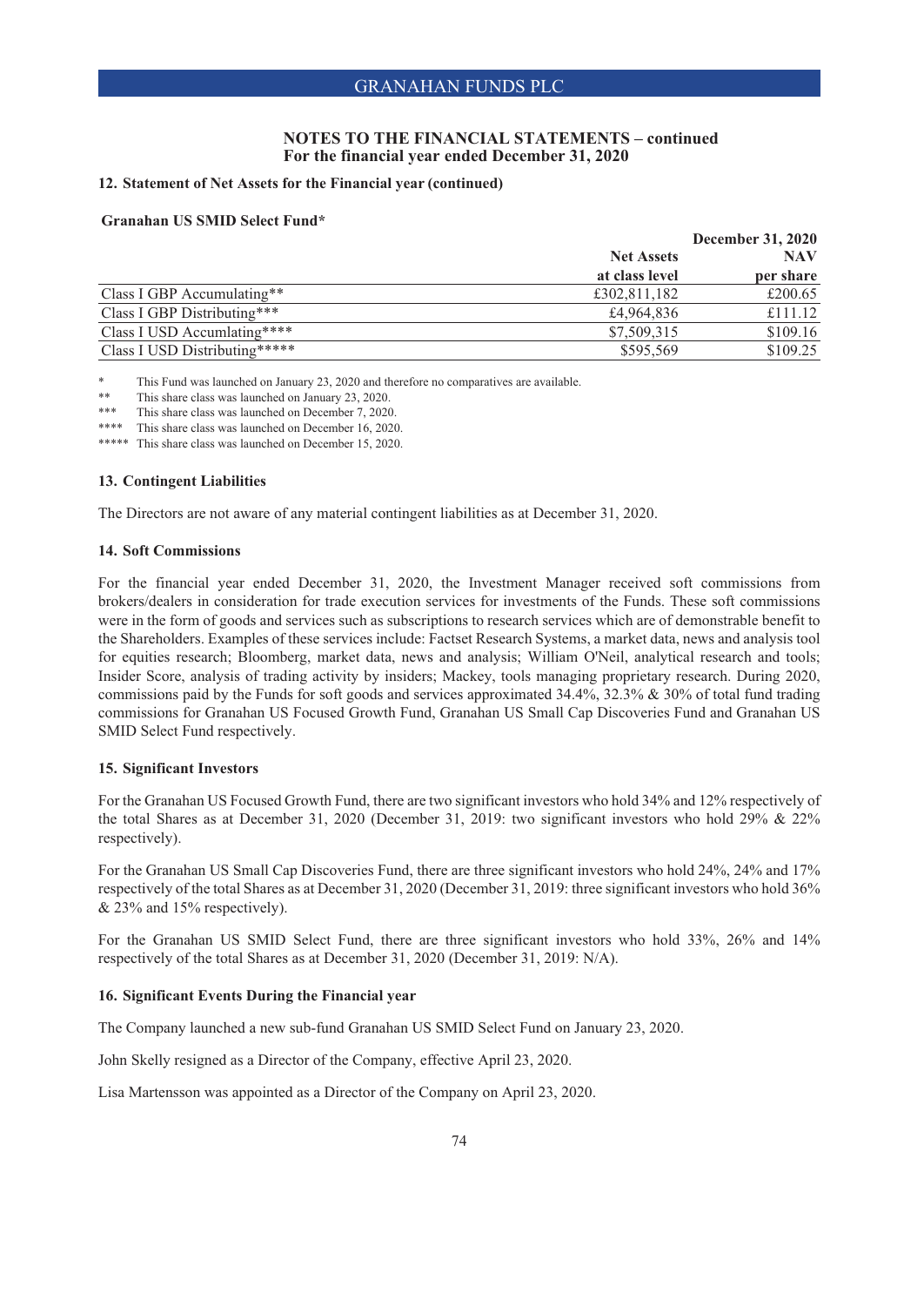## NOTES TO THE FINANCIAL STATEMENTS – continued
### For the financial year ended December 31, 2020

### 12. Statement of Net Assets for the Financial year (continued)

**Granahan US SMID Select Fund***

| | | December 31, 2020 |
|---|---|---|
| | Net Assets at class level | NAV per share |
| Class I GBP Accumulating** | £302,811,182 | £200.65 |
| Class I GBP Distributing*** | £4,964,836 | £111.12 |
| Class I USD Accumlating**** | $7,509,315 | $109.16 |
| Class I USD Distributing***** | $595,569 | $109.25 |

\* This Fund was launched on January 23, 2020 and therefore no comparatives are available.

** This share class was launched on January 23, 2020.

*** This share class was launched on December 7, 2020.

**** This share class was launched on December 16, 2020.

***** This share class was launched on December 15, 2020.

### 13. Contingent Liabilities

The Directors are not aware of any material contingent liabilities as at December 31, 2020.

### 14. Soft Commissions

For the financial year ended December 31, 2020, the Investment Manager received soft commissions from brokers/dealers in consideration for trade execution services for investments of the Funds. These soft commissions were in the form of goods and services such as subscriptions to research services which are of demonstrable benefit to the Shareholders. Examples of these services include: Factset Research Systems, a market data, news and analysis tool for equities research; Bloomberg, market data, news and analysis; William O'Neil, analytical research and tools; Insider Score, analysis of trading activity by insiders; Mackey, tools managing proprietary research. During 2020, commissions paid by the Funds for soft goods and services approximated 34.4%, 32.3% & 30% of total fund trading commissions for Granahan US Focused Growth Fund, Granahan US Small Cap Discoveries Fund and Granahan US SMID Select Fund respectively.

### 15. Significant Investors

For the Granahan US Focused Growth Fund, there are two significant investors who hold 34% and 12% respectively of the total Shares as at December 31, 2020 (December 31, 2019: two significant investors who hold 29% & 22% respectively).

For the Granahan US Small Cap Discoveries Fund, there are three significant investors who hold 24%, 24% and 17% respectively of the total Shares as at December 31, 2020 (December 31, 2019: three significant investors who hold 36% & 23% and 15% respectively).

For the Granahan US SMID Select Fund, there are three significant investors who hold 33%, 26% and 14% respectively of the total Shares as at December 31, 2020 (December 31, 2019: N/A).

### 16. Significant Events During the Financial year

The Company launched a new sub-fund Granahan US SMID Select Fund on January 23, 2020.

John Skelly resigned as a Director of the Company, effective April 23, 2020.

Lisa Martensson was appointed as a Director of the Company on April 23, 2020.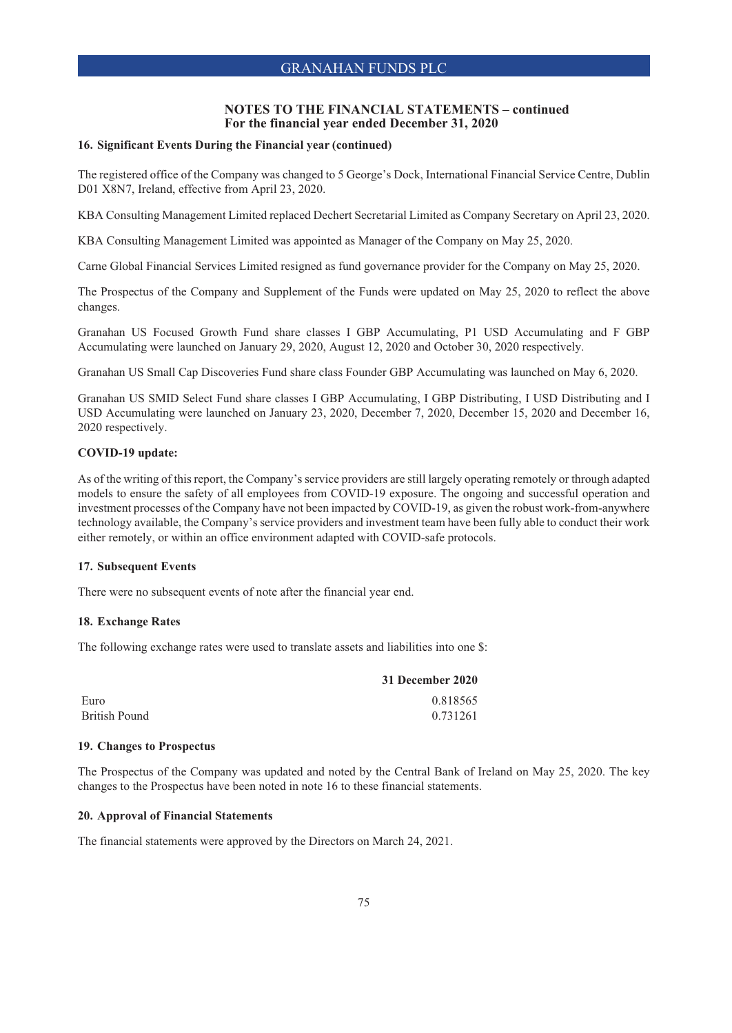## NOTES TO THE FINANCIAL STATEMENTS – continued
## For the financial year ended December 31, 2020

### 16. Significant Events During the Financial year (continued)

The registered office of the Company was changed to 5 George's Dock, International Financial Service Centre, Dublin D01 X8N7, Ireland, effective from April 23, 2020.

KBA Consulting Management Limited replaced Dechert Secretarial Limited as Company Secretary on April 23, 2020.

KBA Consulting Management Limited was appointed as Manager of the Company on May 25, 2020.

Carne Global Financial Services Limited resigned as fund governance provider for the Company on May 25, 2020.

The Prospectus of the Company and Supplement of the Funds were updated on May 25, 2020 to reflect the above changes.

Granahan US Focused Growth Fund share classes I GBP Accumulating, P1 USD Accumulating and F GBP Accumulating were launched on January 29, 2020, August 12, 2020 and October 30, 2020 respectively.

Granahan US Small Cap Discoveries Fund share class Founder GBP Accumulating was launched on May 6, 2020.

Granahan US SMID Select Fund share classes I GBP Accumulating, I GBP Distributing, I USD Distributing and I USD Accumulating were launched on January 23, 2020, December 7, 2020, December 15, 2020 and December 16, 2020 respectively.

**COVID-19 update:**

As of the writing of this report, the Company's service providers are still largely operating remotely or through adapted models to ensure the safety of all employees from COVID-19 exposure. The ongoing and successful operation and investment processes of the Company have not been impacted by COVID-19, as given the robust work-from-anywhere technology available, the Company's service providers and investment team have been fully able to conduct their work either remotely, or within an office environment adapted with COVID-safe protocols.

### 17. Subsequent Events

There were no subsequent events of note after the financial year end.

### 18. Exchange Rates

The following exchange rates were used to translate assets and liabilities into one $:

| | 31 December 2020 |
|---|---|
| Euro | 0.818565 |
| British Pound | 0.731261 |

### 19. Changes to Prospectus

The Prospectus of the Company was updated and noted by the Central Bank of Ireland on May 25, 2020. The key changes to the Prospectus have been noted in note 16 to these financial statements.

### 20. Approval of Financial Statements

The financial statements were approved by the Directors on March 24, 2021.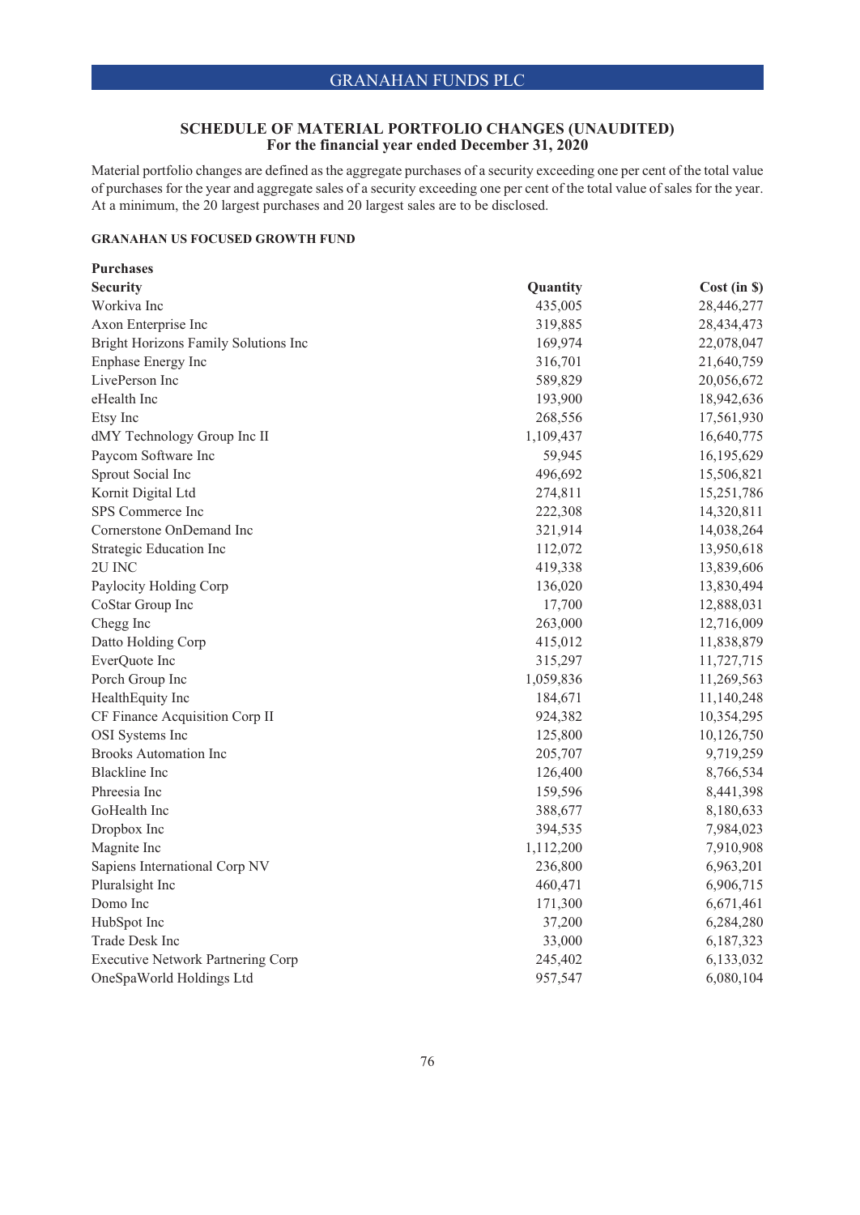## GRANAHAN FUNDS PLC

### SCHEDULE OF MATERIAL PORTFOLIO CHANGES (UNAUDITED)
### For the financial year ended December 31, 2020

Material portfolio changes are defined as the aggregate purchases of a security exceeding one per cent of the total value of purchases for the year and aggregate sales of a security exceeding one per cent of the total value of sales for the year. At a minimum, the 20 largest purchases and 20 largest sales are to be disclosed.

**GRANAHAN US FOCUSED GROWTH FUND**

**Purchases**

| Security | Quantity | Cost (in $) |
|---|---|---|
| Workiva Inc | 435,005 | 28,446,277 |
| Axon Enterprise Inc | 319,885 | 28,434,473 |
| Bright Horizons Family Solutions Inc | 169,974 | 22,078,047 |
| Enphase Energy Inc | 316,701 | 21,640,759 |
| LivePerson Inc | 589,829 | 20,056,672 |
| eHealth Inc | 193,900 | 18,942,636 |
| Etsy Inc | 268,556 | 17,561,930 |
| dMY Technology Group Inc II | 1,109,437 | 16,640,775 |
| Paycom Software Inc | 59,945 | 16,195,629 |
| Sprout Social Inc | 496,692 | 15,506,821 |
| Kornit Digital Ltd | 274,811 | 15,251,786 |
| SPS Commerce Inc | 222,308 | 14,320,811 |
| Cornerstone OnDemand Inc | 321,914 | 14,038,264 |
| Strategic Education Inc | 112,072 | 13,950,618 |
| 2U INC | 419,338 | 13,839,606 |
| Paylocity Holding Corp | 136,020 | 13,830,494 |
| CoStar Group Inc | 17,700 | 12,888,031 |
| Chegg Inc | 263,000 | 12,716,009 |
| Datto Holding Corp | 415,012 | 11,838,879 |
| EverQuote Inc | 315,297 | 11,727,715 |
| Porch Group Inc | 1,059,836 | 11,269,563 |
| HealthEquity Inc | 184,671 | 11,140,248 |
| CF Finance Acquisition Corp II | 924,382 | 10,354,295 |
| OSI Systems Inc | 125,800 | 10,126,750 |
| Brooks Automation Inc | 205,707 | 9,719,259 |
| Blackline Inc | 126,400 | 8,766,534 |
| Phreesia Inc | 159,596 | 8,441,398 |
| GoHealth Inc | 388,677 | 8,180,633 |
| Dropbox Inc | 394,535 | 7,984,023 |
| Magnite Inc | 1,112,200 | 7,910,908 |
| Sapiens International Corp NV | 236,800 | 6,963,201 |
| Pluralsight Inc | 460,471 | 6,906,715 |
| Domo Inc | 171,300 | 6,671,461 |
| HubSpot Inc | 37,200 | 6,284,280 |
| Trade Desk Inc | 33,000 | 6,187,323 |
| Executive Network Partnering Corp | 245,402 | 6,133,032 |
| OneSpaWorld Holdings Ltd | 957,547 | 6,080,104 |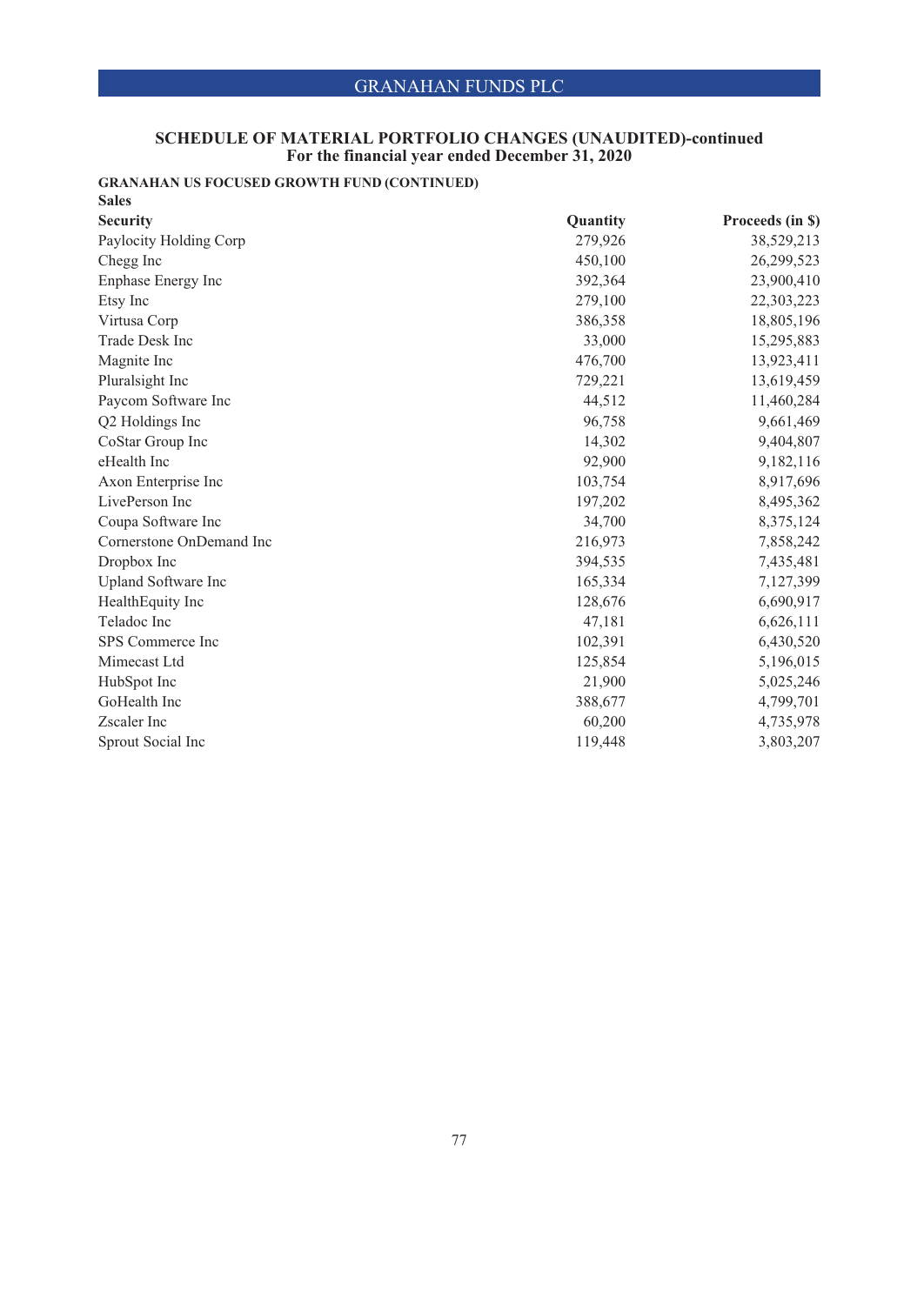## SCHEDULE OF MATERIAL PORTFOLIO CHANGES (UNAUDITED)-continued
### For the financial year ended December 31, 2020

**GRANAHAN US FOCUSED GROWTH FUND (CONTINUED)**

**Sales**

| Security | Quantity | Proceeds (in $) |
|---|---|---|
| Paylocity Holding Corp | 279,926 | 38,529,213 |
| Chegg Inc | 450,100 | 26,299,523 |
| Enphase Energy Inc | 392,364 | 23,900,410 |
| Etsy Inc | 279,100 | 22,303,223 |
| Virtusa Corp | 386,358 | 18,805,196 |
| Trade Desk Inc | 33,000 | 15,295,883 |
| Magnite Inc | 476,700 | 13,923,411 |
| Pluralsight Inc | 729,221 | 13,619,459 |
| Paycom Software Inc | 44,512 | 11,460,284 |
| Q2 Holdings Inc | 96,758 | 9,661,469 |
| CoStar Group Inc | 14,302 | 9,404,807 |
| eHealth Inc | 92,900 | 9,182,116 |
| Axon Enterprise Inc | 103,754 | 8,917,696 |
| LivePerson Inc | 197,202 | 8,495,362 |
| Coupa Software Inc | 34,700 | 8,375,124 |
| Cornerstone OnDemand Inc | 216,973 | 7,858,242 |
| Dropbox Inc | 394,535 | 7,435,481 |
| Upland Software Inc | 165,334 | 7,127,399 |
| HealthEquity Inc | 128,676 | 6,690,917 |
| Teladoc Inc | 47,181 | 6,626,111 |
| SPS Commerce Inc | 102,391 | 6,430,520 |
| Mimecast Ltd | 125,854 | 5,196,015 |
| HubSpot Inc | 21,900 | 5,025,246 |
| GoHealth Inc | 388,677 | 4,799,701 |
| Zscaler Inc | 60,200 | 4,735,978 |
| Sprout Social Inc | 119,448 | 3,803,207 |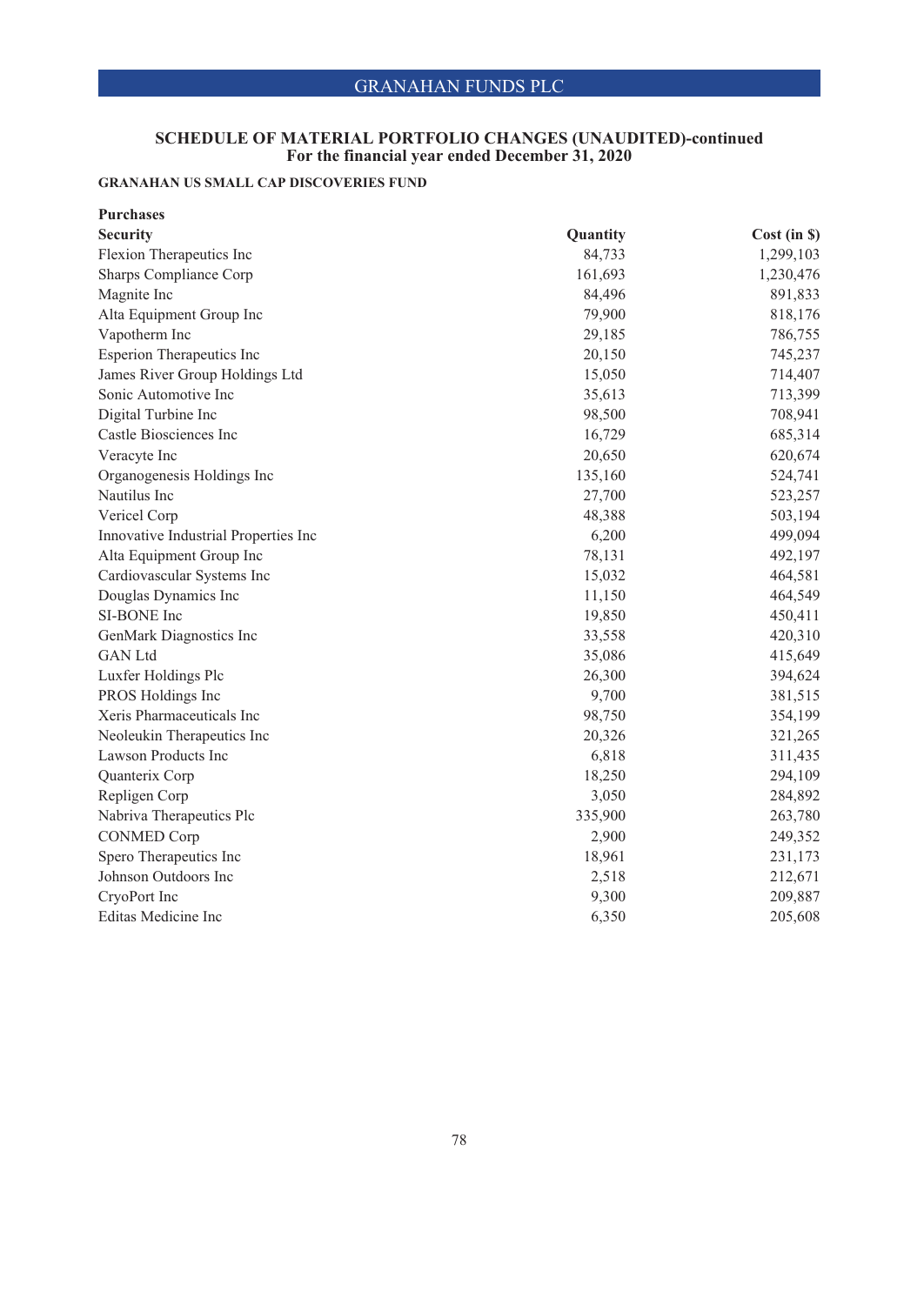## SCHEDULE OF MATERIAL PORTFOLIO CHANGES (UNAUDITED)-continued
### For the financial year ended December 31, 2020

**GRANAHAN US SMALL CAP DISCOVERIES FUND**

**Purchases**

| Security | Quantity | Cost (in $) |
|---|---|---|
| Flexion Therapeutics Inc | 84,733 | 1,299,103 |
| Sharps Compliance Corp | 161,693 | 1,230,476 |
| Magnite Inc | 84,496 | 891,833 |
| Alta Equipment Group Inc | 79,900 | 818,176 |
| Vapotherm Inc | 29,185 | 786,755 |
| Esperion Therapeutics Inc | 20,150 | 745,237 |
| James River Group Holdings Ltd | 15,050 | 714,407 |
| Sonic Automotive Inc | 35,613 | 713,399 |
| Digital Turbine Inc | 98,500 | 708,941 |
| Castle Biosciences Inc | 16,729 | 685,314 |
| Veracyte Inc | 20,650 | 620,674 |
| Organogenesis Holdings Inc | 135,160 | 524,741 |
| Nautilus Inc | 27,700 | 523,257 |
| Vericel Corp | 48,388 | 503,194 |
| Innovative Industrial Properties Inc | 6,200 | 499,094 |
| Alta Equipment Group Inc | 78,131 | 492,197 |
| Cardiovascular Systems Inc | 15,032 | 464,581 |
| Douglas Dynamics Inc | 11,150 | 464,549 |
| SI-BONE Inc | 19,850 | 450,411 |
| GenMark Diagnostics Inc | 33,558 | 420,310 |
| GAN Ltd | 35,086 | 415,649 |
| Luxfer Holdings Plc | 26,300 | 394,624 |
| PROS Holdings Inc | 9,700 | 381,515 |
| Xeris Pharmaceuticals Inc | 98,750 | 354,199 |
| Neoleukin Therapeutics Inc | 20,326 | 321,265 |
| Lawson Products Inc | 6,818 | 311,435 |
| Quanterix Corp | 18,250 | 294,109 |
| Repligen Corp | 3,050 | 284,892 |
| Nabriva Therapeutics Plc | 335,900 | 263,780 |
| CONMED Corp | 2,900 | 249,352 |
| Spero Therapeutics Inc | 18,961 | 231,173 |
| Johnson Outdoors Inc | 2,518 | 212,671 |
| CryoPort Inc | 9,300 | 209,887 |
| Editas Medicine Inc | 6,350 | 205,608 |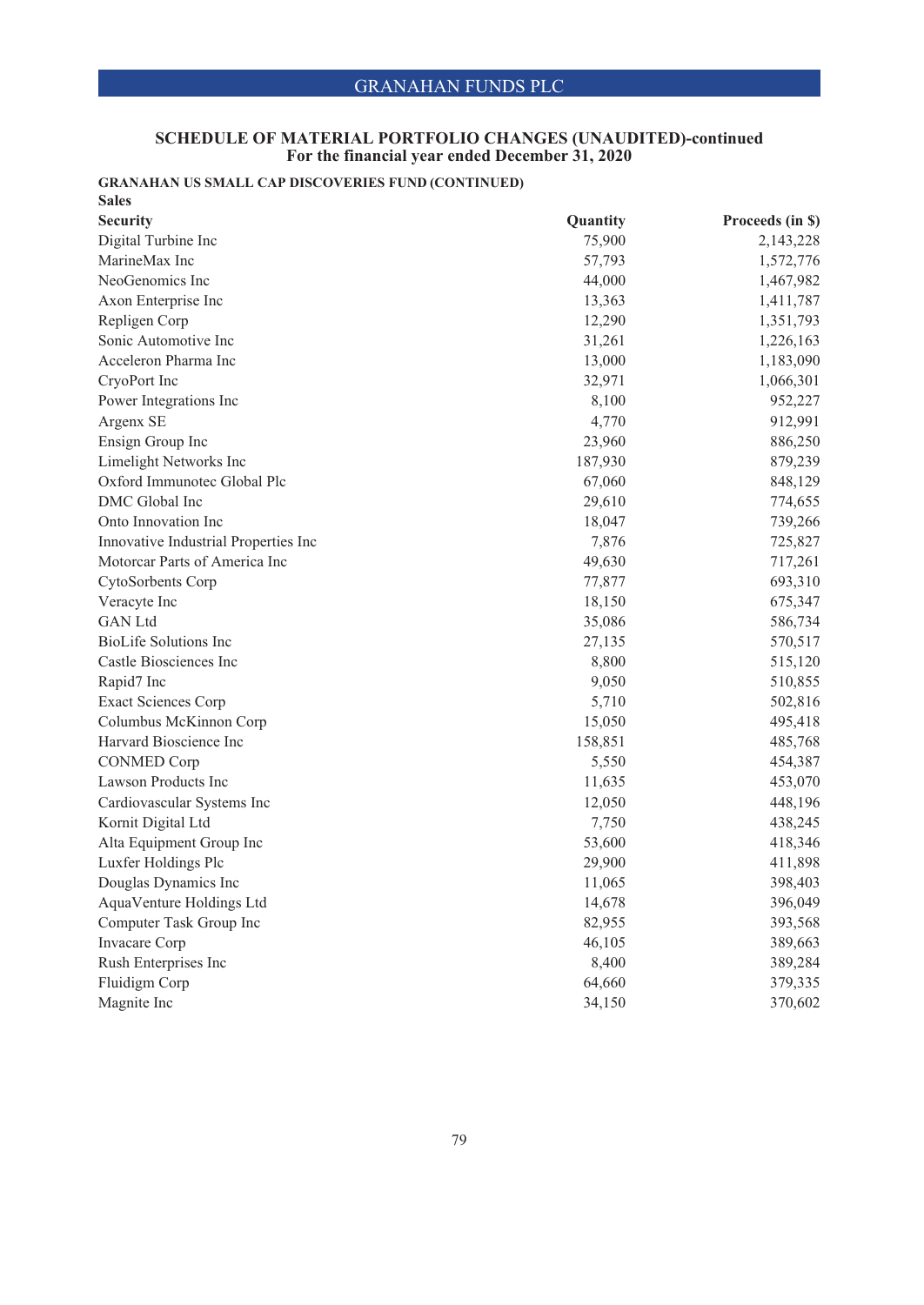## SCHEDULE OF MATERIAL PORTFOLIO CHANGES (UNAUDITED)-continued
### For the financial year ended December 31, 2020

**GRANAHAN US SMALL CAP DISCOVERIES FUND (CONTINUED)**

**Sales**

| Security | Quantity | Proceeds (in $) |
|---|---|---|
| Digital Turbine Inc | 75,900 | 2,143,228 |
| MarineMax Inc | 57,793 | 1,572,776 |
| NeoGenomics Inc | 44,000 | 1,467,982 |
| Axon Enterprise Inc | 13,363 | 1,411,787 |
| Repligen Corp | 12,290 | 1,351,793 |
| Sonic Automotive Inc | 31,261 | 1,226,163 |
| Acceleron Pharma Inc | 13,000 | 1,183,090 |
| CryoPort Inc | 32,971 | 1,066,301 |
| Power Integrations Inc | 8,100 | 952,227 |
| Argenx SE | 4,770 | 912,991 |
| Ensign Group Inc | 23,960 | 886,250 |
| Limelight Networks Inc | 187,930 | 879,239 |
| Oxford Immunotec Global Plc | 67,060 | 848,129 |
| DMC Global Inc | 29,610 | 774,655 |
| Onto Innovation Inc | 18,047 | 739,266 |
| Innovative Industrial Properties Inc | 7,876 | 725,827 |
| Motorcar Parts of America Inc | 49,630 | 717,261 |
| CytoSorbents Corp | 77,877 | 693,310 |
| Veracyte Inc | 18,150 | 675,347 |
| GAN Ltd | 35,086 | 586,734 |
| BioLife Solutions Inc | 27,135 | 570,517 |
| Castle Biosciences Inc | 8,800 | 515,120 |
| Rapid7 Inc | 9,050 | 510,855 |
| Exact Sciences Corp | 5,710 | 502,816 |
| Columbus McKinnon Corp | 15,050 | 495,418 |
| Harvard Bioscience Inc | 158,851 | 485,768 |
| CONMED Corp | 5,550 | 454,387 |
| Lawson Products Inc | 11,635 | 453,070 |
| Cardiovascular Systems Inc | 12,050 | 448,196 |
| Kornit Digital Ltd | 7,750 | 438,245 |
| Alta Equipment Group Inc | 53,600 | 418,346 |
| Luxfer Holdings Plc | 29,900 | 411,898 |
| Douglas Dynamics Inc | 11,065 | 398,403 |
| AquaVenture Holdings Ltd | 14,678 | 396,049 |
| Computer Task Group Inc | 82,955 | 393,568 |
| Invacare Corp | 46,105 | 389,663 |
| Rush Enterprises Inc | 8,400 | 389,284 |
| Fluidigm Corp | 64,660 | 379,335 |
| Magnite Inc | 34,150 | 370,602 |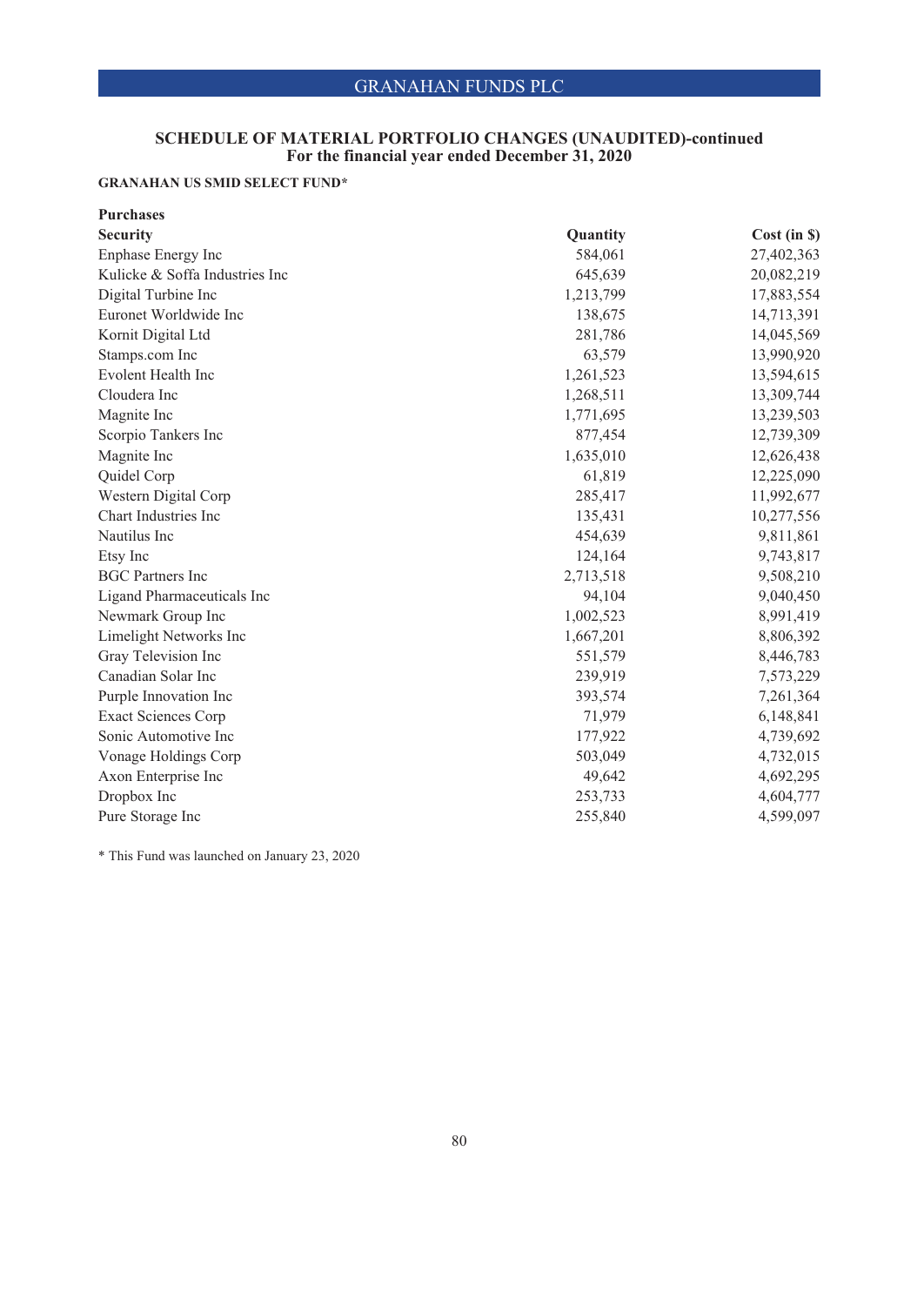GRANAHAN FUNDS PLC

## SCHEDULE OF MATERIAL PORTFOLIO CHANGES (UNAUDITED)-continued
### For the financial year ended December 31, 2020

**GRANAHAN US SMID SELECT FUND***

**Purchases**

| Security | Quantity | Cost (in $) |
|---|---|---|
| Enphase Energy Inc | 584,061 | 27,402,363 |
| Kulicke & Soffa Industries Inc | 645,639 | 20,082,219 |
| Digital Turbine Inc | 1,213,799 | 17,883,554 |
| Euronet Worldwide Inc | 138,675 | 14,713,391 |
| Kornit Digital Ltd | 281,786 | 14,045,569 |
| Stamps.com Inc | 63,579 | 13,990,920 |
| Evolent Health Inc | 1,261,523 | 13,594,615 |
| Cloudera Inc | 1,268,511 | 13,309,744 |
| Magnite Inc | 1,771,695 | 13,239,503 |
| Scorpio Tankers Inc | 877,454 | 12,739,309 |
| Magnite Inc | 1,635,010 | 12,626,438 |
| Quidel Corp | 61,819 | 12,225,090 |
| Western Digital Corp | 285,417 | 11,992,677 |
| Chart Industries Inc | 135,431 | 10,277,556 |
| Nautilus Inc | 454,639 | 9,811,861 |
| Etsy Inc | 124,164 | 9,743,817 |
| BGC Partners Inc | 2,713,518 | 9,508,210 |
| Ligand Pharmaceuticals Inc | 94,104 | 9,040,450 |
| Newmark Group Inc | 1,002,523 | 8,991,419 |
| Limelight Networks Inc | 1,667,201 | 8,806,392 |
| Gray Television Inc | 551,579 | 8,446,783 |
| Canadian Solar Inc | 239,919 | 7,573,229 |
| Purple Innovation Inc | 393,574 | 7,261,364 |
| Exact Sciences Corp | 71,979 | 6,148,841 |
| Sonic Automotive Inc | 177,922 | 4,739,692 |
| Vonage Holdings Corp | 503,049 | 4,732,015 |
| Axon Enterprise Inc | 49,642 | 4,692,295 |
| Dropbox Inc | 253,733 | 4,604,777 |
| Pure Storage Inc | 255,840 | 4,599,097 |

* This Fund was launched on January 23, 2020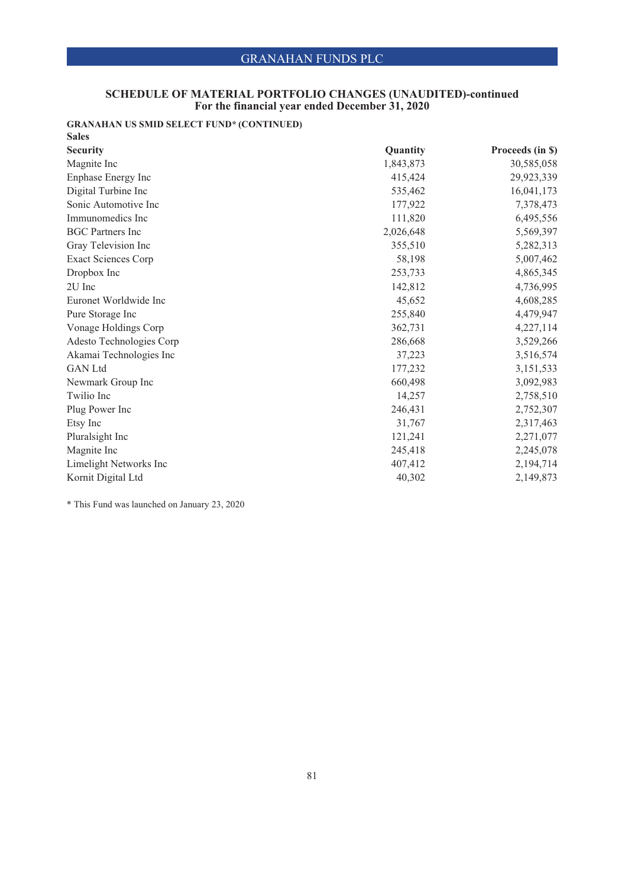# SCHEDULE OF MATERIAL PORTFOLIO CHANGES (UNAUDITED)-continued
## For the financial year ended December 31, 2020

### GRANAHAN US SMID SELECT FUND* (CONTINUED)

**Sales**

| Security | Quantity | Proceeds (in $) |
|---|---|---|
| Magnite Inc | 1,843,873 | 30,585,058 |
| Enphase Energy Inc | 415,424 | 29,923,339 |
| Digital Turbine Inc | 535,462 | 16,041,173 |
| Sonic Automotive Inc | 177,922 | 7,378,473 |
| Immunomedics Inc | 111,820 | 6,495,556 |
| BGC Partners Inc | 2,026,648 | 5,569,397 |
| Gray Television Inc | 355,510 | 5,282,313 |
| Exact Sciences Corp | 58,198 | 5,007,462 |
| Dropbox Inc | 253,733 | 4,865,345 |
| 2U Inc | 142,812 | 4,736,995 |
| Euronet Worldwide Inc | 45,652 | 4,608,285 |
| Pure Storage Inc | 255,840 | 4,479,947 |
| Vonage Holdings Corp | 362,731 | 4,227,114 |
| Adesto Technologies Corp | 286,668 | 3,529,266 |
| Akamai Technologies Inc | 37,223 | 3,516,574 |
| GAN Ltd | 177,232 | 3,151,533 |
| Newmark Group Inc | 660,498 | 3,092,983 |
| Twilio Inc | 14,257 | 2,758,510 |
| Plug Power Inc | 246,431 | 2,752,307 |
| Etsy Inc | 31,767 | 2,317,463 |
| Pluralsight Inc | 121,241 | 2,271,077 |
| Magnite Inc | 245,418 | 2,245,078 |
| Limelight Networks Inc | 407,412 | 2,194,714 |
| Kornit Digital Ltd | 40,302 | 2,149,873 |

* This Fund was launched on January 23, 2020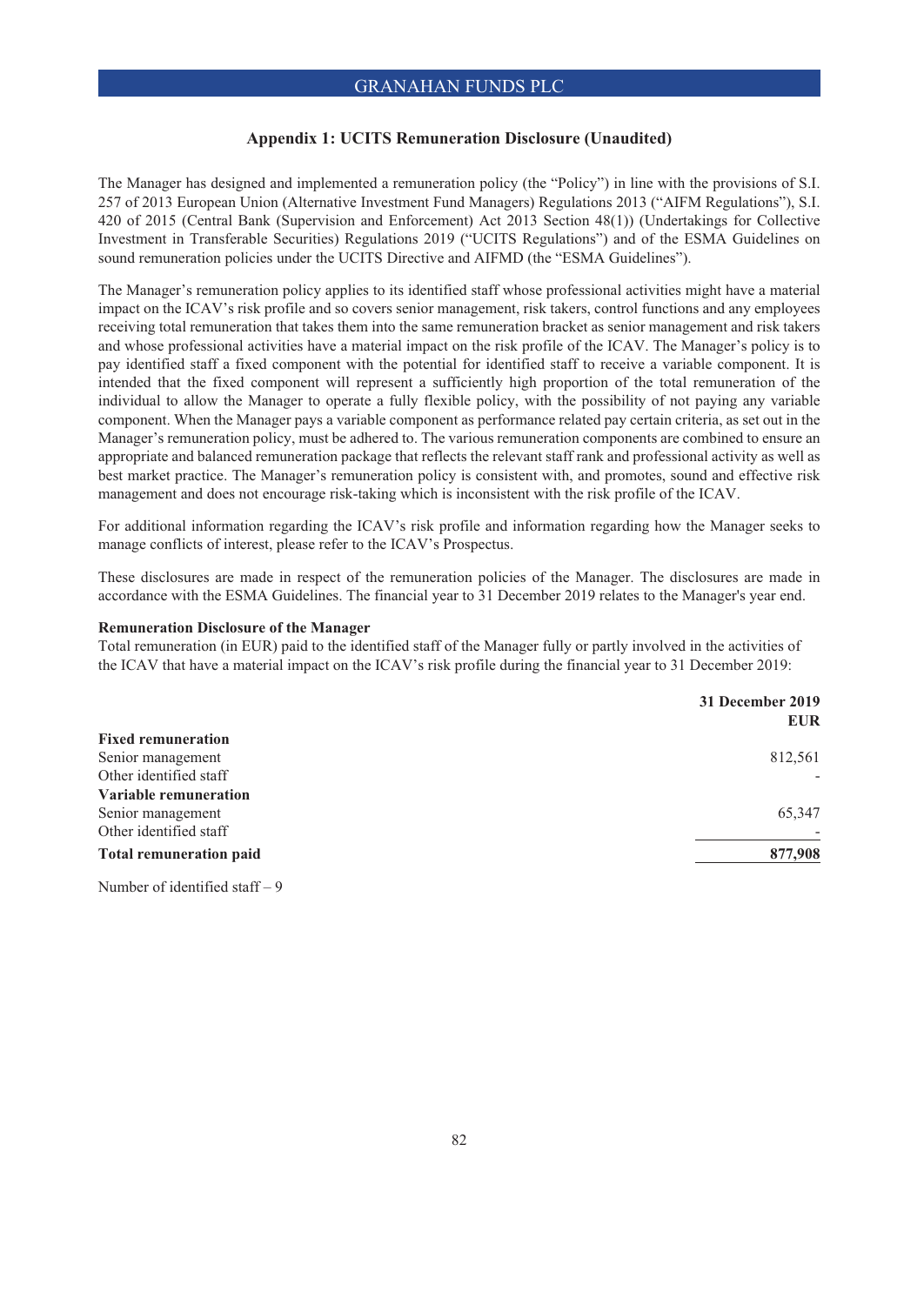## Appendix 1: UCITS Remuneration Disclosure (Unaudited)

The Manager has designed and implemented a remuneration policy (the "Policy") in line with the provisions of S.I. 257 of 2013 European Union (Alternative Investment Fund Managers) Regulations 2013 ("AIFM Regulations"), S.I. 420 of 2015 (Central Bank (Supervision and Enforcement) Act 2013 Section 48(1)) (Undertakings for Collective Investment in Transferable Securities) Regulations 2019 ("UCITS Regulations") and of the ESMA Guidelines on sound remuneration policies under the UCITS Directive and AIFMD (the "ESMA Guidelines").

The Manager's remuneration policy applies to its identified staff whose professional activities might have a material impact on the ICAV's risk profile and so covers senior management, risk takers, control functions and any employees receiving total remuneration that takes them into the same remuneration bracket as senior management and risk takers and whose professional activities have a material impact on the risk profile of the ICAV. The Manager's policy is to pay identified staff a fixed component with the potential for identified staff to receive a variable component. It is intended that the fixed component will represent a sufficiently high proportion of the total remuneration of the individual to allow the Manager to operate a fully flexible policy, with the possibility of not paying any variable component. When the Manager pays a variable component as performance related pay certain criteria, as set out in the Manager's remuneration policy, must be adhered to. The various remuneration components are combined to ensure an appropriate and balanced remuneration package that reflects the relevant staff rank and professional activity as well as best market practice. The Manager's remuneration policy is consistent with, and promotes, sound and effective risk management and does not encourage risk-taking which is inconsistent with the risk profile of the ICAV.

For additional information regarding the ICAV's risk profile and information regarding how the Manager seeks to manage conflicts of interest, please refer to the ICAV's Prospectus.

These disclosures are made in respect of the remuneration policies of the Manager. The disclosures are made in accordance with the ESMA Guidelines. The financial year to 31 December 2019 relates to the Manager's year end.

**Remuneration Disclosure of the Manager**

Total remuneration (in EUR) paid to the identified staff of the Manager fully or partly involved in the activities of the ICAV that have a material impact on the ICAV's risk profile during the financial year to 31 December 2019:

| | 31 December 2019 EUR |
|---|---|
| **Fixed remuneration** | |
| Senior management | 812,561 |
| Other identified staff | - |
| **Variable remuneration** | |
| Senior management | 65,347 |
| Other identified staff | - |
| **Total remuneration paid** | **877,908** |

Number of identified staff – 9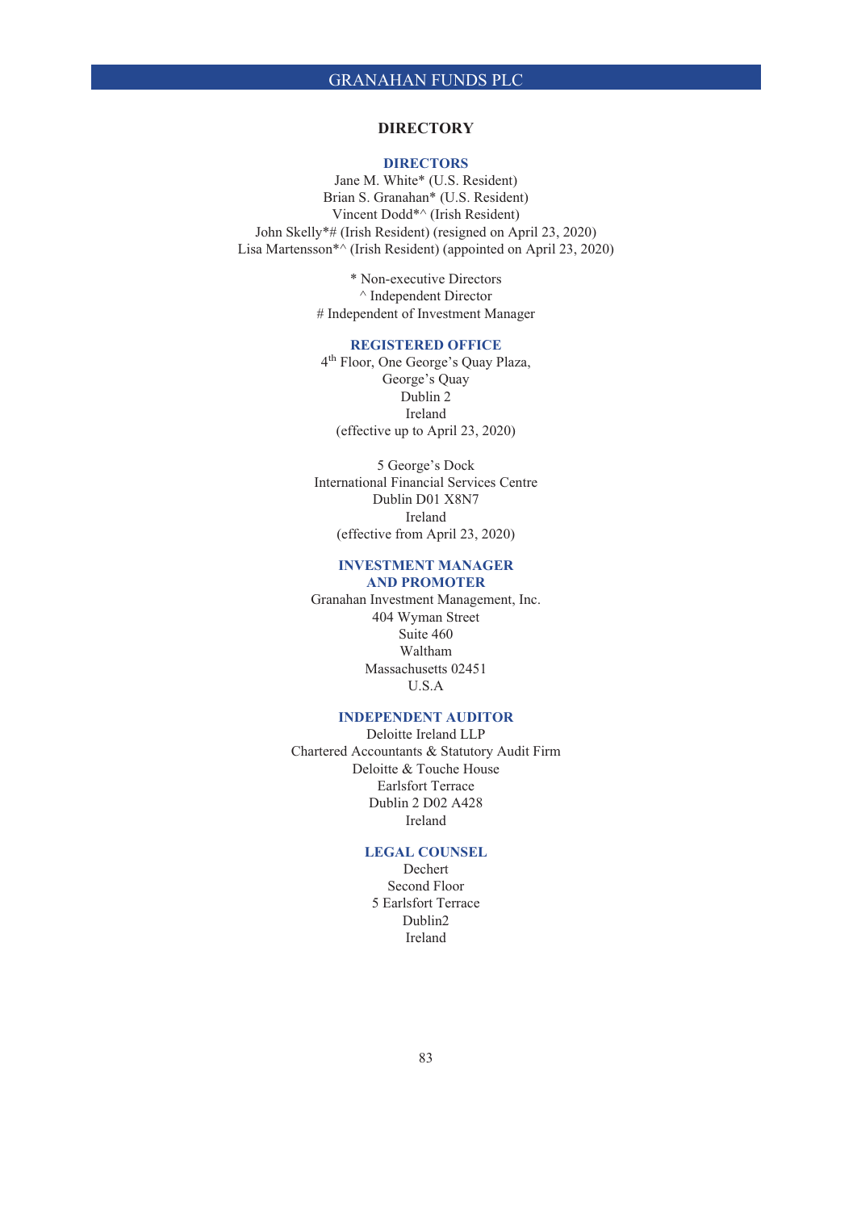## DIRECTORY

### DIRECTORS

Jane M. White* (U.S. Resident)
Brian S. Granahan* (U.S. Resident)
Vincent Dodd*^ (Irish Resident)
John Skelly*# (Irish Resident) (resigned on April 23, 2020)
Lisa Martensson*^ (Irish Resident) (appointed on April 23, 2020)

\* Non-executive Directors
^ Independent Director
\# Independent of Investment Manager

### REGISTERED OFFICE

4th Floor, One George's Quay Plaza,
George's Quay
Dublin 2
Ireland
(effective up to April 23, 2020)

5 George's Dock
International Financial Services Centre
Dublin D01 X8N7
Ireland
(effective from April 23, 2020)

### INVESTMENT MANAGER AND PROMOTER

Granahan Investment Management, Inc.
404 Wyman Street
Suite 460
Waltham
Massachusetts 02451
U.S.A

### INDEPENDENT AUDITOR

Deloitte Ireland LLP
Chartered Accountants & Statutory Audit Firm
Deloitte & Touche House
Earlsfort Terrace
Dublin 2 D02 A428
Ireland

### LEGAL COUNSEL

Dechert
Second Floor
5 Earlsfort Terrace
Dublin2
Ireland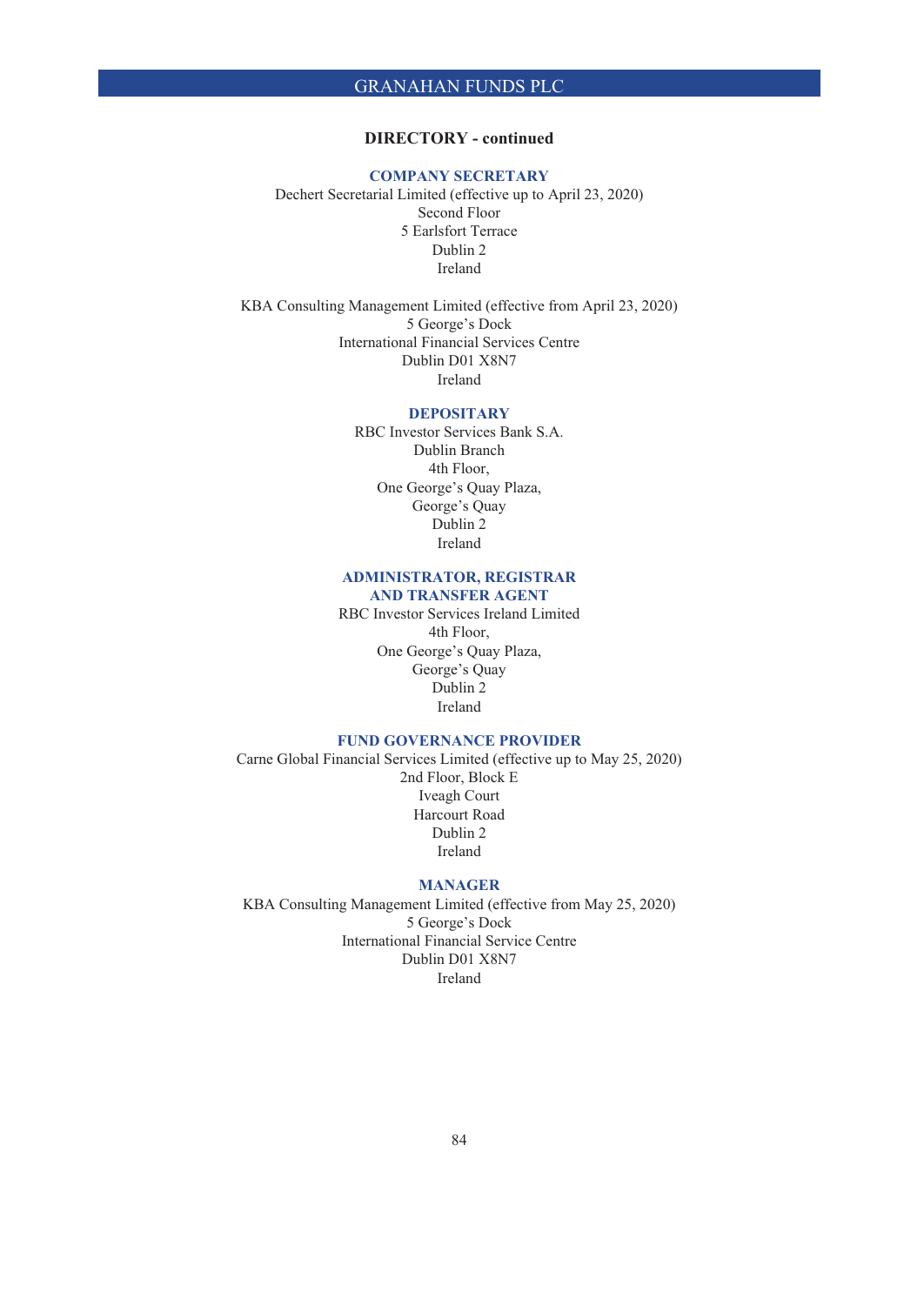## DIRECTORY - continued

### COMPANY SECRETARY

Dechert Secretarial Limited (effective up to April 23, 2020)
Second Floor
5 Earlsfort Terrace
Dublin 2
Ireland

KBA Consulting Management Limited (effective from April 23, 2020)
5 George's Dock
International Financial Services Centre
Dublin D01 X8N7
Ireland

### DEPOSITARY

RBC Investor Services Bank S.A.
Dublin Branch
4th Floor,
One George's Quay Plaza,
George's Quay
Dublin 2
Ireland

### ADMINISTRATOR, REGISTRAR AND TRANSFER AGENT

RBC Investor Services Ireland Limited
4th Floor,
One George's Quay Plaza,
George's Quay
Dublin 2
Ireland

### FUND GOVERNANCE PROVIDER

Carne Global Financial Services Limited (effective up to May 25, 2020)
2nd Floor, Block E
Iveagh Court
Harcourt Road
Dublin 2
Ireland

### MANAGER

KBA Consulting Management Limited (effective from May 25, 2020)
5 George's Dock
International Financial Service Centre
Dublin D01 X8N7
Ireland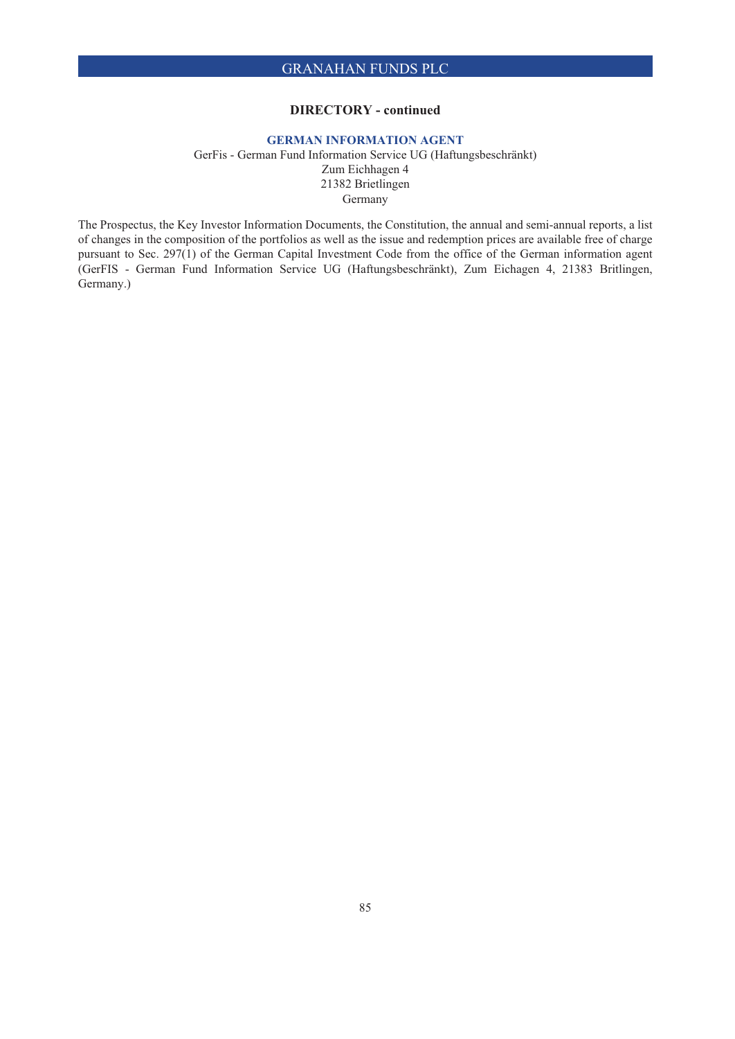## DIRECTORY - continued

### GERMAN INFORMATION AGENT

GerFis - German Fund Information Service UG (Haftungsbeschränkt)
Zum Eichhagen 4
21382 Brietlingen
Germany

The Prospectus, the Key Investor Information Documents, the Constitution, the annual and semi-annual reports, a list of changes in the composition of the portfolios as well as the issue and redemption prices are available free of charge pursuant to Sec. 297(1) of the German Capital Investment Code from the office of the German information agent (GerFIS - German Fund Information Service UG (Haftungsbeschränkt), Zum Eichagen 4, 21383 Britlingen, Germany.)